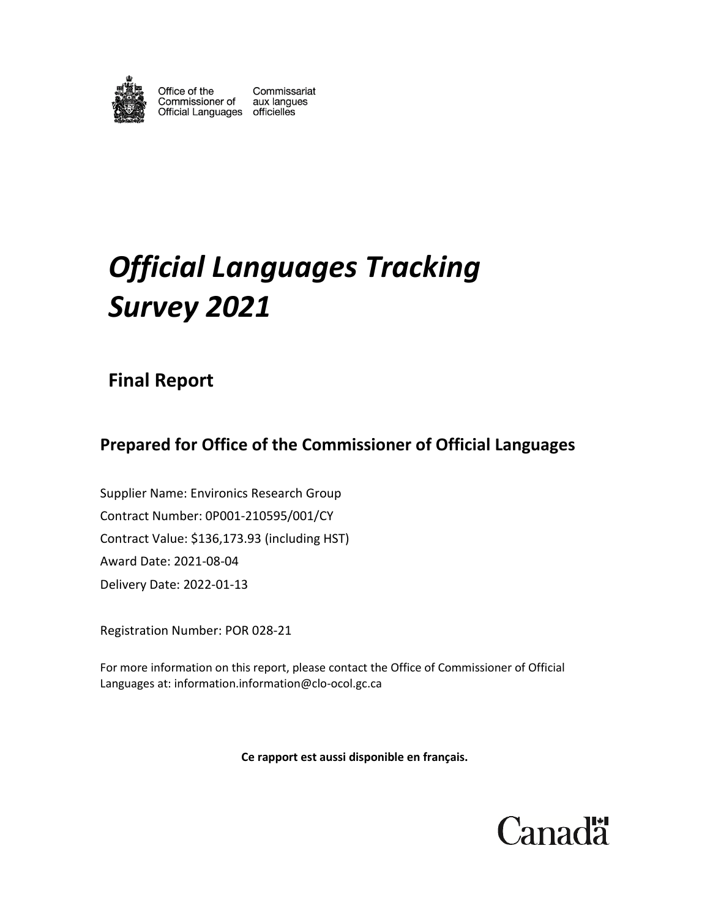Office of the Commissioner of Official Languages | Commissariat aux langues officielles

# *Official Languages Tracking Survey 2021*

## Final Report

### Prepared for Office of the Commissioner of Official Languages

Supplier Name: Environics Research Group

Contract Number: 0P001-210595/001/CY

Contract Value: $136,173.93 (including HST)

Award Date: 2021-08-04

Delivery Date: 2022-01-13

Registration Number: POR 028-21

For more information on this report, please contact the Office of Commissioner of Official Languages at: information.information@clo-ocol.gc.ca

**Ce rapport est aussi disponible en français.**

Canada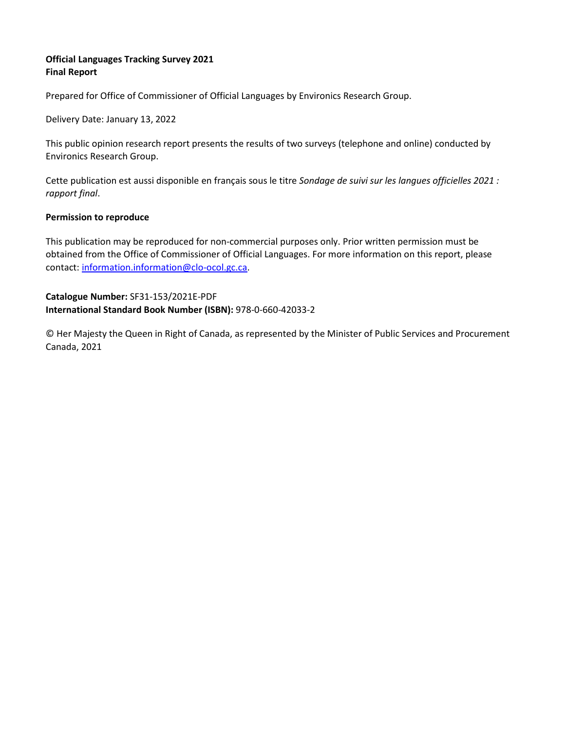**Official Languages Tracking Survey 2021**
**Final Report**

Prepared for Office of Commissioner of Official Languages by Environics Research Group.

Delivery Date: January 13, 2022

This public opinion research report presents the results of two surveys (telephone and online) conducted by Environics Research Group.

Cette publication est aussi disponible en français sous le titre *Sondage de suivi sur les langues officielles 2021 : rapport final*.

**Permission to reproduce**

This publication may be reproduced for non-commercial purposes only. Prior written permission must be obtained from the Office of Commissioner of Official Languages. For more information on this report, please contact: information.information@clo-ocol.gc.ca.

**Catalogue Number:** SF31-153/2021E-PDF
**International Standard Book Number (ISBN):** 978-0-660-42033-2

© Her Majesty the Queen in Right of Canada, as represented by the Minister of Public Services and Procurement Canada, 2021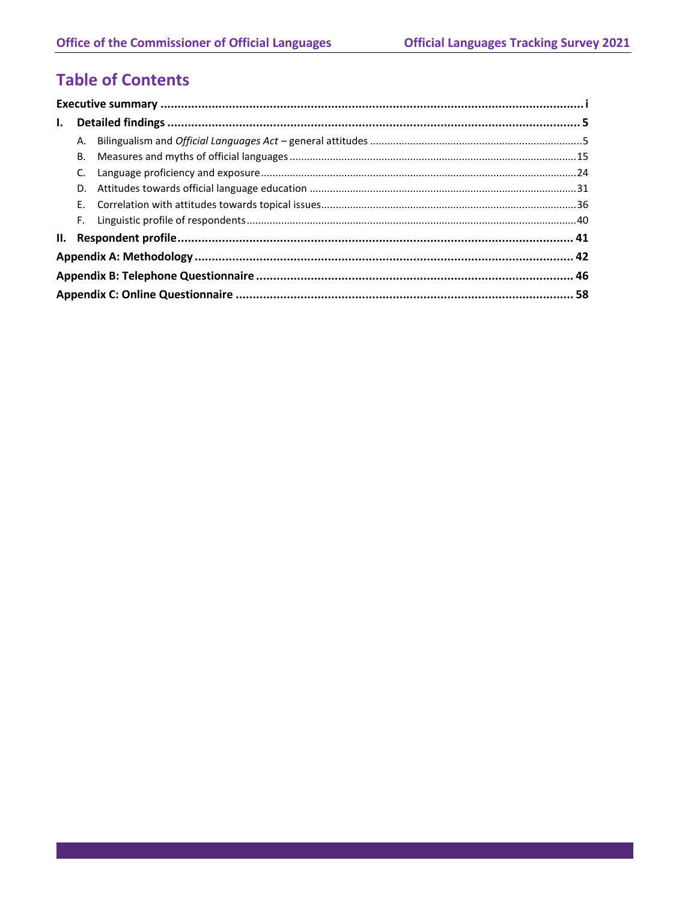# Table of Contents

**Executive summary** .......... **i**

**I. Detailed findings** .......... **5**

- A. Bilingualism and *Official Languages Act* – general attitudes .......... 5
- B. Measures and myths of official languages .......... 15
- C. Language proficiency and exposure .......... 24
- D. Attitudes towards official language education .......... 31
- E. Correlation with attitudes towards topical issues .......... 36
- F. Linguistic profile of respondents .......... 40

**II. Respondent profile** .......... **41**

**Appendix A: Methodology** .......... **42**

**Appendix B: Telephone Questionnaire** .......... **46**

**Appendix C: Online Questionnaire** .......... **58**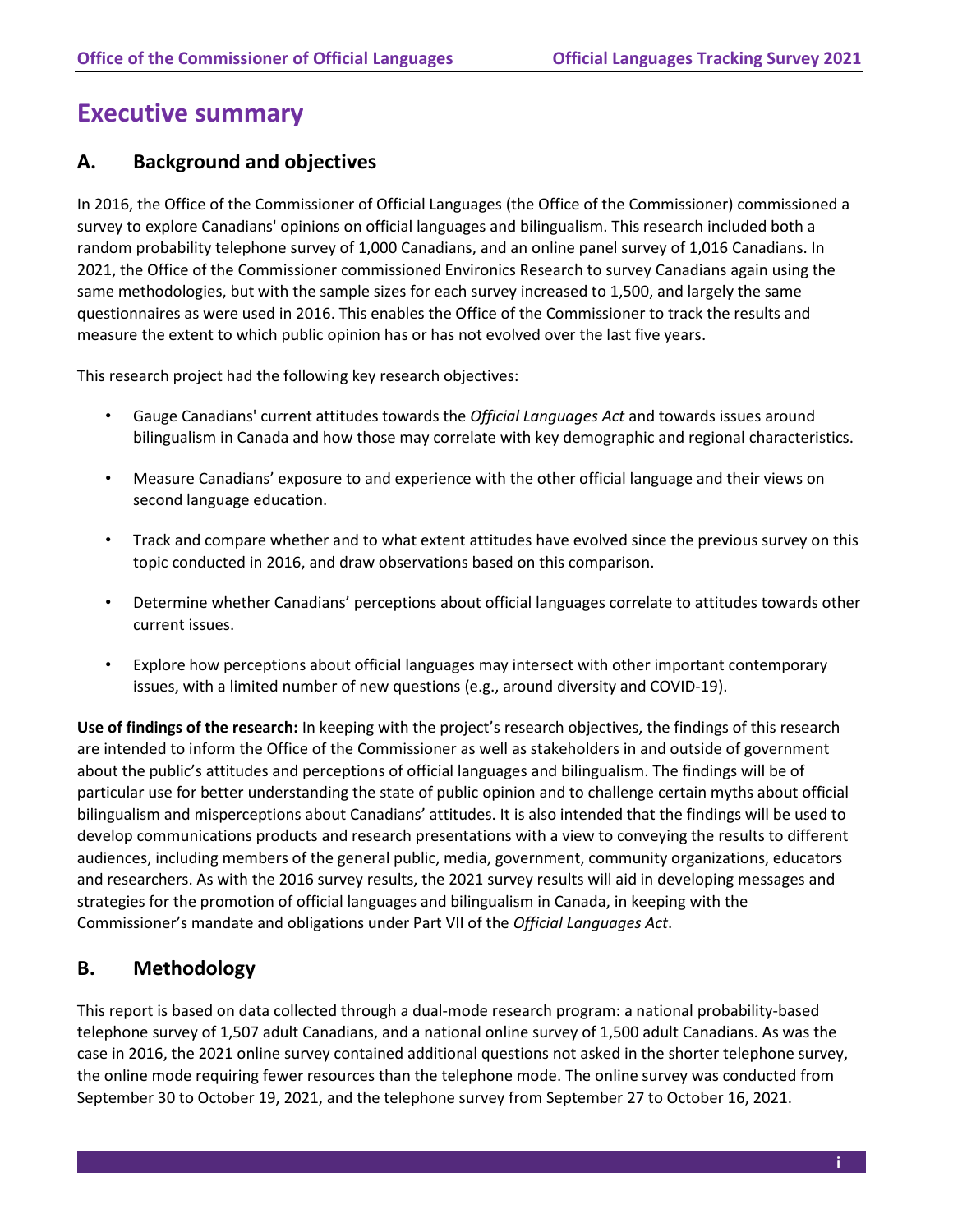# Executive summary

## A. Background and objectives

In 2016, the Office of the Commissioner of Official Languages (the Office of the Commissioner) commissioned a survey to explore Canadians' opinions on official languages and bilingualism. This research included both a random probability telephone survey of 1,000 Canadians, and an online panel survey of 1,016 Canadians. In 2021, the Office of the Commissioner commissioned Environics Research to survey Canadians again using the same methodologies, but with the sample sizes for each survey increased to 1,500, and largely the same questionnaires as were used in 2016. This enables the Office of the Commissioner to track the results and measure the extent to which public opinion has or has not evolved over the last five years.

This research project had the following key research objectives:

- Gauge Canadians' current attitudes towards the *Official Languages Act* and towards issues around bilingualism in Canada and how those may correlate with key demographic and regional characteristics.
- Measure Canadians' exposure to and experience with the other official language and their views on second language education.
- Track and compare whether and to what extent attitudes have evolved since the previous survey on this topic conducted in 2016, and draw observations based on this comparison.
- Determine whether Canadians' perceptions about official languages correlate to attitudes towards other current issues.
- Explore how perceptions about official languages may intersect with other important contemporary issues, with a limited number of new questions (e.g., around diversity and COVID-19).

**Use of findings of the research:** In keeping with the project's research objectives, the findings of this research are intended to inform the Office of the Commissioner as well as stakeholders in and outside of government about the public's attitudes and perceptions of official languages and bilingualism. The findings will be of particular use for better understanding the state of public opinion and to challenge certain myths about official bilingualism and misperceptions about Canadians' attitudes. It is also intended that the findings will be used to develop communications products and research presentations with a view to conveying the results to different audiences, including members of the general public, media, government, community organizations, educators and researchers. As with the 2016 survey results, the 2021 survey results will aid in developing messages and strategies for the promotion of official languages and bilingualism in Canada, in keeping with the Commissioner's mandate and obligations under Part VII of the *Official Languages Act*.

## B. Methodology

This report is based on data collected through a dual-mode research program: a national probability-based telephone survey of 1,507 adult Canadians, and a national online survey of 1,500 adult Canadians. As was the case in 2016, the 2021 online survey contained additional questions not asked in the shorter telephone survey, the online mode requiring fewer resources than the telephone mode. The online survey was conducted from September 30 to October 19, 2021, and the telephone survey from September 27 to October 16, 2021.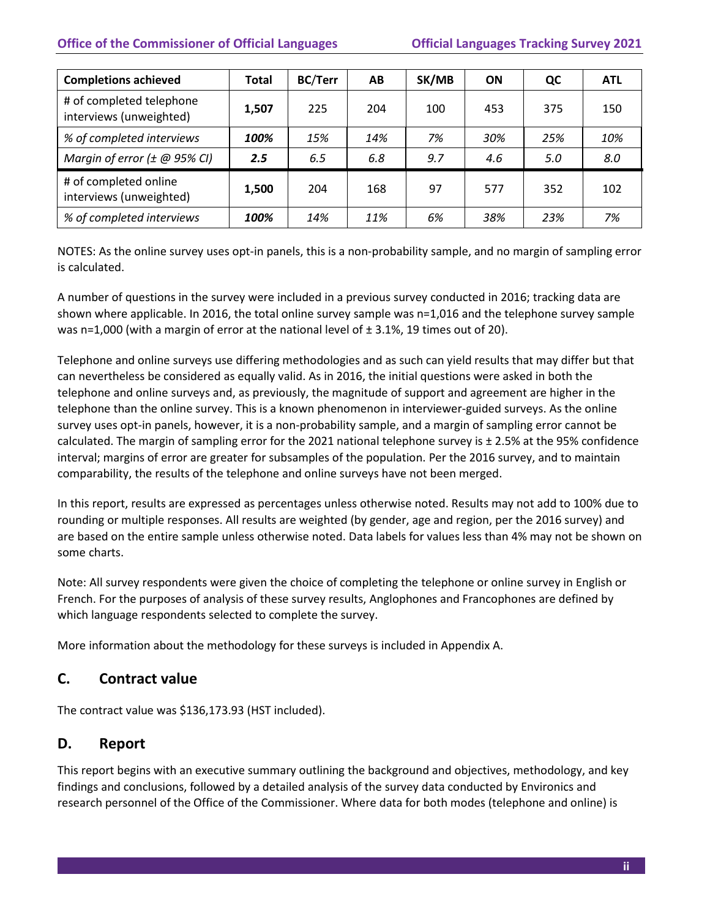| Completions achieved | Total | BC/Terr | AB | SK/MB | ON | QC | ATL |
|---|---|---|---|---|---|---|---|
| # of completed telephone interviews (unweighted) | **1,507** | 225 | 204 | 100 | 453 | 375 | 150 |
| *% of completed interviews* | ***100%*** | *15%* | *14%* | *7%* | *30%* | *25%* | *10%* |
| *Margin of error (± @ 95% CI)* | ***2.5*** | *6.5* | *6.8* | *9.7* | *4.6* | *5.0* | *8.0* |
| # of completed online interviews (unweighted) | **1,500** | 204 | 168 | 97 | 577 | 352 | 102 |
| *% of completed interviews* | ***100%*** | *14%* | *11%* | *6%* | *38%* | *23%* | *7%* |

NOTES: As the online survey uses opt-in panels, this is a non-probability sample, and no margin of sampling error is calculated.

A number of questions in the survey were included in a previous survey conducted in 2016; tracking data are shown where applicable. In 2016, the total online survey sample was n=1,016 and the telephone survey sample was n=1,000 (with a margin of error at the national level of ± 3.1%, 19 times out of 20).

Telephone and online surveys use differing methodologies and as such can yield results that may differ but that can nevertheless be considered as equally valid. As in 2016, the initial questions were asked in both the telephone and online surveys and, as previously, the magnitude of support and agreement are higher in the telephone than the online survey. This is a known phenomenon in interviewer-guided surveys. As the online survey uses opt-in panels, however, it is a non-probability sample, and a margin of sampling error cannot be calculated. The margin of sampling error for the 2021 national telephone survey is ± 2.5% at the 95% confidence interval; margins of error are greater for subsamples of the population. Per the 2016 survey, and to maintain comparability, the results of the telephone and online surveys have not been merged.

In this report, results are expressed as percentages unless otherwise noted. Results may not add to 100% due to rounding or multiple responses. All results are weighted (by gender, age and region, per the 2016 survey) and are based on the entire sample unless otherwise noted. Data labels for values less than 4% may not be shown on some charts.

Note: All survey respondents were given the choice of completing the telephone or online survey in English or French. For the purposes of analysis of these survey results, Anglophones and Francophones are defined by which language respondents selected to complete the survey.

More information about the methodology for these surveys is included in Appendix A.

## C. Contract value

The contract value was $136,173.93 (HST included).

## D. Report

This report begins with an executive summary outlining the background and objectives, methodology, and key findings and conclusions, followed by a detailed analysis of the survey data conducted by Environics and research personnel of the Office of the Commissioner. Where data for both modes (telephone and online) is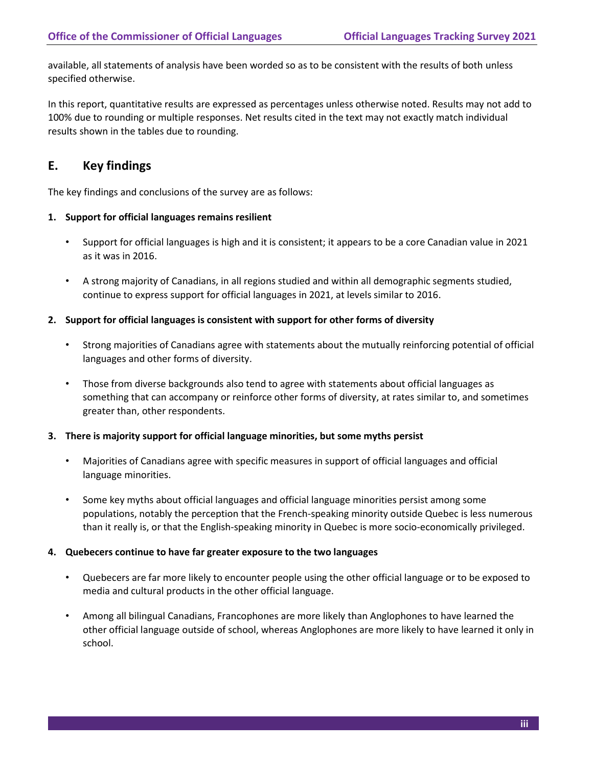available, all statements of analysis have been worded so as to be consistent with the results of both unless specified otherwise.

In this report, quantitative results are expressed as percentages unless otherwise noted. Results may not add to 100% due to rounding or multiple responses. Net results cited in the text may not exactly match individual results shown in the tables due to rounding.

## E. Key findings

The key findings and conclusions of the survey are as follows:

**1. Support for official languages remains resilient**

- Support for official languages is high and it is consistent; it appears to be a core Canadian value in 2021 as it was in 2016.
- A strong majority of Canadians, in all regions studied and within all demographic segments studied, continue to express support for official languages in 2021, at levels similar to 2016.

**2. Support for official languages is consistent with support for other forms of diversity**

- Strong majorities of Canadians agree with statements about the mutually reinforcing potential of official languages and other forms of diversity.
- Those from diverse backgrounds also tend to agree with statements about official languages as something that can accompany or reinforce other forms of diversity, at rates similar to, and sometimes greater than, other respondents.

**3. There is majority support for official language minorities, but some myths persist**

- Majorities of Canadians agree with specific measures in support of official languages and official language minorities.
- Some key myths about official languages and official language minorities persist among some populations, notably the perception that the French-speaking minority outside Quebec is less numerous than it really is, or that the English-speaking minority in Quebec is more socio-economically privileged.

**4. Quebecers continue to have far greater exposure to the two languages**

- Quebecers are far more likely to encounter people using the other official language or to be exposed to media and cultural products in the other official language.
- Among all bilingual Canadians, Francophones are more likely than Anglophones to have learned the other official language outside of school, whereas Anglophones are more likely to have learned it only in school.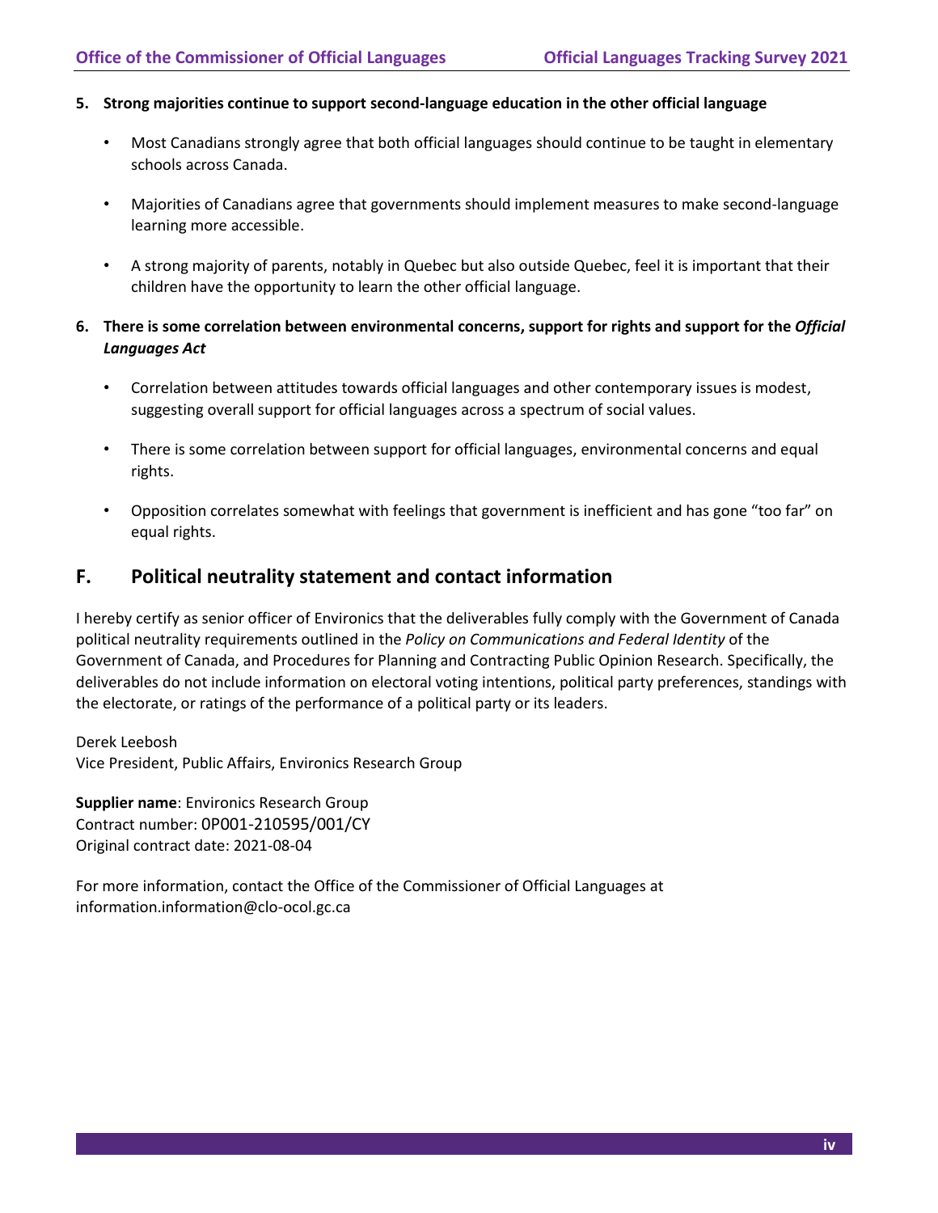5. **Strong majorities continue to support second-language education in the other official language**

   - Most Canadians strongly agree that both official languages should continue to be taught in elementary schools across Canada.
   - Majorities of Canadians agree that governments should implement measures to make second-language learning more accessible.
   - A strong majority of parents, notably in Quebec but also outside Quebec, feel it is important that their children have the opportunity to learn the other official language.

6. **There is some correlation between environmental concerns, support for rights and support for the *Official Languages Act***

   - Correlation between attitudes towards official languages and other contemporary issues is modest, suggesting overall support for official languages across a spectrum of social values.
   - There is some correlation between support for official languages, environmental concerns and equal rights.
   - Opposition correlates somewhat with feelings that government is inefficient and has gone "too far" on equal rights.

## F. Political neutrality statement and contact information

I hereby certify as senior officer of Environics that the deliverables fully comply with the Government of Canada political neutrality requirements outlined in the *Policy on Communications and Federal Identity* of the Government of Canada, and Procedures for Planning and Contracting Public Opinion Research. Specifically, the deliverables do not include information on electoral voting intentions, political party preferences, standings with the electorate, or ratings of the performance of a political party or its leaders.

Derek Leebosh
Vice President, Public Affairs, Environics Research Group

**Supplier name**: Environics Research Group
Contract number: 0P001-210595/001/CY
Original contract date: 2021-08-04

For more information, contact the Office of the Commissioner of Official Languages at information.information@clo-ocol.gc.ca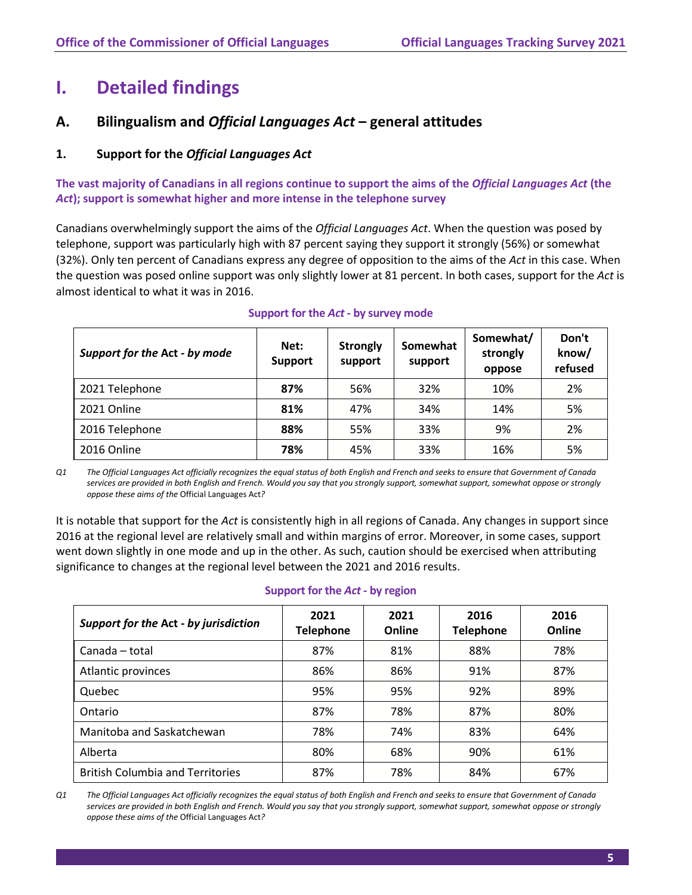# I. Detailed findings

## A. Bilingualism and *Official Languages Act* – general attitudes

### 1. Support for the *Official Languages Act*

**The vast majority of Canadians in all regions continue to support the aims of the *Official Languages Act* (the *Act*); support is somewhat higher and more intense in the telephone survey**

Canadians overwhelmingly support the aims of the *Official Languages Act*. When the question was posed by telephone, support was particularly high with 87 percent saying they support it strongly (56%) or somewhat (32%). Only ten percent of Canadians express any degree of opposition to the aims of the *Act* in this case. When the question was posed online support was only slightly lower at 81 percent. In both cases, support for the *Act* is almost identical to what it was in 2016.

**Support for the *Act* - by survey mode**

| *Support for the* **Act** *- by mode* | Net: Support | Strongly support | Somewhat support | Somewhat/ strongly oppose | Don't know/ refused |
|---|---|---|---|---|---|
| 2021 Telephone | **87%** | 56% | 32% | 10% | 2% |
| 2021 Online | **81%** | 47% | 34% | 14% | 5% |
| 2016 Telephone | **88%** | 55% | 33% | 9% | 2% |
| 2016 Online | **78%** | 45% | 33% | 16% | 5% |

*Q1 The Official Languages Act officially recognizes the equal status of both English and French and seeks to ensure that Government of Canada services are provided in both English and French. Would you say that you strongly support, somewhat support, somewhat oppose or strongly oppose these aims of the* Official Languages Act*?*

It is notable that support for the *Act* is consistently high in all regions of Canada. Any changes in support since 2016 at the regional level are relatively small and within margins of error. Moreover, in some cases, support went down slightly in one mode and up in the other. As such, caution should be exercised when attributing significance to changes at the regional level between the 2021 and 2016 results.

**Support for the *Act* - by region**

| *Support for the* **Act** *- by jurisdiction* | 2021 Telephone | 2021 Online | 2016 Telephone | 2016 Online |
|---|---|---|---|---|
| Canada – total | 87% | 81% | 88% | 78% |
| Atlantic provinces | 86% | 86% | 91% | 87% |
| Quebec | 95% | 95% | 92% | 89% |
| Ontario | 87% | 78% | 87% | 80% |
| Manitoba and Saskatchewan | 78% | 74% | 83% | 64% |
| Alberta | 80% | 68% | 90% | 61% |
| British Columbia and Territories | 87% | 78% | 84% | 67% |

*Q1 The Official Languages Act officially recognizes the equal status of both English and French and seeks to ensure that Government of Canada services are provided in both English and French. Would you say that you strongly support, somewhat support, somewhat oppose or strongly oppose these aims of the* Official Languages Act*?*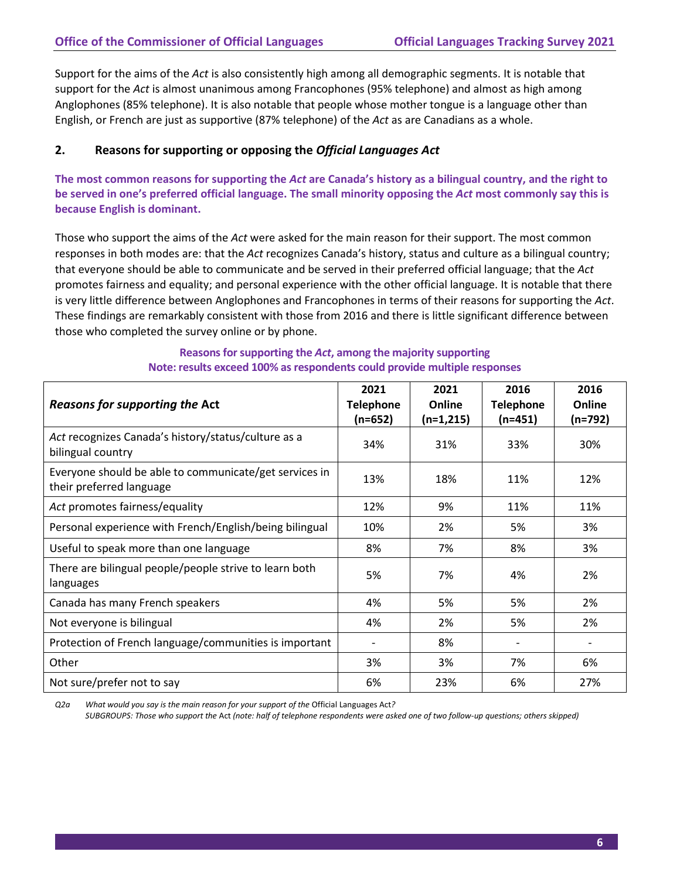Support for the aims of the *Act* is also consistently high among all demographic segments. It is notable that support for the *Act* is almost unanimous among Francophones (95% telephone) and almost as high among Anglophones (85% telephone). It is also notable that people whose mother tongue is a language other than English, or French are just as supportive (87% telephone) of the *Act* as are Canadians as a whole.

## 2. Reasons for supporting or opposing the *Official Languages Act*

**The most common reasons for supporting the *Act* are Canada's history as a bilingual country, and the right to be served in one's preferred official language. The small minority opposing the *Act* most commonly say this is because English is dominant.**

Those who support the aims of the *Act* were asked for the main reason for their support. The most common responses in both modes are: that the *Act* recognizes Canada's history, status and culture as a bilingual country; that everyone should be able to communicate and be served in their preferred official language; that the *Act* promotes fairness and equality; and personal experience with the other official language. It is notable that there is very little difference between Anglophones and Francophones in terms of their reasons for supporting the *Act*. These findings are remarkably consistent with those from 2016 and there is little significant difference between those who completed the survey online or by phone.

**Reasons for supporting the *Act*, among the majority supporting**
**Note: results exceed 100% as respondents could provide multiple responses**

| *Reasons for supporting the* Act | 2021 Telephone (n=652) | 2021 Online (n=1,215) | 2016 Telephone (n=451) | 2016 Online (n=792) |
|---|---|---|---|---|
| *Act* recognizes Canada's history/status/culture as a bilingual country | 34% | 31% | 33% | 30% |
| Everyone should be able to communicate/get services in their preferred language | 13% | 18% | 11% | 12% |
| *Act* promotes fairness/equality | 12% | 9% | 11% | 11% |
| Personal experience with French/English/being bilingual | 10% | 2% | 5% | 3% |
| Useful to speak more than one language | 8% | 7% | 8% | 3% |
| There are bilingual people/people strive to learn both languages | 5% | 7% | 4% | 2% |
| Canada has many French speakers | 4% | 5% | 5% | 2% |
| Not everyone is bilingual | 4% | 2% | 5% | 2% |
| Protection of French language/communities is important | - | 8% | - | - |
| Other | 3% | 3% | 7% | 6% |
| Not sure/prefer not to say | 6% | 23% | 6% | 27% |

*Q2a What would you say is the main reason for your support of the* Official Languages Act*?*
*SUBGROUPS: Those who support the* Act *(note: half of telephone respondents were asked one of two follow-up questions; others skipped)*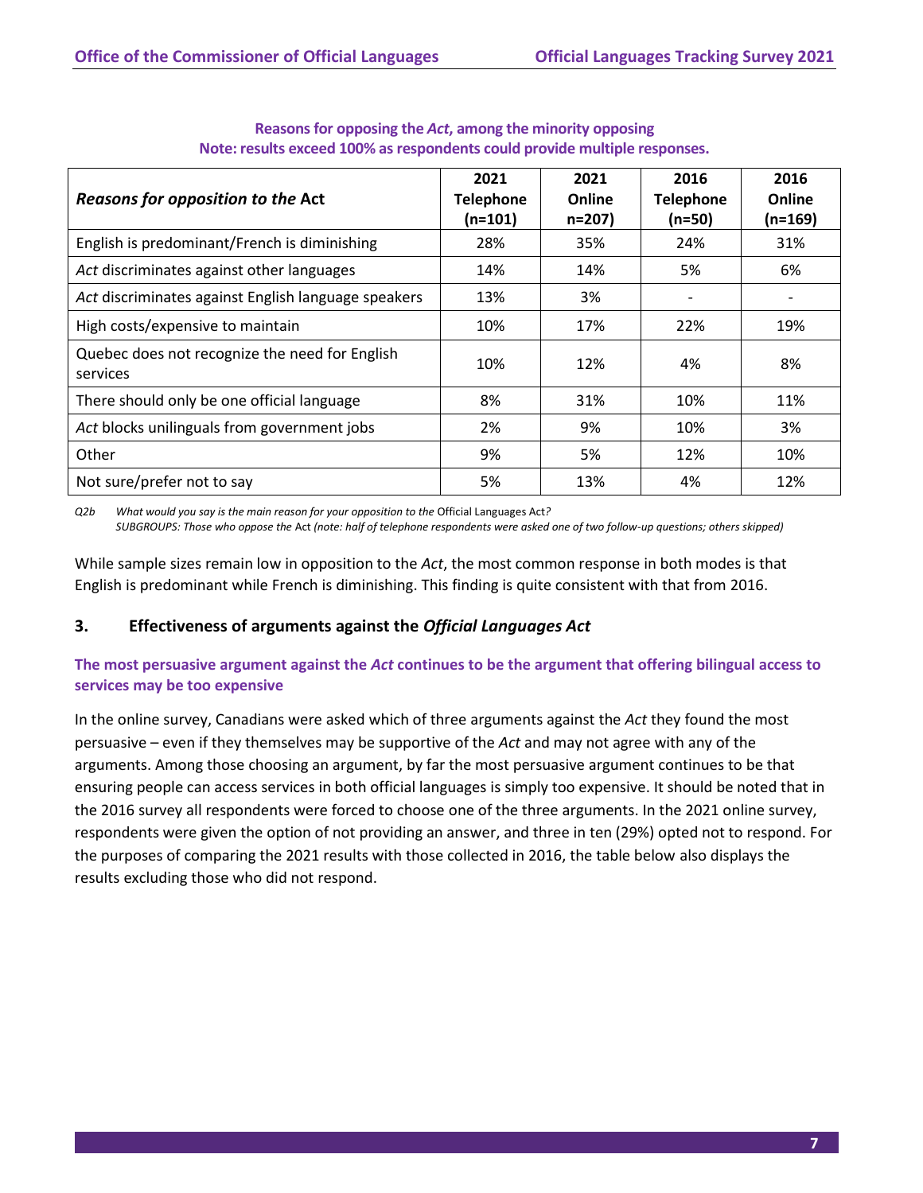**Reasons for opposing the *Act*, among the minority opposing**
**Note: results exceed 100% as respondents could provide multiple responses.**

| *Reasons for opposition to the* Act | 2021 Telephone (n=101) | 2021 Online n=207) | 2016 Telephone (n=50) | 2016 Online (n=169) |
|---|---|---|---|---|
| English is predominant/French is diminishing | 28% | 35% | 24% | 31% |
| *Act* discriminates against other languages | 14% | 14% | 5% | 6% |
| *Act* discriminates against English language speakers | 13% | 3% | - | - |
| High costs/expensive to maintain | 10% | 17% | 22% | 19% |
| Quebec does not recognize the need for English services | 10% | 12% | 4% | 8% |
| There should only be one official language | 8% | 31% | 10% | 11% |
| *Act* blocks unilinguals from government jobs | 2% | 9% | 10% | 3% |
| Other | 9% | 5% | 12% | 10% |
| Not sure/prefer not to say | 5% | 13% | 4% | 12% |

*Q2b What would you say is the main reason for your opposition to the* Official Languages Act*?*
*SUBGROUPS: Those who oppose the* Act *(note: half of telephone respondents were asked one of two follow-up questions; others skipped)*

While sample sizes remain low in opposition to the *Act*, the most common response in both modes is that English is predominant while French is diminishing. This finding is quite consistent with that from 2016.

## 3. Effectiveness of arguments against the *Official Languages Act*

### The most persuasive argument against the *Act* continues to be the argument that offering bilingual access to services may be too expensive

In the online survey, Canadians were asked which of three arguments against the *Act* they found the most persuasive – even if they themselves may be supportive of the *Act* and may not agree with any of the arguments. Among those choosing an argument, by far the most persuasive argument continues to be that ensuring people can access services in both official languages is simply too expensive. It should be noted that in the 2016 survey all respondents were forced to choose one of the three arguments. In the 2021 online survey, respondents were given the option of not providing an answer, and three in ten (29%) opted not to respond. For the purposes of comparing the 2021 results with those collected in 2016, the table below also displays the results excluding those who did not respond.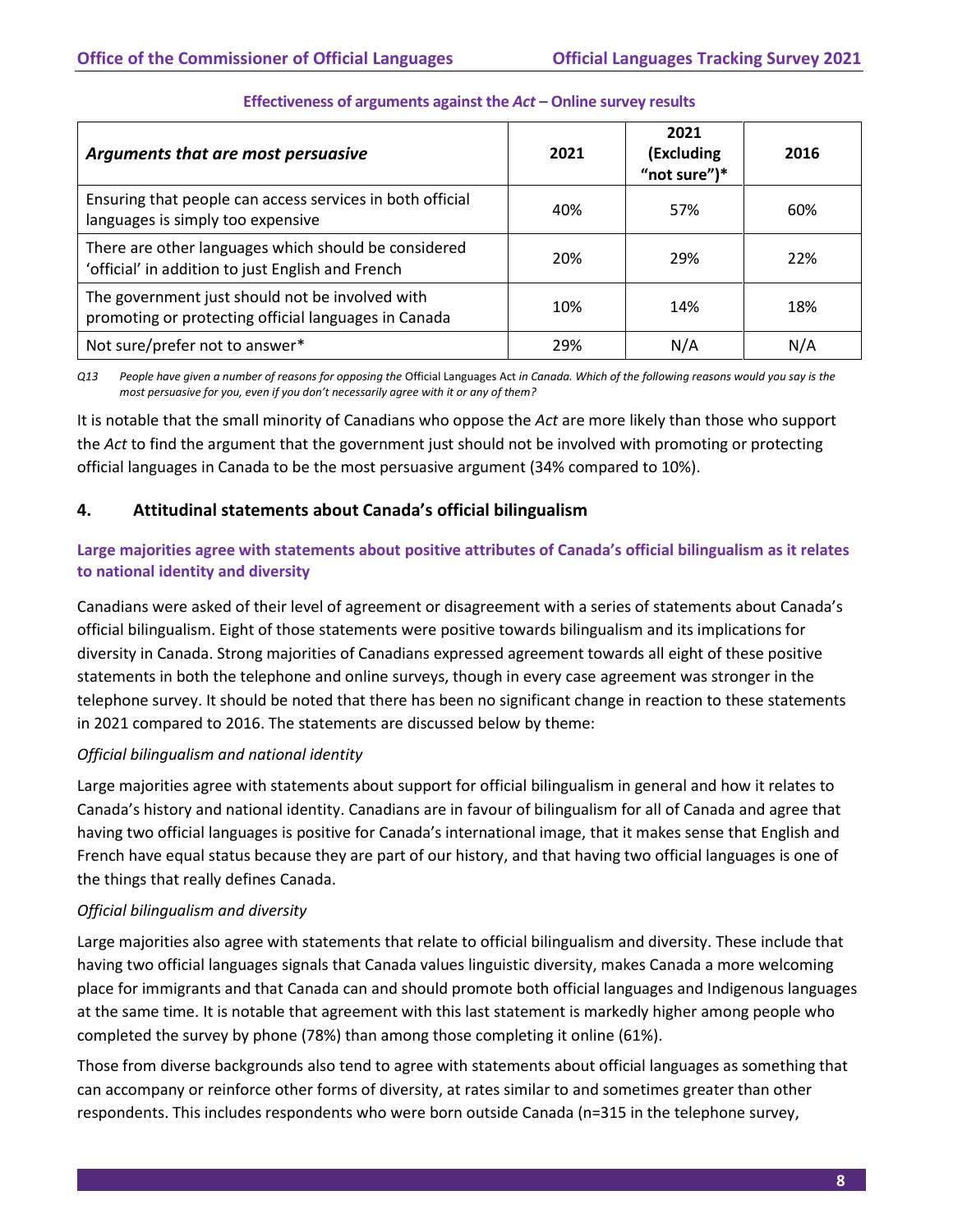**Effectiveness of arguments against the *Act* – Online survey results**

| *Arguments that are most persuasive* | 2021 | 2021 (Excluding "not sure")* | 2016 |
|---|---|---|---|
| Ensuring that people can access services in both official languages is simply too expensive | 40% | 57% | 60% |
| There are other languages which should be considered 'official' in addition to just English and French | 20% | 29% | 22% |
| The government just should not be involved with promoting or protecting official languages in Canada | 10% | 14% | 18% |
| Not sure/prefer not to answer* | 29% | N/A | N/A |

*Q13 People have given a number of reasons for opposing the* Official Languages Act *in Canada. Which of the following reasons would you say is the most persuasive for you, even if you don't necessarily agree with it or any of them?*

It is notable that the small minority of Canadians who oppose the *Act* are more likely than those who support the *Act* to find the argument that the government just should not be involved with promoting or protecting official languages in Canada to be the most persuasive argument (34% compared to 10%).

## 4. Attitudinal statements about Canada's official bilingualism

### Large majorities agree with statements about positive attributes of Canada's official bilingualism as it relates to national identity and diversity

Canadians were asked of their level of agreement or disagreement with a series of statements about Canada's official bilingualism. Eight of those statements were positive towards bilingualism and its implications for diversity in Canada. Strong majorities of Canadians expressed agreement towards all eight of these positive statements in both the telephone and online surveys, though in every case agreement was stronger in the telephone survey. It should be noted that there has been no significant change in reaction to these statements in 2021 compared to 2016. The statements are discussed below by theme:

*Official bilingualism and national identity*

Large majorities agree with statements about support for official bilingualism in general and how it relates to Canada's history and national identity. Canadians are in favour of bilingualism for all of Canada and agree that having two official languages is positive for Canada's international image, that it makes sense that English and French have equal status because they are part of our history, and that having two official languages is one of the things that really defines Canada.

*Official bilingualism and diversity*

Large majorities also agree with statements that relate to official bilingualism and diversity. These include that having two official languages signals that Canada values linguistic diversity, makes Canada a more welcoming place for immigrants and that Canada can and should promote both official languages and Indigenous languages at the same time. It is notable that agreement with this last statement is markedly higher among people who completed the survey by phone (78%) than among those completing it online (61%).

Those from diverse backgrounds also tend to agree with statements about official languages as something that can accompany or reinforce other forms of diversity, at rates similar to and sometimes greater than other respondents. This includes respondents who were born outside Canada (n=315 in the telephone survey,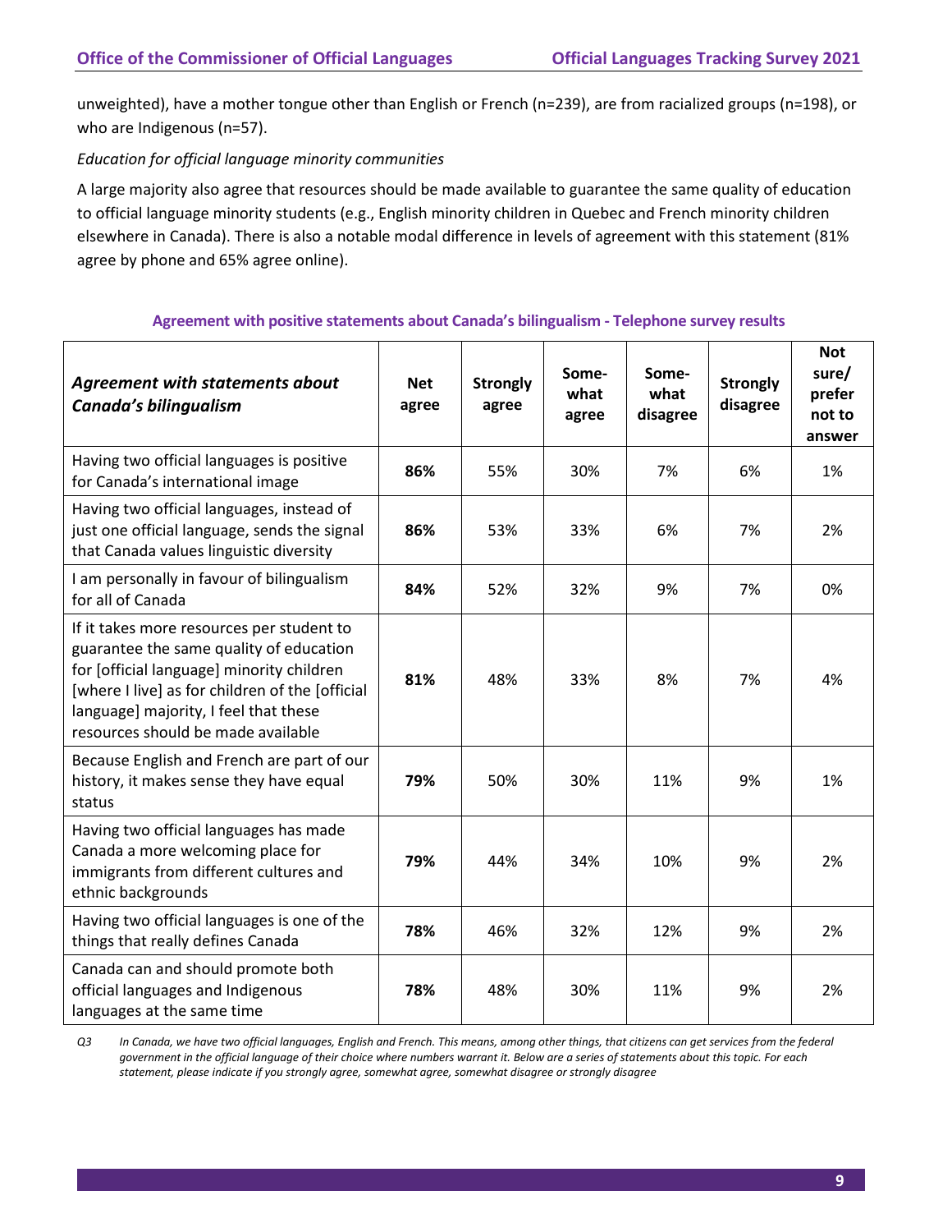unweighted), have a mother tongue other than English or French (n=239), are from racialized groups (n=198), or who are Indigenous (n=57).

*Education for official language minority communities*

A large majority also agree that resources should be made available to guarantee the same quality of education to official language minority students (e.g., English minority children in Quebec and French minority children elsewhere in Canada). There is also a notable modal difference in levels of agreement with this statement (81% agree by phone and 65% agree online).

**Agreement with positive statements about Canada's bilingualism - Telephone survey results**

| ***Agreement with statements about Canada's bilingualism*** | **Net agree** | **Strongly agree** | **Some-what agree** | **Some-what disagree** | **Strongly disagree** | **Not sure/ prefer not to answer** |
|---|---|---|---|---|---|---|
| Having two official languages is positive for Canada's international image | **86%** | 55% | 30% | 7% | 6% | 1% |
| Having two official languages, instead of just one official language, sends the signal that Canada values linguistic diversity | **86%** | 53% | 33% | 6% | 7% | 2% |
| I am personally in favour of bilingualism for all of Canada | **84%** | 52% | 32% | 9% | 7% | 0% |
| If it takes more resources per student to guarantee the same quality of education for [official language] minority children [where I live] as for children of the [official language] majority, I feel that these resources should be made available | **81%** | 48% | 33% | 8% | 7% | 4% |
| Because English and French are part of our history, it makes sense they have equal status | **79%** | 50% | 30% | 11% | 9% | 1% |
| Having two official languages has made Canada a more welcoming place for immigrants from different cultures and ethnic backgrounds | **79%** | 44% | 34% | 10% | 9% | 2% |
| Having two official languages is one of the things that really defines Canada | **78%** | 46% | 32% | 12% | 9% | 2% |
| Canada can and should promote both official languages and Indigenous languages at the same time | **78%** | 48% | 30% | 11% | 9% | 2% |

*Q3 In Canada, we have two official languages, English and French. This means, among other things, that citizens can get services from the federal government in the official language of their choice where numbers warrant it. Below are a series of statements about this topic. For each statement, please indicate if you strongly agree, somewhat agree, somewhat disagree or strongly disagree*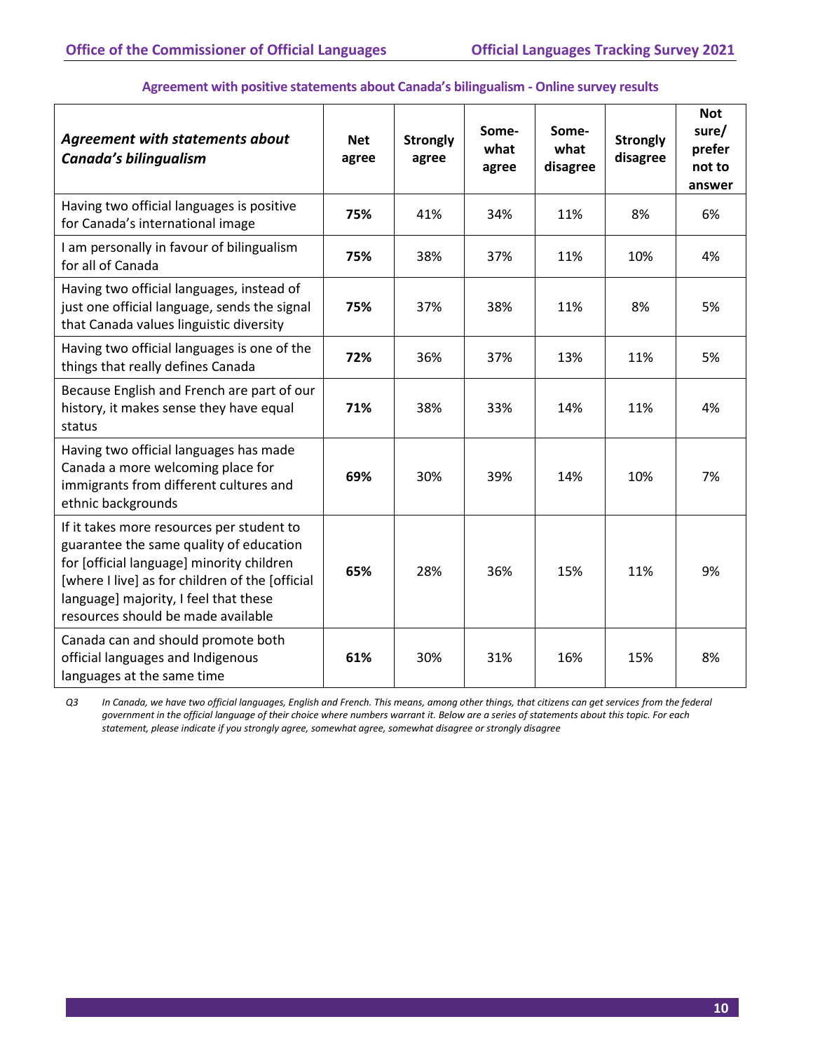**Agreement with positive statements about Canada's bilingualism - Online survey results**

| *Agreement with statements about Canada's bilingualism* | Net agree | Strongly agree | Some-what agree | Some-what disagree | Strongly disagree | Not sure/ prefer not to answer |
|---|---|---|---|---|---|---|
| Having two official languages is positive for Canada's international image | **75%** | 41% | 34% | 11% | 8% | 6% |
| I am personally in favour of bilingualism for all of Canada | **75%** | 38% | 37% | 11% | 10% | 4% |
| Having two official languages, instead of just one official language, sends the signal that Canada values linguistic diversity | **75%** | 37% | 38% | 11% | 8% | 5% |
| Having two official languages is one of the things that really defines Canada | **72%** | 36% | 37% | 13% | 11% | 5% |
| Because English and French are part of our history, it makes sense they have equal status | **71%** | 38% | 33% | 14% | 11% | 4% |
| Having two official languages has made Canada a more welcoming place for immigrants from different cultures and ethnic backgrounds | **69%** | 30% | 39% | 14% | 10% | 7% |
| If it takes more resources per student to guarantee the same quality of education for [official language] minority children [where I live] as for children of the [official language] majority, I feel that these resources should be made available | **65%** | 28% | 36% | 15% | 11% | 9% |
| Canada can and should promote both official languages and Indigenous languages at the same time | **61%** | 30% | 31% | 16% | 15% | 8% |

*Q3 In Canada, we have two official languages, English and French. This means, among other things, that citizens can get services from the federal government in the official language of their choice where numbers warrant it. Below are a series of statements about this topic. For each statement, please indicate if you strongly agree, somewhat agree, somewhat disagree or strongly disagree*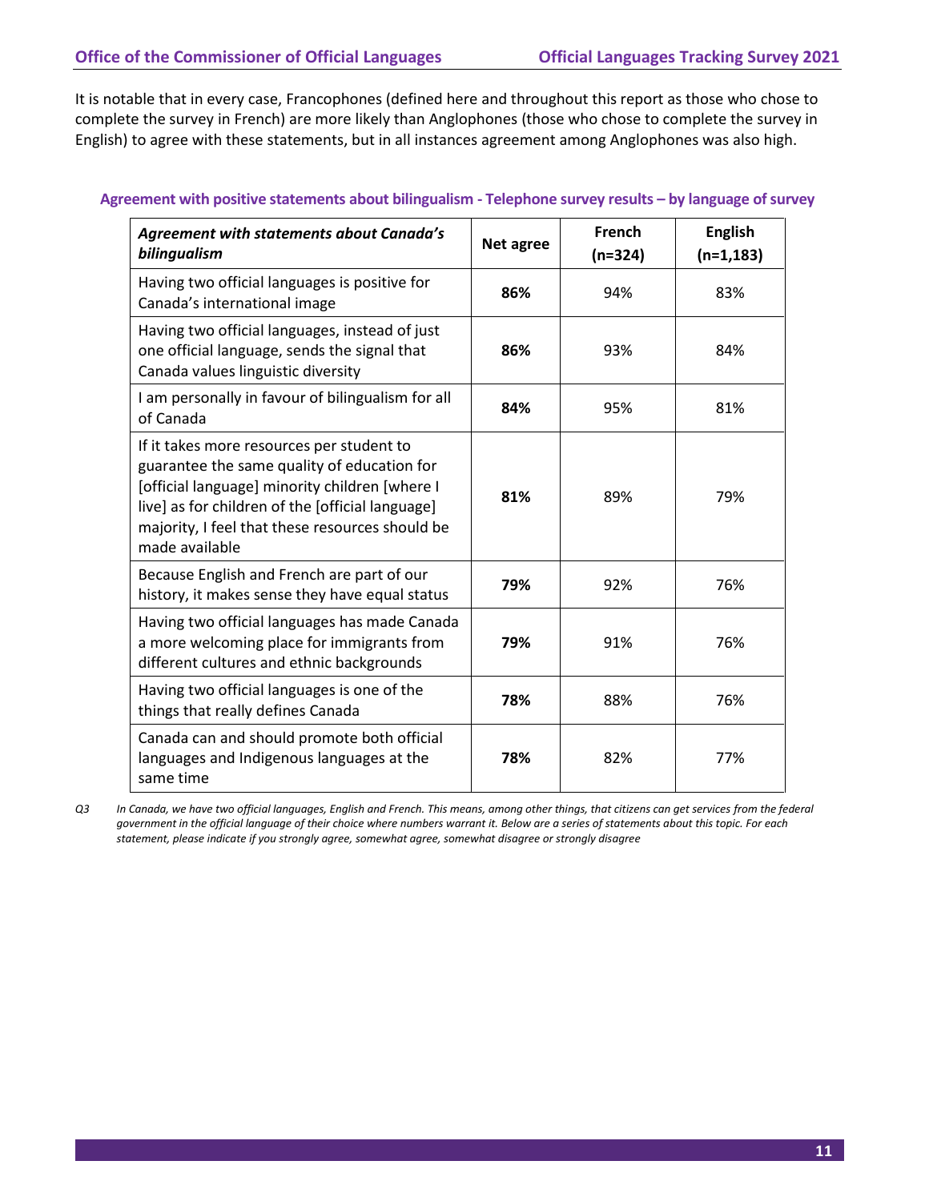It is notable that in every case, Francophones (defined here and throughout this report as those who chose to complete the survey in French) are more likely than Anglophones (those who chose to complete the survey in English) to agree with these statements, but in all instances agreement among Anglophones was also high.

**Agreement with positive statements about bilingualism - Telephone survey results – by language of survey**

| ***Agreement with statements about Canada's bilingualism*** | **Net agree** | **French (n=324)** | **English (n=1,183)** |
|---|---|---|---|
| Having two official languages is positive for Canada's international image | **86%** | 94% | 83% |
| Having two official languages, instead of just one official language, sends the signal that Canada values linguistic diversity | **86%** | 93% | 84% |
| I am personally in favour of bilingualism for all of Canada | **84%** | 95% | 81% |
| If it takes more resources per student to guarantee the same quality of education for [official language] minority children [where I live] as for children of the [official language] majority, I feel that these resources should be made available | **81%** | 89% | 79% |
| Because English and French are part of our history, it makes sense they have equal status | **79%** | 92% | 76% |
| Having two official languages has made Canada a more welcoming place for immigrants from different cultures and ethnic backgrounds | **79%** | 91% | 76% |
| Having two official languages is one of the things that really defines Canada | **78%** | 88% | 76% |
| Canada can and should promote both official languages and Indigenous languages at the same time | **78%** | 82% | 77% |

*Q3 In Canada, we have two official languages, English and French. This means, among other things, that citizens can get services from the federal government in the official language of their choice where numbers warrant it. Below are a series of statements about this topic. For each statement, please indicate if you strongly agree, somewhat agree, somewhat disagree or strongly disagree*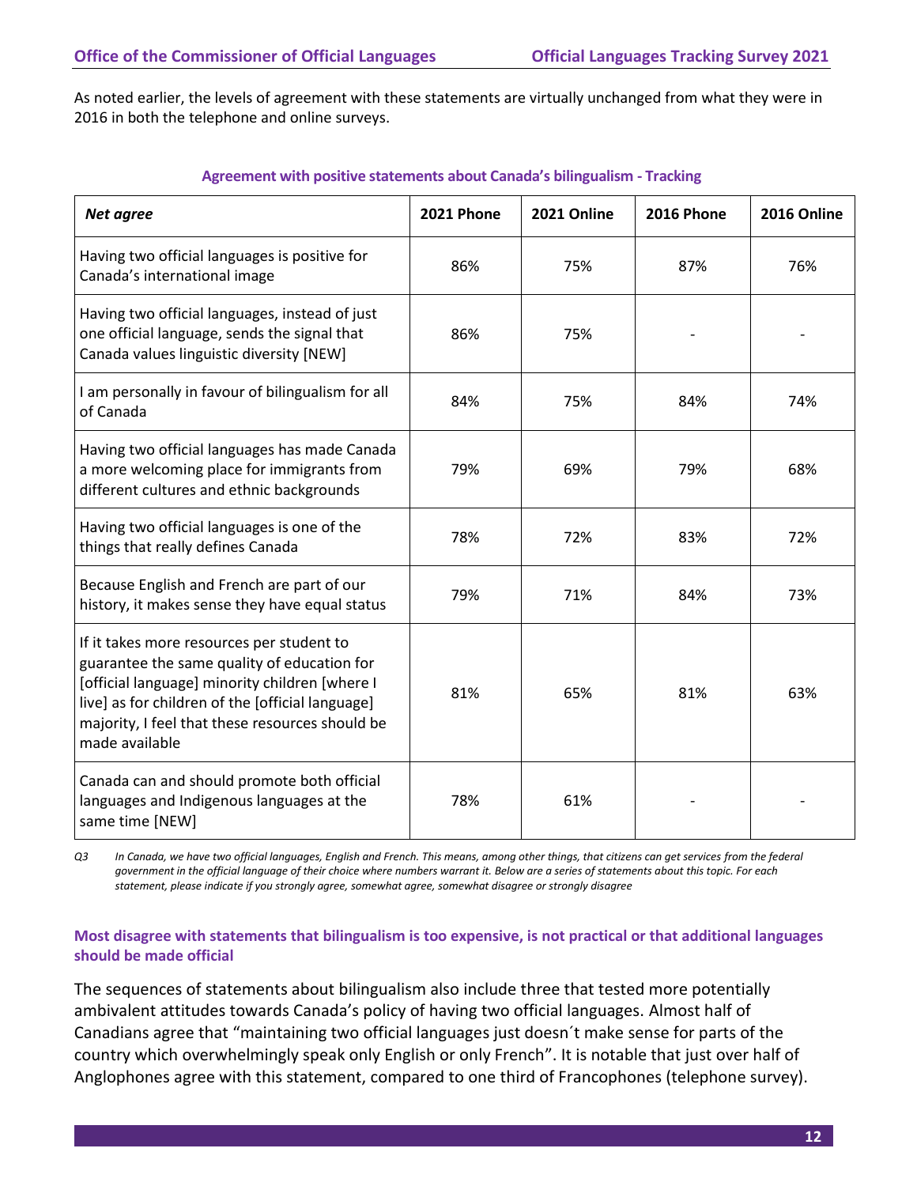As noted earlier, the levels of agreement with these statements are virtually unchanged from what they were in 2016 in both the telephone and online surveys.

**Agreement with positive statements about Canada's bilingualism - Tracking**

| ***Net agree*** | **2021 Phone** | **2021 Online** | **2016 Phone** | **2016 Online** |
|---|---|---|---|---|
| Having two official languages is positive for Canada's international image | 86% | 75% | 87% | 76% |
| Having two official languages, instead of just one official language, sends the signal that Canada values linguistic diversity [NEW] | 86% | 75% | - | - |
| I am personally in favour of bilingualism for all of Canada | 84% | 75% | 84% | 74% |
| Having two official languages has made Canada a more welcoming place for immigrants from different cultures and ethnic backgrounds | 79% | 69% | 79% | 68% |
| Having two official languages is one of the things that really defines Canada | 78% | 72% | 83% | 72% |
| Because English and French are part of our history, it makes sense they have equal status | 79% | 71% | 84% | 73% |
| If it takes more resources per student to guarantee the same quality of education for [official language] minority children [where I live] as for children of the [official language] majority, I feel that these resources should be made available | 81% | 65% | 81% | 63% |
| Canada can and should promote both official languages and Indigenous languages at the same time [NEW] | 78% | 61% | - | - |

*Q3 In Canada, we have two official languages, English and French. This means, among other things, that citizens can get services from the federal government in the official language of their choice where numbers warrant it. Below are a series of statements about this topic. For each statement, please indicate if you strongly agree, somewhat agree, somewhat disagree or strongly disagree*

### Most disagree with statements that bilingualism is too expensive, is not practical or that additional languages should be made official

The sequences of statements about bilingualism also include three that tested more potentially ambivalent attitudes towards Canada's policy of having two official languages. Almost half of Canadians agree that "maintaining two official languages just doesn´t make sense for parts of the country which overwhelmingly speak only English or only French". It is notable that just over half of Anglophones agree with this statement, compared to one third of Francophones (telephone survey).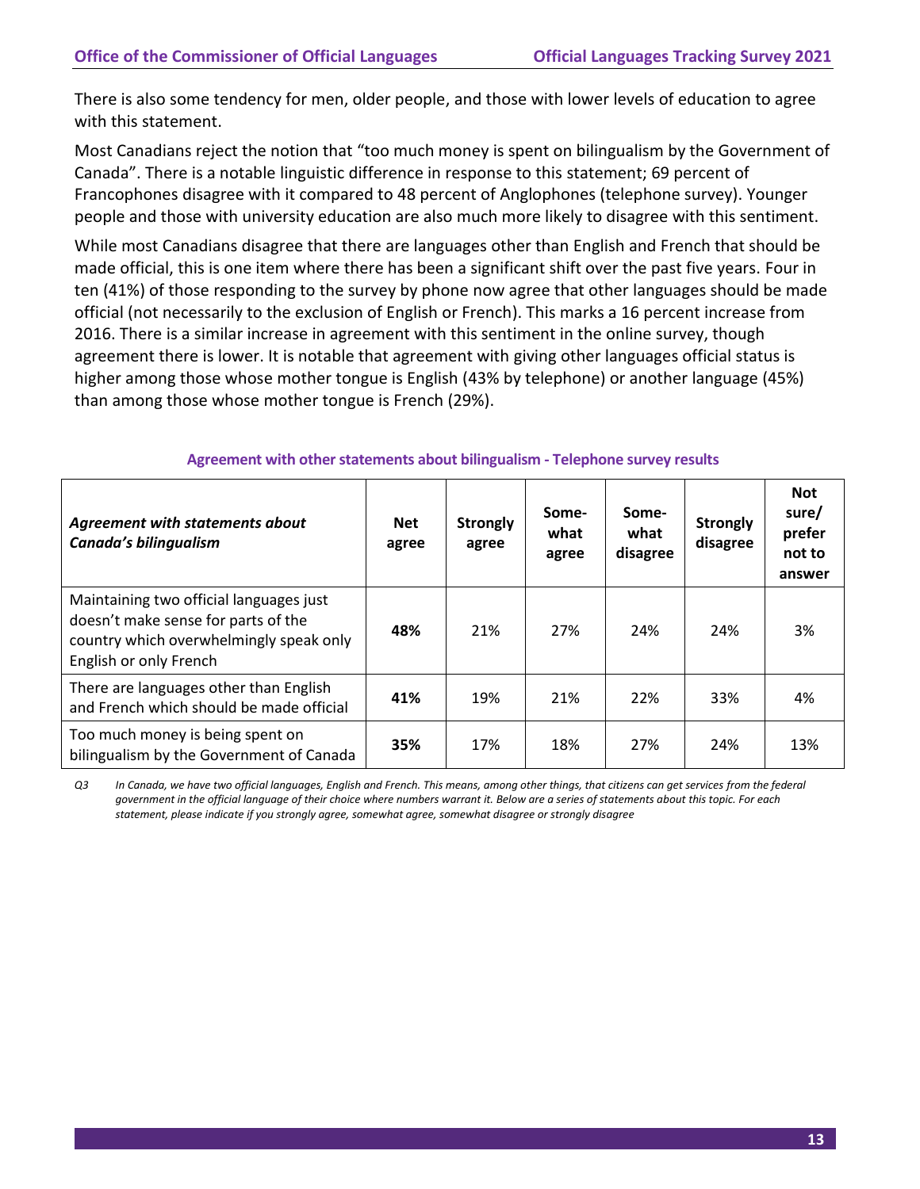There is also some tendency for men, older people, and those with lower levels of education to agree with this statement.

Most Canadians reject the notion that "too much money is spent on bilingualism by the Government of Canada". There is a notable linguistic difference in response to this statement; 69 percent of Francophones disagree with it compared to 48 percent of Anglophones (telephone survey). Younger people and those with university education are also much more likely to disagree with this sentiment.

While most Canadians disagree that there are languages other than English and French that should be made official, this is one item where there has been a significant shift over the past five years. Four in ten (41%) of those responding to the survey by phone now agree that other languages should be made official (not necessarily to the exclusion of English or French). This marks a 16 percent increase from 2016. There is a similar increase in agreement with this sentiment in the online survey, though agreement there is lower. It is notable that agreement with giving other languages official status is higher among those whose mother tongue is English (43% by telephone) or another language (45%) than among those whose mother tongue is French (29%).

**Agreement with other statements about bilingualism - Telephone survey results**

| ***Agreement with statements about Canada's bilingualism*** | **Net agree** | **Strongly agree** | **Some-what agree** | **Some-what disagree** | **Strongly disagree** | **Not sure/ prefer not to answer** |
|---|---|---|---|---|---|---|
| Maintaining two official languages just doesn't make sense for parts of the country which overwhelmingly speak only English or only French | **48%** | 21% | 27% | 24% | 24% | 3% |
| There are languages other than English and French which should be made official | **41%** | 19% | 21% | 22% | 33% | 4% |
| Too much money is being spent on bilingualism by the Government of Canada | **35%** | 17% | 18% | 27% | 24% | 13% |

*Q3 In Canada, we have two official languages, English and French. This means, among other things, that citizens can get services from the federal government in the official language of their choice where numbers warrant it. Below are a series of statements about this topic. For each statement, please indicate if you strongly agree, somewhat agree, somewhat disagree or strongly disagree*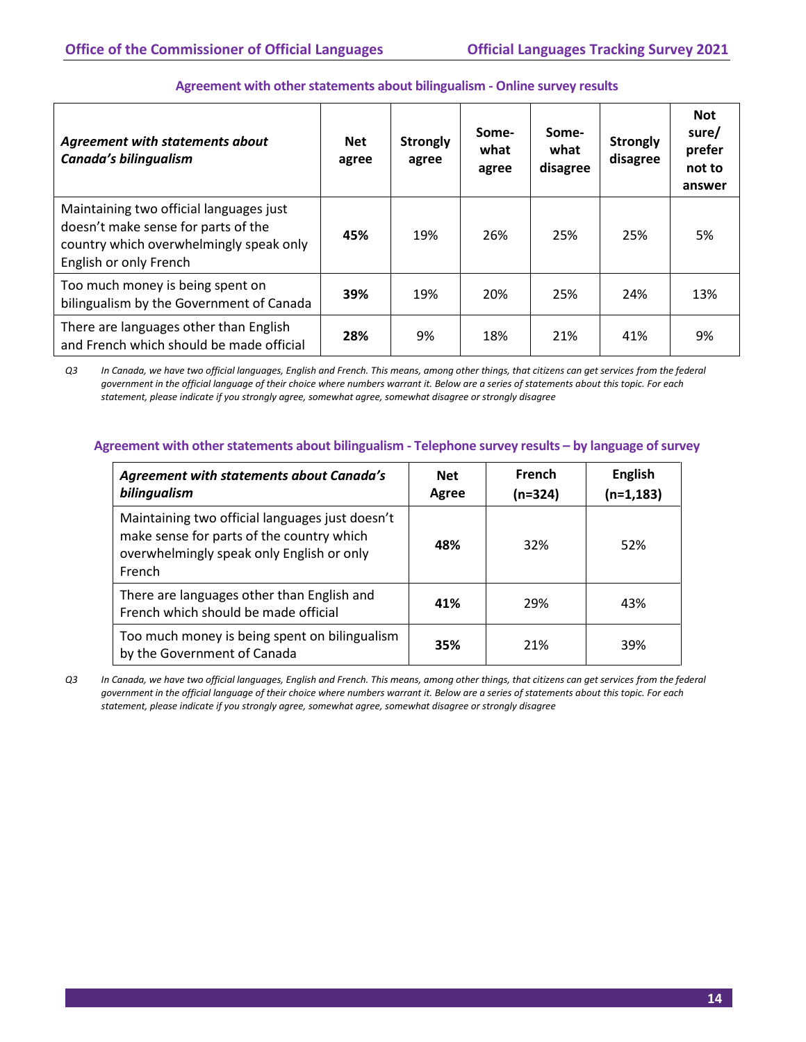### Agreement with other statements about bilingualism - Online survey results

| *Agreement with statements about Canada's bilingualism* | Net agree | Strongly agree | Some-what agree | Some-what disagree | Strongly disagree | Not sure/ prefer not to answer |
|---|---|---|---|---|---|---|
| Maintaining two official languages just doesn't make sense for parts of the country which overwhelmingly speak only English or only French | **45%** | 19% | 26% | 25% | 25% | 5% |
| Too much money is being spent on bilingualism by the Government of Canada | **39%** | 19% | 20% | 25% | 24% | 13% |
| There are languages other than English and French which should be made official | **28%** | 9% | 18% | 21% | 41% | 9% |

*Q3 In Canada, we have two official languages, English and French. This means, among other things, that citizens can get services from the federal government in the official language of their choice where numbers warrant it. Below are a series of statements about this topic. For each statement, please indicate if you strongly agree, somewhat agree, somewhat disagree or strongly disagree*

### Agreement with other statements about bilingualism - Telephone survey results – by language of survey

| *Agreement with statements about Canada's bilingualism* | Net Agree | French (n=324) | English (n=1,183) |
|---|---|---|---|
| Maintaining two official languages just doesn't make sense for parts of the country which overwhelmingly speak only English or only French | **48%** | 32% | 52% |
| There are languages other than English and French which should be made official | **41%** | 29% | 43% |
| Too much money is being spent on bilingualism by the Government of Canada | **35%** | 21% | 39% |

*Q3 In Canada, we have two official languages, English and French. This means, among other things, that citizens can get services from the federal government in the official language of their choice where numbers warrant it. Below are a series of statements about this topic. For each statement, please indicate if you strongly agree, somewhat agree, somewhat disagree or strongly disagree*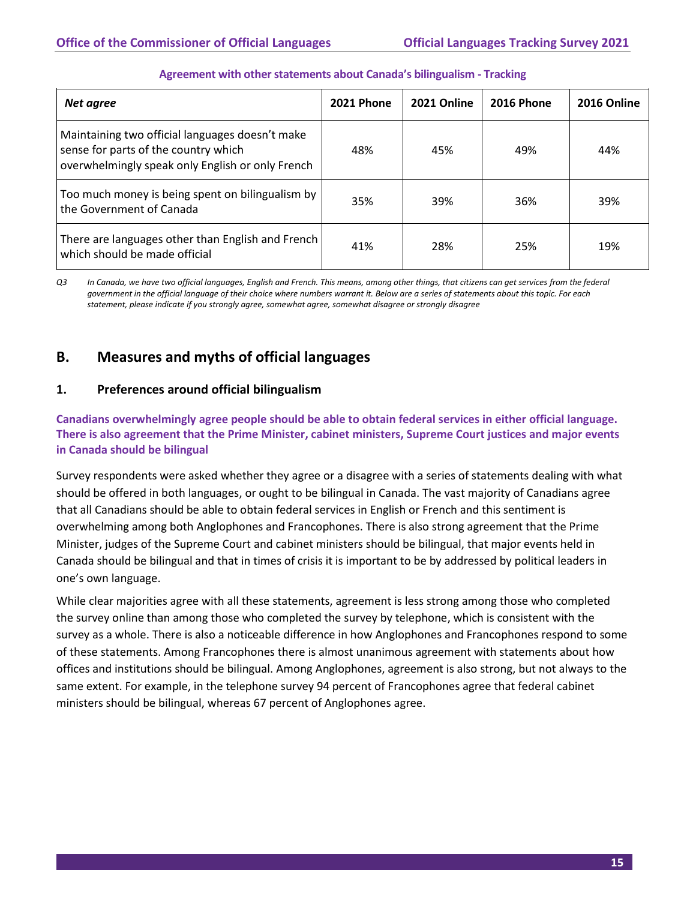**Agreement with other statements about Canada's bilingualism - Tracking**

| *Net agree* | 2021 Phone | 2021 Online | 2016 Phone | 2016 Online |
|---|---|---|---|---|
| Maintaining two official languages doesn't make sense for parts of the country which overwhelmingly speak only English or only French | 48% | 45% | 49% | 44% |
| Too much money is being spent on bilingualism by the Government of Canada | 35% | 39% | 36% | 39% |
| There are languages other than English and French which should be made official | 41% | 28% | 25% | 19% |

*Q3 In Canada, we have two official languages, English and French. This means, among other things, that citizens can get services from the federal government in the official language of their choice where numbers warrant it. Below are a series of statements about this topic. For each statement, please indicate if you strongly agree, somewhat agree, somewhat disagree or strongly disagree*

## B. Measures and myths of official languages

### 1. Preferences around official bilingualism

**Canadians overwhelmingly agree people should be able to obtain federal services in either official language. There is also agreement that the Prime Minister, cabinet ministers, Supreme Court justices and major events in Canada should be bilingual**

Survey respondents were asked whether they agree or a disagree with a series of statements dealing with what should be offered in both languages, or ought to be bilingual in Canada. The vast majority of Canadians agree that all Canadians should be able to obtain federal services in English or French and this sentiment is overwhelming among both Anglophones and Francophones. There is also strong agreement that the Prime Minister, judges of the Supreme Court and cabinet ministers should be bilingual, that major events held in Canada should be bilingual and that in times of crisis it is important to be by addressed by political leaders in one's own language.

While clear majorities agree with all these statements, agreement is less strong among those who completed the survey online than among those who completed the survey by telephone, which is consistent with the survey as a whole. There is also a noticeable difference in how Anglophones and Francophones respond to some of these statements. Among Francophones there is almost unanimous agreement with statements about how offices and institutions should be bilingual. Among Anglophones, agreement is also strong, but not always to the same extent. For example, in the telephone survey 94 percent of Francophones agree that federal cabinet ministers should be bilingual, whereas 67 percent of Anglophones agree.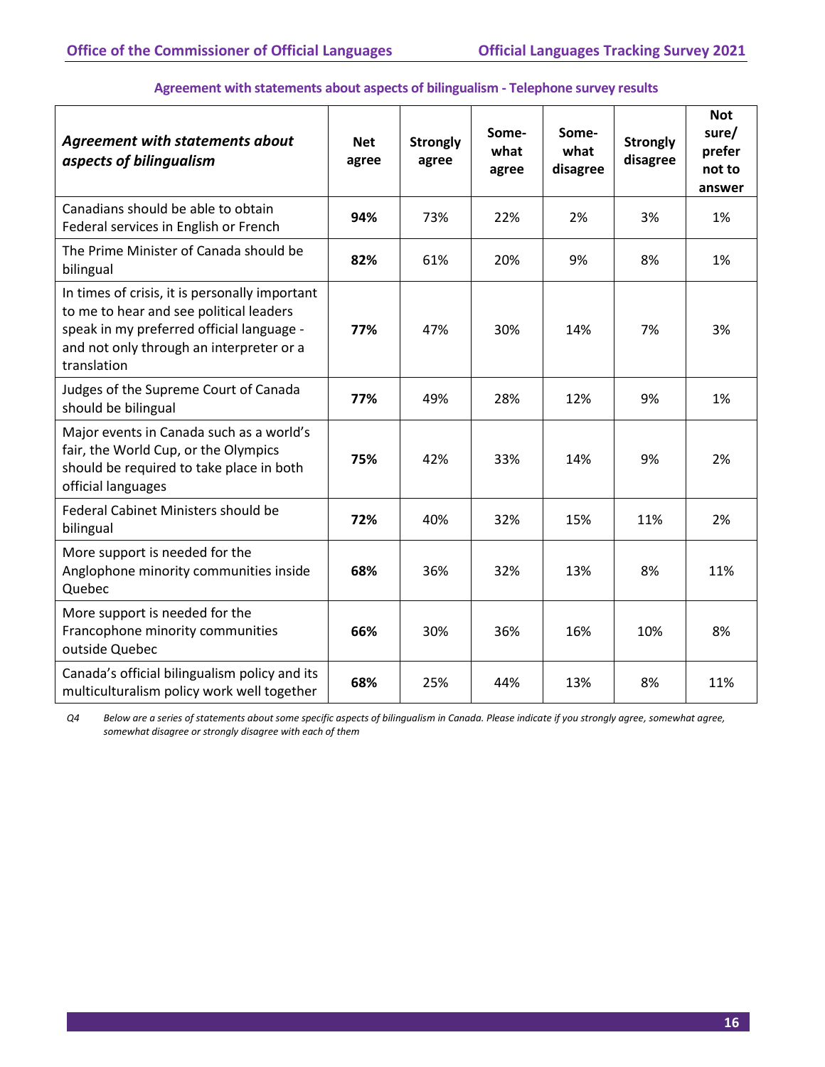**Agreement with statements about aspects of bilingualism - Telephone survey results**

| *Agreement with statements about aspects of bilingualism* | Net agree | Strongly agree | Some-what agree | Some-what disagree | Strongly disagree | Not sure/ prefer not to answer |
|---|---|---|---|---|---|---|
| Canadians should be able to obtain Federal services in English or French | **94%** | 73% | 22% | 2% | 3% | 1% |
| The Prime Minister of Canada should be bilingual | **82%** | 61% | 20% | 9% | 8% | 1% |
| In times of crisis, it is personally important to me to hear and see political leaders speak in my preferred official language - and not only through an interpreter or a translation | **77%** | 47% | 30% | 14% | 7% | 3% |
| Judges of the Supreme Court of Canada should be bilingual | **77%** | 49% | 28% | 12% | 9% | 1% |
| Major events in Canada such as a world's fair, the World Cup, or the Olympics should be required to take place in both official languages | **75%** | 42% | 33% | 14% | 9% | 2% |
| Federal Cabinet Ministers should be bilingual | **72%** | 40% | 32% | 15% | 11% | 2% |
| More support is needed for the Anglophone minority communities inside Quebec | **68%** | 36% | 32% | 13% | 8% | 11% |
| More support is needed for the Francophone minority communities outside Quebec | **66%** | 30% | 36% | 16% | 10% | 8% |
| Canada's official bilingualism policy and its multiculturalism policy work well together | **68%** | 25% | 44% | 13% | 8% | 11% |

*Q4 Below are a series of statements about some specific aspects of bilingualism in Canada. Please indicate if you strongly agree, somewhat agree, somewhat disagree or strongly disagree with each of them*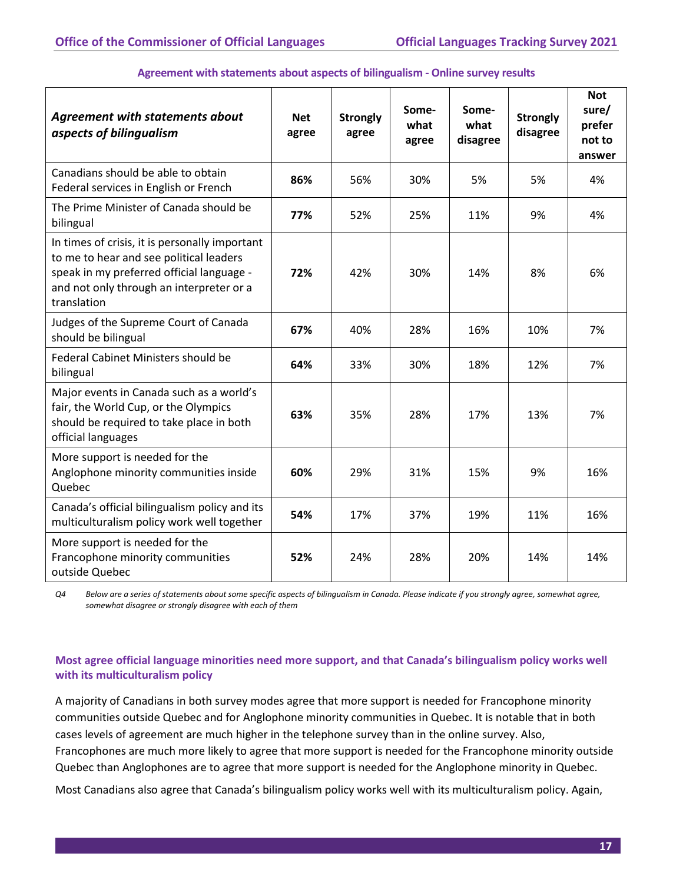**Agreement with statements about aspects of bilingualism - Online survey results**

| *Agreement with statements about aspects of bilingualism* | Net agree | Strongly agree | Some-what agree | Some-what disagree | Strongly disagree | Not sure/ prefer not to answer |
|---|---|---|---|---|---|---|
| Canadians should be able to obtain Federal services in English or French | **86%** | 56% | 30% | 5% | 5% | 4% |
| The Prime Minister of Canada should be bilingual | **77%** | 52% | 25% | 11% | 9% | 4% |
| In times of crisis, it is personally important to me to hear and see political leaders speak in my preferred official language - and not only through an interpreter or a translation | **72%** | 42% | 30% | 14% | 8% | 6% |
| Judges of the Supreme Court of Canada should be bilingual | **67%** | 40% | 28% | 16% | 10% | 7% |
| Federal Cabinet Ministers should be bilingual | **64%** | 33% | 30% | 18% | 12% | 7% |
| Major events in Canada such as a world's fair, the World Cup, or the Olympics should be required to take place in both official languages | **63%** | 35% | 28% | 17% | 13% | 7% |
| More support is needed for the Anglophone minority communities inside Quebec | **60%** | 29% | 31% | 15% | 9% | 16% |
| Canada's official bilingualism policy and its multiculturalism policy work well together | **54%** | 17% | 37% | 19% | 11% | 16% |
| More support is needed for the Francophone minority communities outside Quebec | **52%** | 24% | 28% | 20% | 14% | 14% |

*Q4 Below are a series of statements about some specific aspects of bilingualism in Canada. Please indicate if you strongly agree, somewhat agree, somewhat disagree or strongly disagree with each of them*

### Most agree official language minorities need more support, and that Canada's bilingualism policy works well with its multiculturalism policy

A majority of Canadians in both survey modes agree that more support is needed for Francophone minority communities outside Quebec and for Anglophone minority communities in Quebec. It is notable that in both cases levels of agreement are much higher in the telephone survey than in the online survey. Also, Francophones are much more likely to agree that more support is needed for the Francophone minority outside Quebec than Anglophones are to agree that more support is needed for the Anglophone minority in Quebec.

Most Canadians also agree that Canada's bilingualism policy works well with its multiculturalism policy. Again,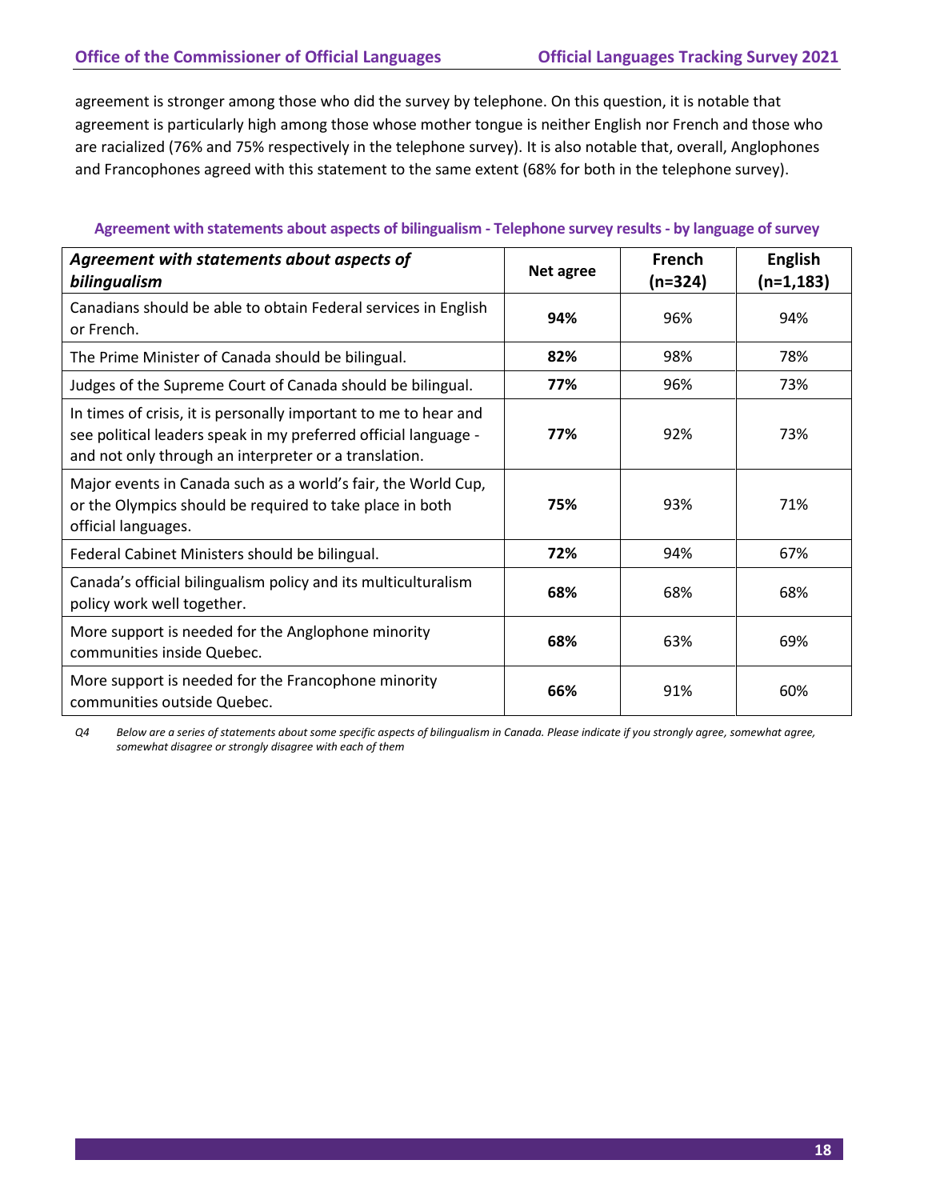agreement is stronger among those who did the survey by telephone. On this question, it is notable that agreement is particularly high among those whose mother tongue is neither English nor French and those who are racialized (76% and 75% respectively in the telephone survey). It is also notable that, overall, Anglophones and Francophones agreed with this statement to the same extent (68% for both in the telephone survey).

**Agreement with statements about aspects of bilingualism - Telephone survey results - by language of survey**

| *Agreement with statements about aspects of bilingualism* | Net agree | French (n=324) | English (n=1,183) |
|---|---|---|---|
| Canadians should be able to obtain Federal services in English or French. | **94%** | 96% | 94% |
| The Prime Minister of Canada should be bilingual. | **82%** | 98% | 78% |
| Judges of the Supreme Court of Canada should be bilingual. | **77%** | 96% | 73% |
| In times of crisis, it is personally important to me to hear and see political leaders speak in my preferred official language - and not only through an interpreter or a translation. | **77%** | 92% | 73% |
| Major events in Canada such as a world's fair, the World Cup, or the Olympics should be required to take place in both official languages. | **75%** | 93% | 71% |
| Federal Cabinet Ministers should be bilingual. | **72%** | 94% | 67% |
| Canada's official bilingualism policy and its multiculturalism policy work well together. | **68%** | 68% | 68% |
| More support is needed for the Anglophone minority communities inside Quebec. | **68%** | 63% | 69% |
| More support is needed for the Francophone minority communities outside Quebec. | **66%** | 91% | 60% |

*Q4 Below are a series of statements about some specific aspects of bilingualism in Canada. Please indicate if you strongly agree, somewhat agree, somewhat disagree or strongly disagree with each of them*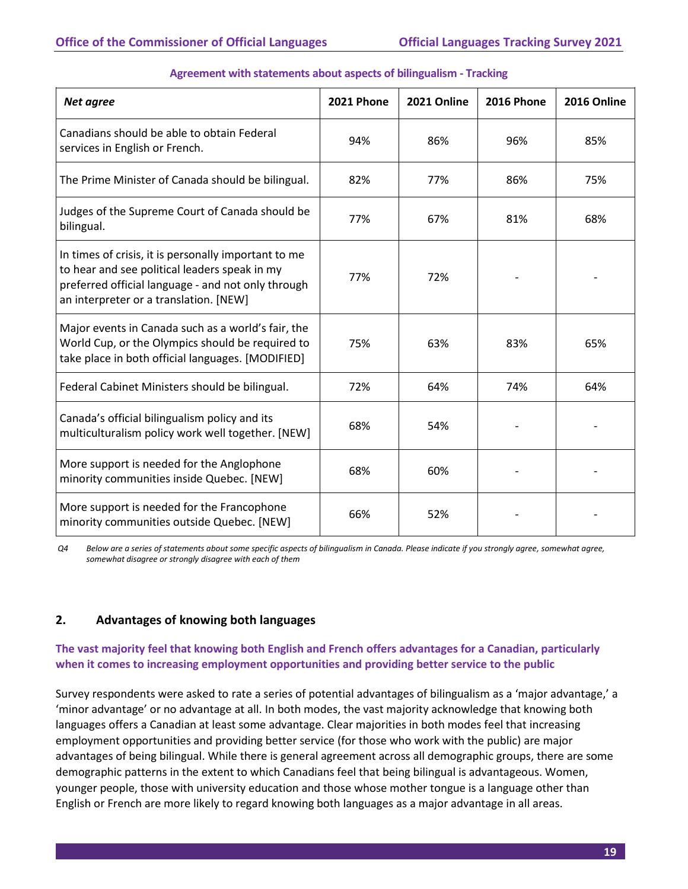**Agreement with statements about aspects of bilingualism - Tracking**

| *Net agree* | 2021 Phone | 2021 Online | 2016 Phone | 2016 Online |
|---|---|---|---|---|
| Canadians should be able to obtain Federal services in English or French. | 94% | 86% | 96% | 85% |
| The Prime Minister of Canada should be bilingual. | 82% | 77% | 86% | 75% |
| Judges of the Supreme Court of Canada should be bilingual. | 77% | 67% | 81% | 68% |
| In times of crisis, it is personally important to me to hear and see political leaders speak in my preferred official language - and not only through an interpreter or a translation. [NEW] | 77% | 72% | - | - |
| Major events in Canada such as a world's fair, the World Cup, or the Olympics should be required to take place in both official languages. [MODIFIED] | 75% | 63% | 83% | 65% |
| Federal Cabinet Ministers should be bilingual. | 72% | 64% | 74% | 64% |
| Canada's official bilingualism policy and its multiculturalism policy work well together. [NEW] | 68% | 54% | - | - |
| More support is needed for the Anglophone minority communities inside Quebec. [NEW] | 68% | 60% | - | - |
| More support is needed for the Francophone minority communities outside Quebec. [NEW] | 66% | 52% | - | - |

*Q4 Below are a series of statements about some specific aspects of bilingualism in Canada. Please indicate if you strongly agree, somewhat agree, somewhat disagree or strongly disagree with each of them*

## 2. Advantages of knowing both languages

**The vast majority feel that knowing both English and French offers advantages for a Canadian, particularly when it comes to increasing employment opportunities and providing better service to the public**

Survey respondents were asked to rate a series of potential advantages of bilingualism as a 'major advantage,' a 'minor advantage' or no advantage at all. In both modes, the vast majority acknowledge that knowing both languages offers a Canadian at least some advantage. Clear majorities in both modes feel that increasing employment opportunities and providing better service (for those who work with the public) are major advantages of being bilingual. While there is general agreement across all demographic groups, there are some demographic patterns in the extent to which Canadians feel that being bilingual is advantageous. Women, younger people, those with university education and those whose mother tongue is a language other than English or French are more likely to regard knowing both languages as a major advantage in all areas.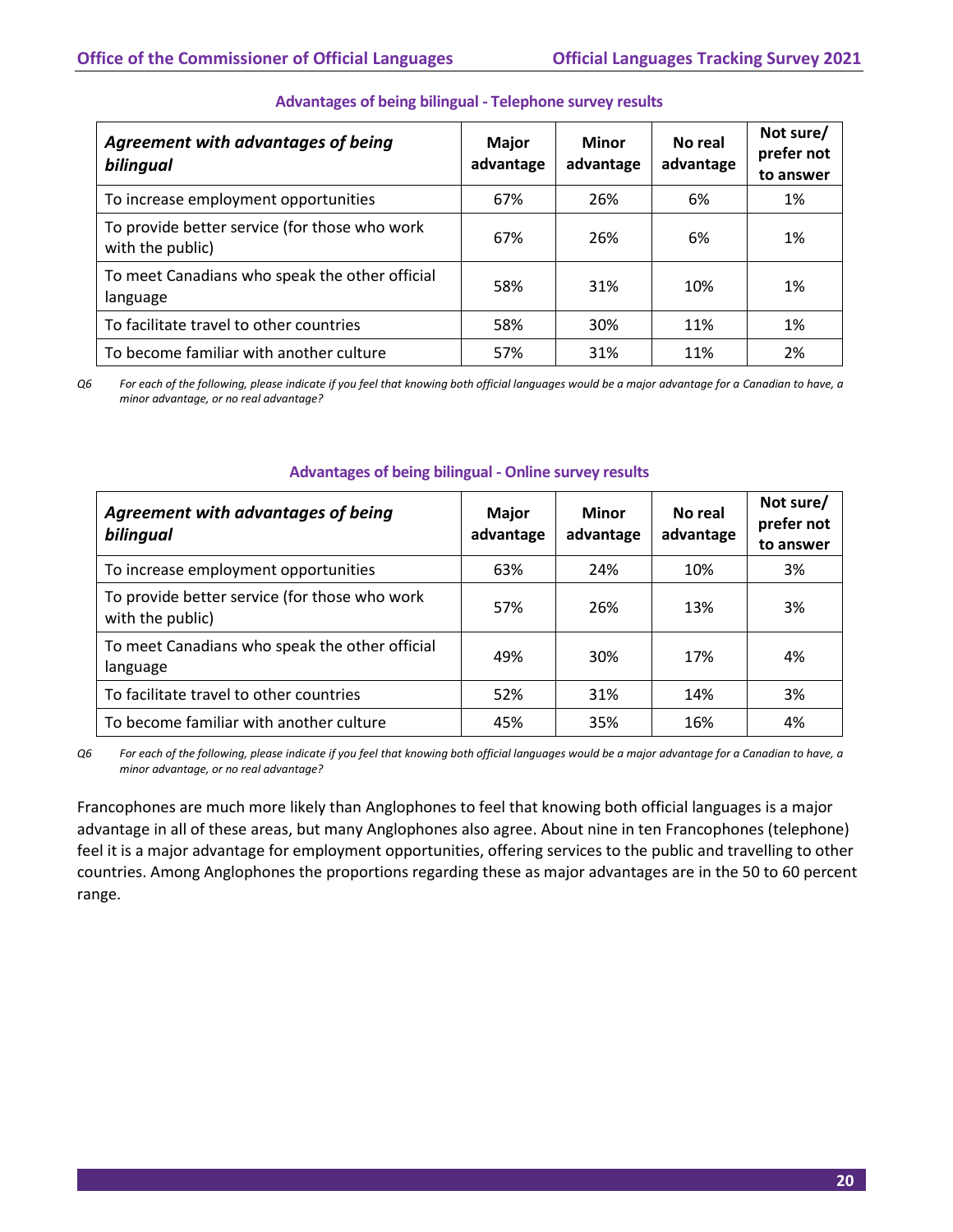### Advantages of being bilingual - Telephone survey results

| *Agreement with advantages of being bilingual* | Major advantage | Minor advantage | No real advantage | Not sure/ prefer not to answer |
|---|---|---|---|---|
| To increase employment opportunities | 67% | 26% | 6% | 1% |
| To provide better service (for those who work with the public) | 67% | 26% | 6% | 1% |
| To meet Canadians who speak the other official language | 58% | 31% | 10% | 1% |
| To facilitate travel to other countries | 58% | 30% | 11% | 1% |
| To become familiar with another culture | 57% | 31% | 11% | 2% |

*Q6 For each of the following, please indicate if you feel that knowing both official languages would be a major advantage for a Canadian to have, a minor advantage, or no real advantage?*

### Advantages of being bilingual - Online survey results

| *Agreement with advantages of being bilingual* | Major advantage | Minor advantage | No real advantage | Not sure/ prefer not to answer |
|---|---|---|---|---|
| To increase employment opportunities | 63% | 24% | 10% | 3% |
| To provide better service (for those who work with the public) | 57% | 26% | 13% | 3% |
| To meet Canadians who speak the other official language | 49% | 30% | 17% | 4% |
| To facilitate travel to other countries | 52% | 31% | 14% | 3% |
| To become familiar with another culture | 45% | 35% | 16% | 4% |

*Q6 For each of the following, please indicate if you feel that knowing both official languages would be a major advantage for a Canadian to have, a minor advantage, or no real advantage?*

Francophones are much more likely than Anglophones to feel that knowing both official languages is a major advantage in all of these areas, but many Anglophones also agree. About nine in ten Francophones (telephone) feel it is a major advantage for employment opportunities, offering services to the public and travelling to other countries. Among Anglophones the proportions regarding these as major advantages are in the 50 to 60 percent range.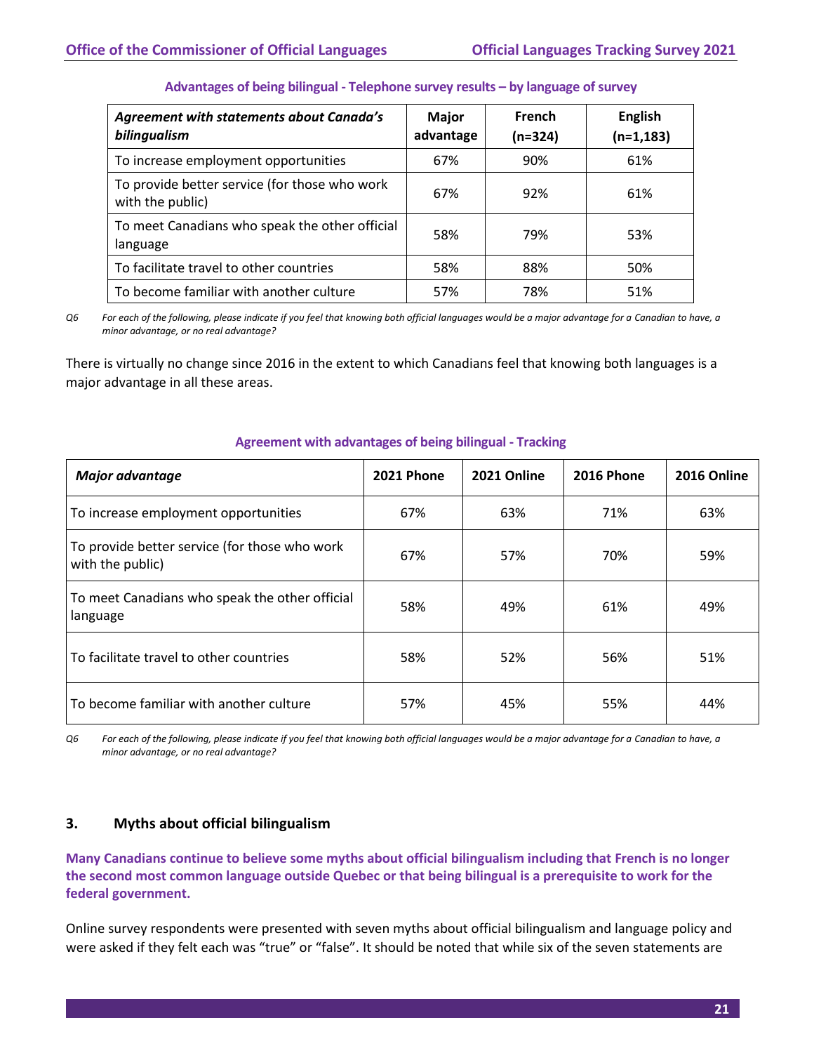**Advantages of being bilingual - Telephone survey results – by language of survey**

| *Agreement with statements about Canada's bilingualism* | Major advantage | French (n=324) | English (n=1,183) |
|---|---|---|---|
| To increase employment opportunities | 67% | 90% | 61% |
| To provide better service (for those who work with the public) | 67% | 92% | 61% |
| To meet Canadians who speak the other official language | 58% | 79% | 53% |
| To facilitate travel to other countries | 58% | 88% | 50% |
| To become familiar with another culture | 57% | 78% | 51% |

*Q6 For each of the following, please indicate if you feel that knowing both official languages would be a major advantage for a Canadian to have, a minor advantage, or no real advantage?*

There is virtually no change since 2016 in the extent to which Canadians feel that knowing both languages is a major advantage in all these areas.

**Agreement with advantages of being bilingual - Tracking**

| *Major advantage* | 2021 Phone | 2021 Online | 2016 Phone | 2016 Online |
|---|---|---|---|---|
| To increase employment opportunities | 67% | 63% | 71% | 63% |
| To provide better service (for those who work with the public) | 67% | 57% | 70% | 59% |
| To meet Canadians who speak the other official language | 58% | 49% | 61% | 49% |
| To facilitate travel to other countries | 58% | 52% | 56% | 51% |
| To become familiar with another culture | 57% | 45% | 55% | 44% |

*Q6 For each of the following, please indicate if you feel that knowing both official languages would be a major advantage for a Canadian to have, a minor advantage, or no real advantage?*

## 3. Myths about official bilingualism

**Many Canadians continue to believe some myths about official bilingualism including that French is no longer the second most common language outside Quebec or that being bilingual is a prerequisite to work for the federal government.**

Online survey respondents were presented with seven myths about official bilingualism and language policy and were asked if they felt each was "true" or "false". It should be noted that while six of the seven statements are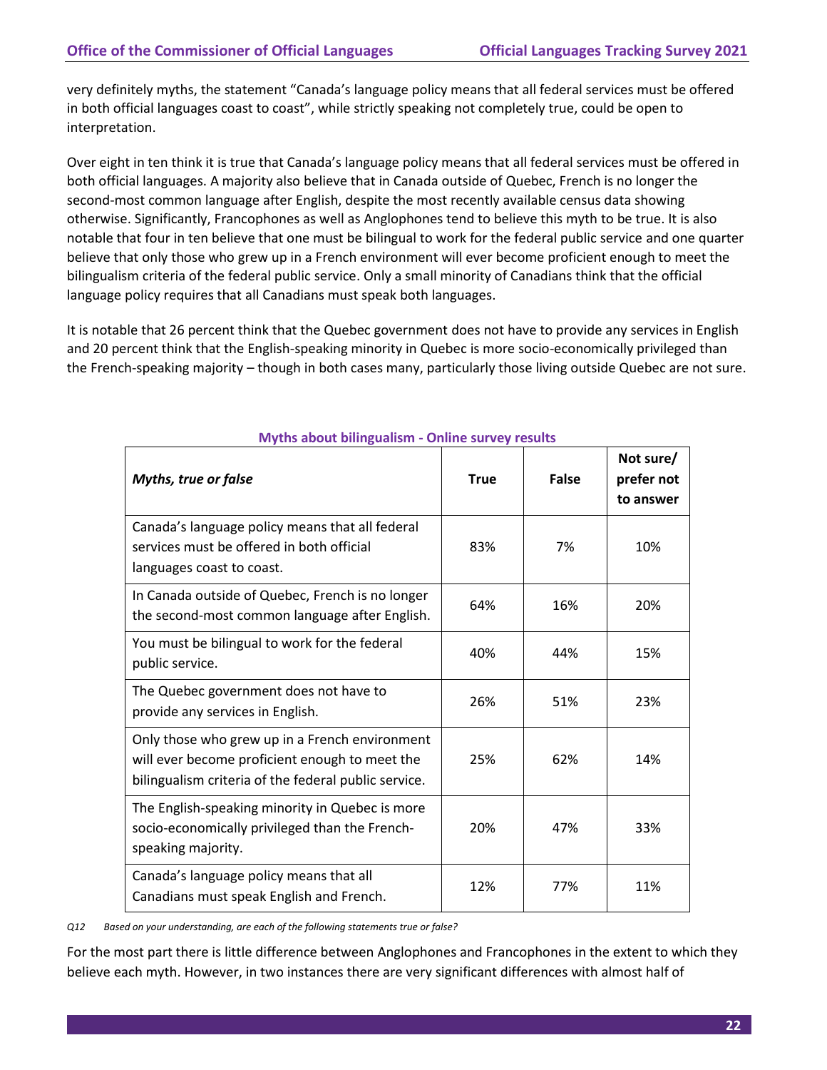very definitely myths, the statement "Canada's language policy means that all federal services must be offered in both official languages coast to coast", while strictly speaking not completely true, could be open to interpretation.

Over eight in ten think it is true that Canada's language policy means that all federal services must be offered in both official languages. A majority also believe that in Canada outside of Quebec, French is no longer the second-most common language after English, despite the most recently available census data showing otherwise. Significantly, Francophones as well as Anglophones tend to believe this myth to be true. It is also notable that four in ten believe that one must be bilingual to work for the federal public service and one quarter believe that only those who grew up in a French environment will ever become proficient enough to meet the bilingualism criteria of the federal public service. Only a small minority of Canadians think that the official language policy requires that all Canadians must speak both languages.

It is notable that 26 percent think that the Quebec government does not have to provide any services in English and 20 percent think that the English-speaking minority in Quebec is more socio-economically privileged than the French-speaking majority – though in both cases many, particularly those living outside Quebec are not sure.

**Myths about bilingualism - Online survey results**

| *Myths, true or false* | True | False | Not sure/ prefer not to answer |
|---|---|---|---|
| Canada's language policy means that all federal services must be offered in both official languages coast to coast. | 83% | 7% | 10% |
| In Canada outside of Quebec, French is no longer the second-most common language after English. | 64% | 16% | 20% |
| You must be bilingual to work for the federal public service. | 40% | 44% | 15% |
| The Quebec government does not have to provide any services in English. | 26% | 51% | 23% |
| Only those who grew up in a French environment will ever become proficient enough to meet the bilingualism criteria of the federal public service. | 25% | 62% | 14% |
| The English-speaking minority in Quebec is more socio-economically privileged than the French-speaking majority. | 20% | 47% | 33% |
| Canada's language policy means that all Canadians must speak English and French. | 12% | 77% | 11% |

*Q12 Based on your understanding, are each of the following statements true or false?*

For the most part there is little difference between Anglophones and Francophones in the extent to which they believe each myth. However, in two instances there are very significant differences with almost half of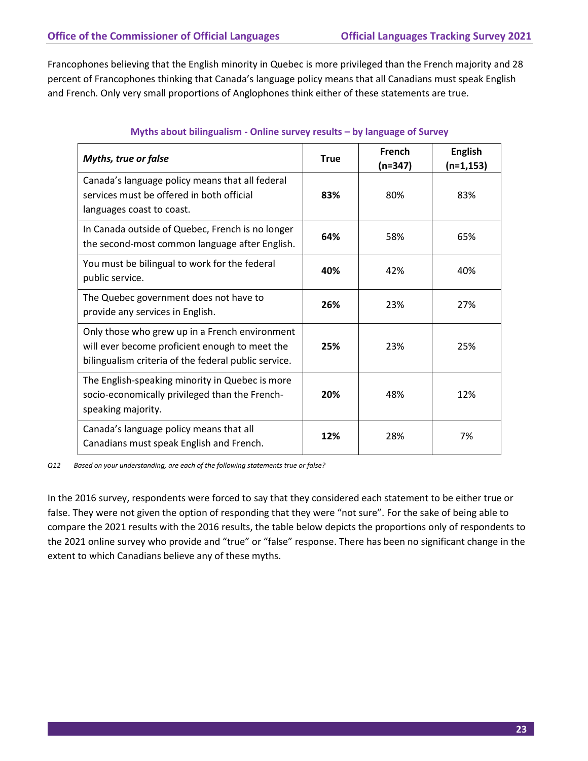Francophones believing that the English minority in Quebec is more privileged than the French majority and 28 percent of Francophones thinking that Canada's language policy means that all Canadians must speak English and French. Only very small proportions of Anglophones think either of these statements are true.

**Myths about bilingualism - Online survey results – by language of Survey**

| *Myths, true or false* | True | French (n=347) | English (n=1,153) |
|---|---|---|---|
| Canada's language policy means that all federal services must be offered in both official languages coast to coast. | **83%** | 80% | 83% |
| In Canada outside of Quebec, French is no longer the second-most common language after English. | **64%** | 58% | 65% |
| You must be bilingual to work for the federal public service. | **40%** | 42% | 40% |
| The Quebec government does not have to provide any services in English. | **26%** | 23% | 27% |
| Only those who grew up in a French environment will ever become proficient enough to meet the bilingualism criteria of the federal public service. | **25%** | 23% | 25% |
| The English-speaking minority in Quebec is more socio-economically privileged than the French-speaking majority. | **20%** | 48% | 12% |
| Canada's language policy means that all Canadians must speak English and French. | **12%** | 28% | 7% |

*Q12 Based on your understanding, are each of the following statements true or false?*

In the 2016 survey, respondents were forced to say that they considered each statement to be either true or false. They were not given the option of responding that they were "not sure". For the sake of being able to compare the 2021 results with the 2016 results, the table below depicts the proportions only of respondents to the 2021 online survey who provide and "true" or "false" response. There has been no significant change in the extent to which Canadians believe any of these myths.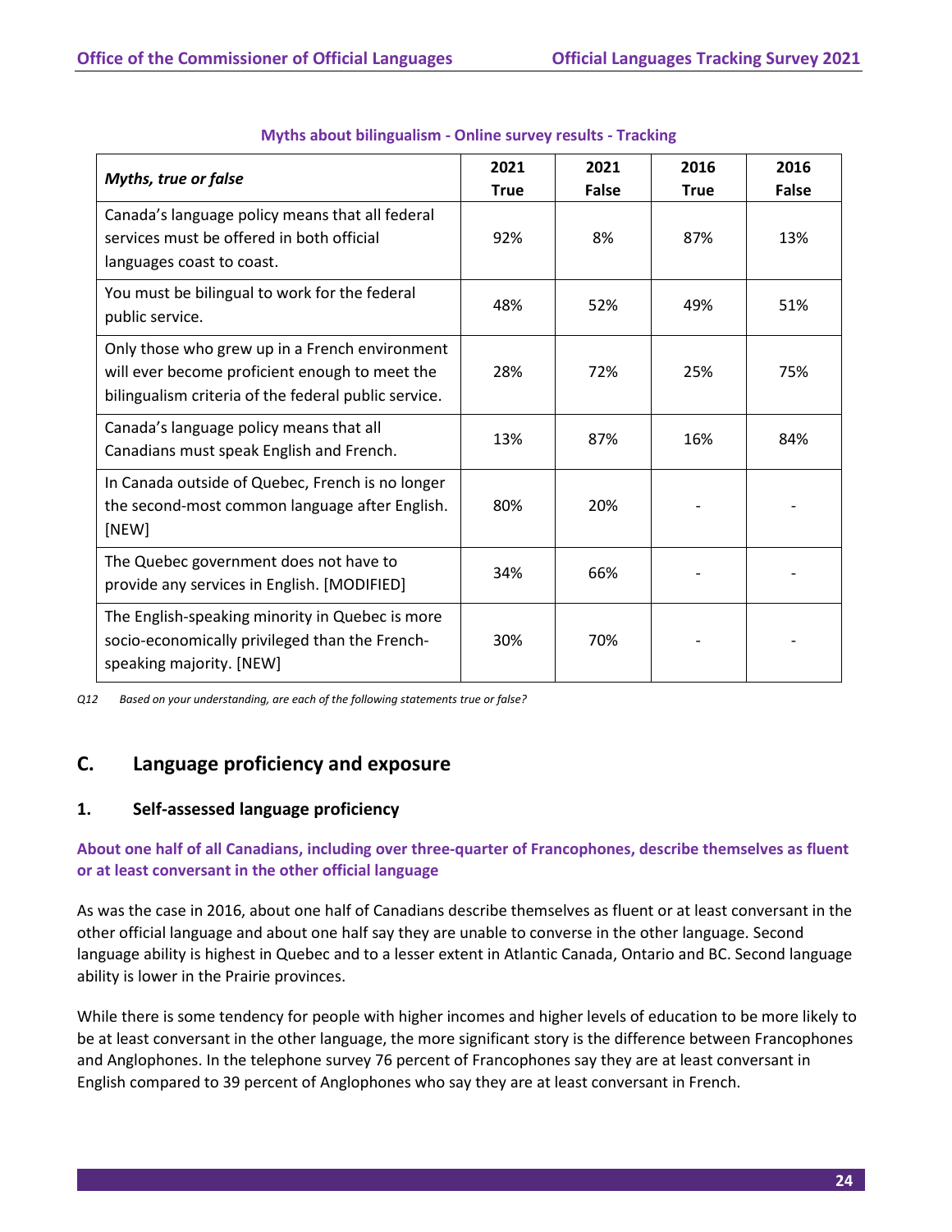**Myths about bilingualism - Online survey results - Tracking**

| *Myths, true or false* | 2021 True | 2021 False | 2016 True | 2016 False |
|---|---|---|---|---|
| Canada's language policy means that all federal services must be offered in both official languages coast to coast. | 92% | 8% | 87% | 13% |
| You must be bilingual to work for the federal public service. | 48% | 52% | 49% | 51% |
| Only those who grew up in a French environment will ever become proficient enough to meet the bilingualism criteria of the federal public service. | 28% | 72% | 25% | 75% |
| Canada's language policy means that all Canadians must speak English and French. | 13% | 87% | 16% | 84% |
| In Canada outside of Quebec, French is no longer the second-most common language after English. [NEW] | 80% | 20% | - | - |
| The Quebec government does not have to provide any services in English. [MODIFIED] | 34% | 66% | - | - |
| The English-speaking minority in Quebec is more socio-economically privileged than the French-speaking majority. [NEW] | 30% | 70% | - | - |

*Q12 Based on your understanding, are each of the following statements true or false?*

## C. Language proficiency and exposure

### 1. Self-assessed language proficiency

**About one half of all Canadians, including over three-quarter of Francophones, describe themselves as fluent or at least conversant in the other official language**

As was the case in 2016, about one half of Canadians describe themselves as fluent or at least conversant in the other official language and about one half say they are unable to converse in the other language. Second language ability is highest in Quebec and to a lesser extent in Atlantic Canada, Ontario and BC. Second language ability is lower in the Prairie provinces.

While there is some tendency for people with higher incomes and higher levels of education to be more likely to be at least conversant in the other language, the more significant story is the difference between Francophones and Anglophones. In the telephone survey 76 percent of Francophones say they are at least conversant in English compared to 39 percent of Anglophones who say they are at least conversant in French.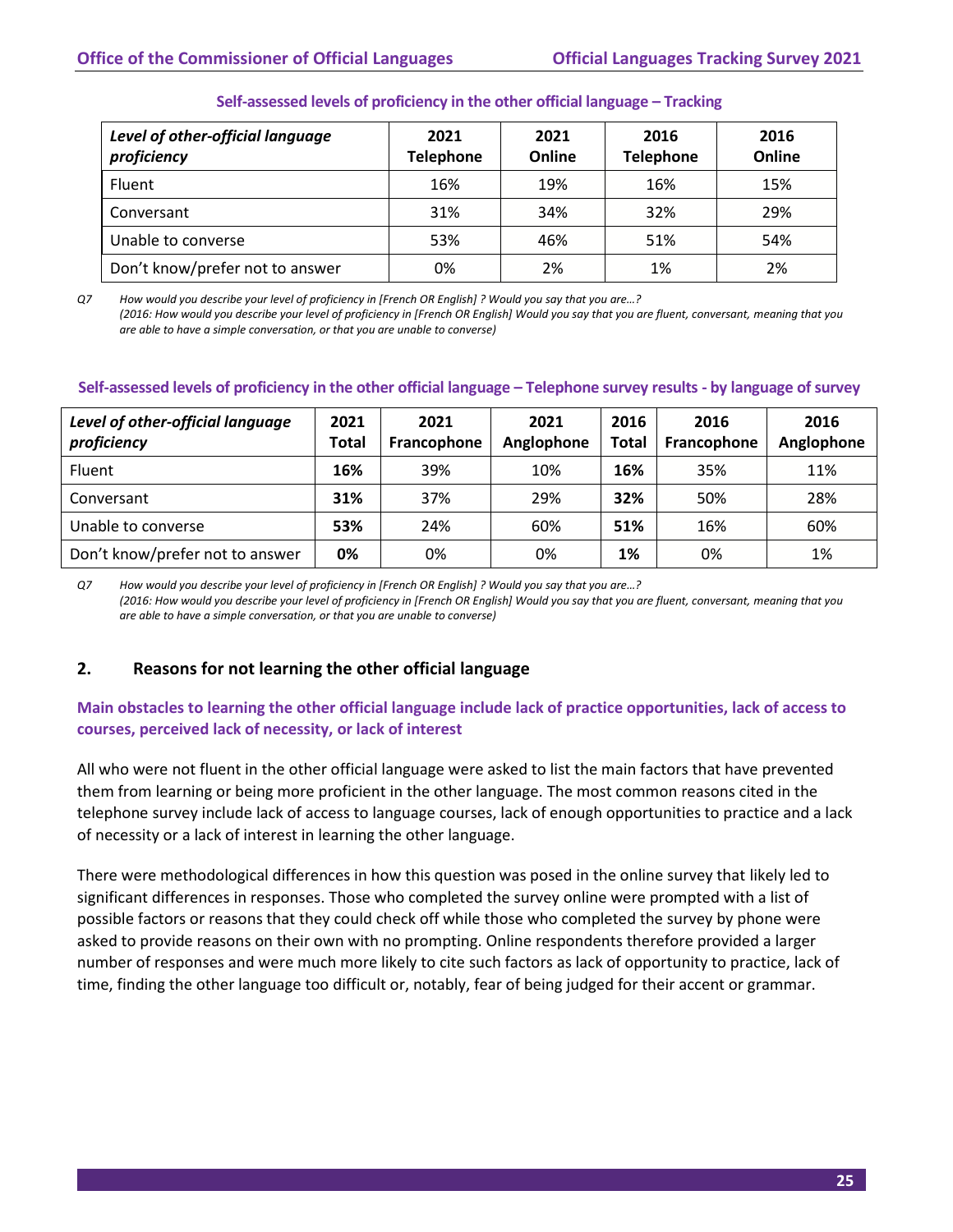**Self-assessed levels of proficiency in the other official language – Tracking**

| *Level of other-official language proficiency* | 2021 Telephone | 2021 Online | 2016 Telephone | 2016 Online |
|---|---|---|---|---|
| Fluent | 16% | 19% | 16% | 15% |
| Conversant | 31% | 34% | 32% | 29% |
| Unable to converse | 53% | 46% | 51% | 54% |
| Don't know/prefer not to answer | 0% | 2% | 1% | 2% |

*Q7 How would you describe your level of proficiency in [French OR English] ? Would you say that you are…?*
*(2016: How would you describe your level of proficiency in [French OR English] Would you say that you are fluent, conversant, meaning that you are able to have a simple conversation, or that you are unable to converse)*

**Self-assessed levels of proficiency in the other official language – Telephone survey results - by language of survey**

| *Level of other-official language proficiency* | 2021 Total | 2021 Francophone | 2021 Anglophone | 2016 Total | 2016 Francophone | 2016 Anglophone |
|---|---|---|---|---|---|---|
| Fluent | **16%** | 39% | 10% | **16%** | 35% | 11% |
| Conversant | **31%** | 37% | 29% | **32%** | 50% | 28% |
| Unable to converse | **53%** | 24% | 60% | **51%** | 16% | 60% |
| Don't know/prefer not to answer | **0%** | 0% | 0% | **1%** | 0% | 1% |

*Q7 How would you describe your level of proficiency in [French OR English] ? Would you say that you are…?*
*(2016: How would you describe your level of proficiency in [French OR English] Would you say that you are fluent, conversant, meaning that you are able to have a simple conversation, or that you are unable to converse)*

## 2. Reasons for not learning the other official language

### Main obstacles to learning the other official language include lack of practice opportunities, lack of access to courses, perceived lack of necessity, or lack of interest

All who were not fluent in the other official language were asked to list the main factors that have prevented them from learning or being more proficient in the other language. The most common reasons cited in the telephone survey include lack of access to language courses, lack of enough opportunities to practice and a lack of necessity or a lack of interest in learning the other language.

There were methodological differences in how this question was posed in the online survey that likely led to significant differences in responses. Those who completed the survey online were prompted with a list of possible factors or reasons that they could check off while those who completed the survey by phone were asked to provide reasons on their own with no prompting. Online respondents therefore provided a larger number of responses and were much more likely to cite such factors as lack of opportunity to practice, lack of time, finding the other language too difficult or, notably, fear of being judged for their accent or grammar.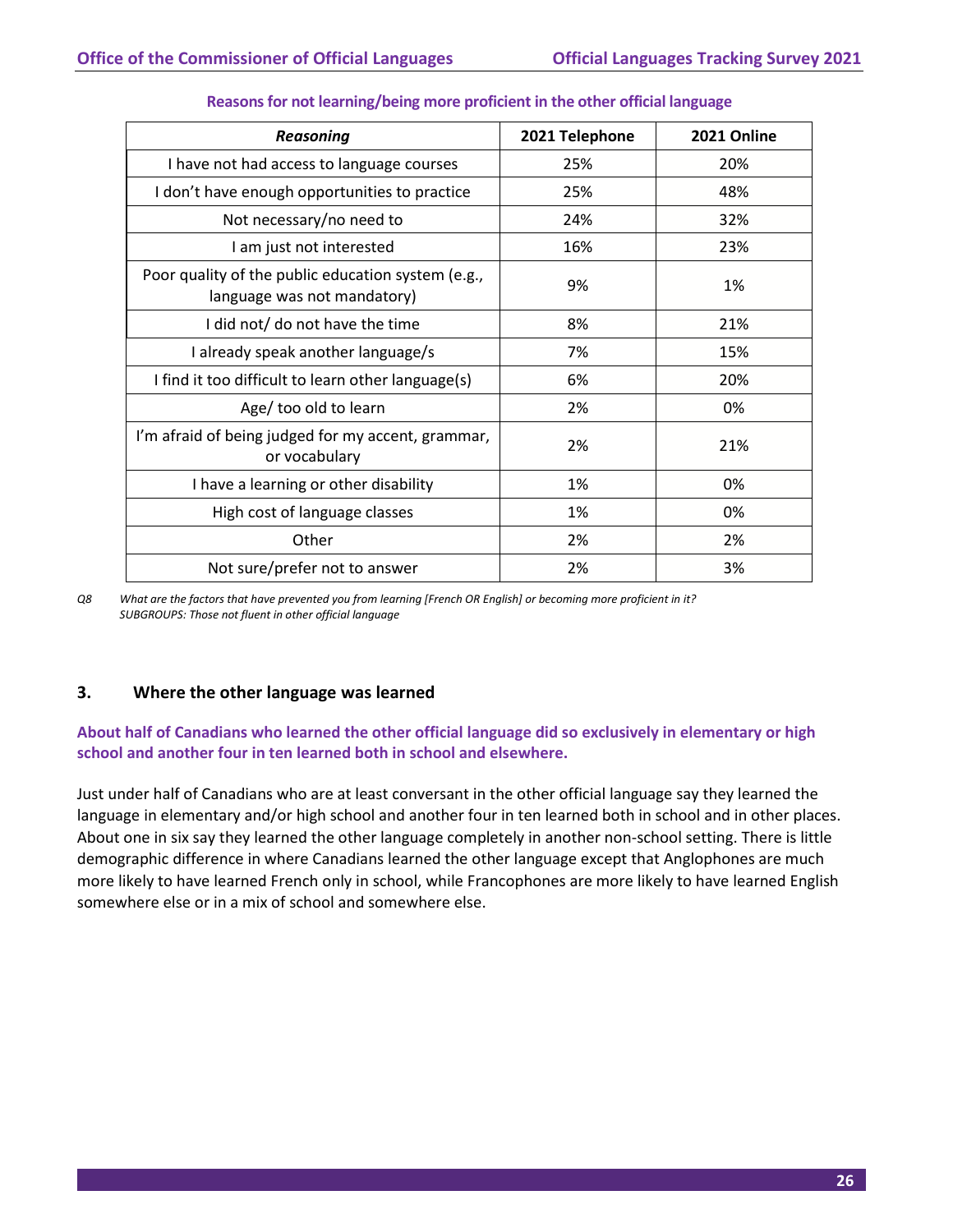**Reasons for not learning/being more proficient in the other official language**

| *Reasoning* | 2021 Telephone | 2021 Online |
|---|---|---|
| I have not had access to language courses | 25% | 20% |
| I don't have enough opportunities to practice | 25% | 48% |
| Not necessary/no need to | 24% | 32% |
| I am just not interested | 16% | 23% |
| Poor quality of the public education system (e.g., language was not mandatory) | 9% | 1% |
| I did not/ do not have the time | 8% | 21% |
| I already speak another language/s | 7% | 15% |
| I find it too difficult to learn other language(s) | 6% | 20% |
| Age/ too old to learn | 2% | 0% |
| I'm afraid of being judged for my accent, grammar, or vocabulary | 2% | 21% |
| I have a learning or other disability | 1% | 0% |
| High cost of language classes | 1% | 0% |
| Other | 2% | 2% |
| Not sure/prefer not to answer | 2% | 3% |

*Q8 What are the factors that have prevented you from learning [French OR English] or becoming more proficient in it?*
*SUBGROUPS: Those not fluent in other official language*

## 3. Where the other language was learned

**About half of Canadians who learned the other official language did so exclusively in elementary or high school and another four in ten learned both in school and elsewhere.**

Just under half of Canadians who are at least conversant in the other official language say they learned the language in elementary and/or high school and another four in ten learned both in school and in other places. About one in six say they learned the other language completely in another non-school setting. There is little demographic difference in where Canadians learned the other language except that Anglophones are much more likely to have learned French only in school, while Francophones are more likely to have learned English somewhere else or in a mix of school and somewhere else.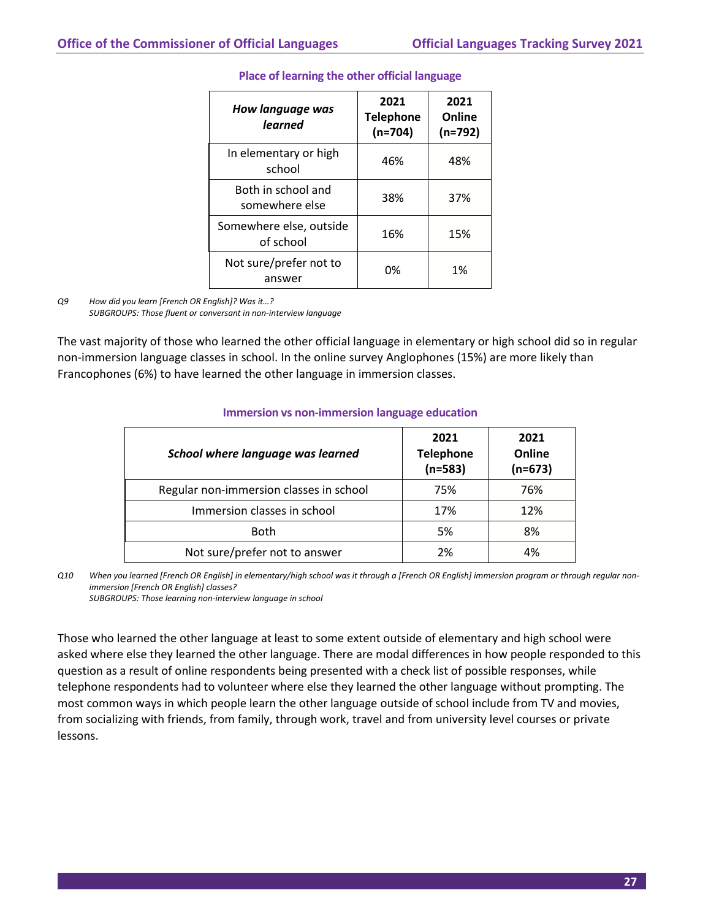#### Place of learning the other official language

| *How language was learned* | 2021 Telephone (n=704) | 2021 Online (n=792) |
|---|---|---|
| In elementary or high school | 46% | 48% |
| Both in school and somewhere else | 38% | 37% |
| Somewhere else, outside of school | 16% | 15% |
| Not sure/prefer not to answer | 0% | 1% |

*Q9 How did you learn [French OR English]? Was it…?*
*SUBGROUPS: Those fluent or conversant in non-interview language*

The vast majority of those who learned the other official language in elementary or high school did so in regular non-immersion language classes in school. In the online survey Anglophones (15%) are more likely than Francophones (6%) to have learned the other language in immersion classes.

#### Immersion vs non-immersion language education

| *School where language was learned* | 2021 Telephone (n=583) | 2021 Online (n=673) |
|---|---|---|
| Regular non-immersion classes in school | 75% | 76% |
| Immersion classes in school | 17% | 12% |
| Both | 5% | 8% |
| Not sure/prefer not to answer | 2% | 4% |

*Q10 When you learned [French OR English] in elementary/high school was it through a [French OR English] immersion program or through regular non-immersion [French OR English] classes?*
*SUBGROUPS: Those learning non-interview language in school*

Those who learned the other language at least to some extent outside of elementary and high school were asked where else they learned the other language. There are modal differences in how people responded to this question as a result of online respondents being presented with a check list of possible responses, while telephone respondents had to volunteer where else they learned the other language without prompting. The most common ways in which people learn the other language outside of school include from TV and movies, from socializing with friends, from family, through work, travel and from university level courses or private lessons.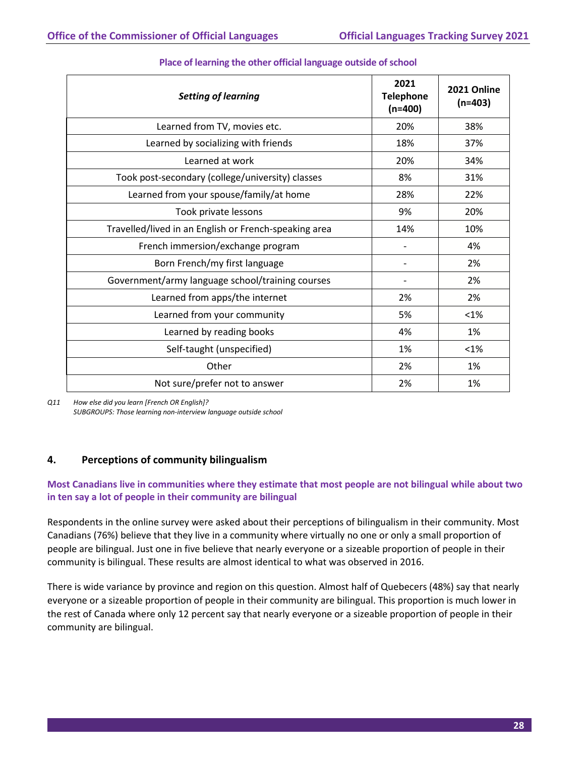**Place of learning the other official language outside of school**

| *Setting of learning* | 2021 Telephone (n=400) | 2021 Online (n=403) |
|---|---|---|
| Learned from TV, movies etc. | 20% | 38% |
| Learned by socializing with friends | 18% | 37% |
| Learned at work | 20% | 34% |
| Took post-secondary (college/university) classes | 8% | 31% |
| Learned from your spouse/family/at home | 28% | 22% |
| Took private lessons | 9% | 20% |
| Travelled/lived in an English or French-speaking area | 14% | 10% |
| French immersion/exchange program | - | 4% |
| Born French/my first language | - | 2% |
| Government/army language school/training courses | - | 2% |
| Learned from apps/the internet | 2% | 2% |
| Learned from your community | 5% | <1% |
| Learned by reading books | 4% | 1% |
| Self-taught (unspecified) | 1% | <1% |
| Other | 2% | 1% |
| Not sure/prefer not to answer | 2% | 1% |

*Q11 How else did you learn [French OR English]?*
*SUBGROUPS: Those learning non-interview language outside school*

## 4. Perceptions of community bilingualism

**Most Canadians live in communities where they estimate that most people are not bilingual while about two in ten say a lot of people in their community are bilingual**

Respondents in the online survey were asked about their perceptions of bilingualism in their community. Most Canadians (76%) believe that they live in a community where virtually no one or only a small proportion of people are bilingual. Just one in five believe that nearly everyone or a sizeable proportion of people in their community is bilingual. These results are almost identical to what was observed in 2016.

There is wide variance by province and region on this question. Almost half of Quebecers (48%) say that nearly everyone or a sizeable proportion of people in their community are bilingual. This proportion is much lower in the rest of Canada where only 12 percent say that nearly everyone or a sizeable proportion of people in their community are bilingual.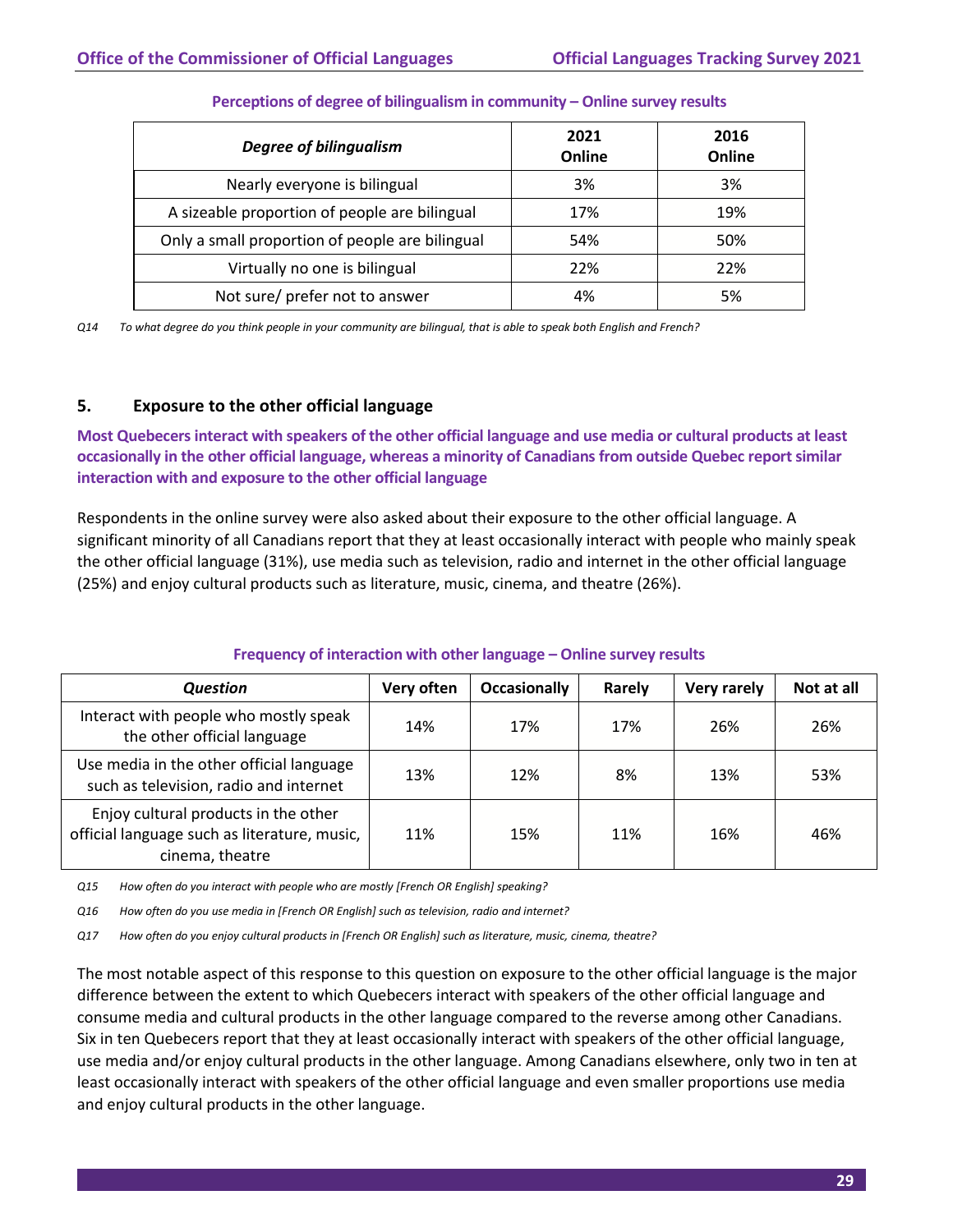**Perceptions of degree of bilingualism in community – Online survey results**

| *Degree of bilingualism* | 2021 Online | 2016 Online |
|---|---|---|
| Nearly everyone is bilingual | 3% | 3% |
| A sizeable proportion of people are bilingual | 17% | 19% |
| Only a small proportion of people are bilingual | 54% | 50% |
| Virtually no one is bilingual | 22% | 22% |
| Not sure/ prefer not to answer | 4% | 5% |

*Q14 To what degree do you think people in your community are bilingual, that is able to speak both English and French?*

## 5. Exposure to the other official language

**Most Quebecers interact with speakers of the other official language and use media or cultural products at least occasionally in the other official language, whereas a minority of Canadians from outside Quebec report similar interaction with and exposure to the other official language**

Respondents in the online survey were also asked about their exposure to the other official language. A significant minority of all Canadians report that they at least occasionally interact with people who mainly speak the other official language (31%), use media such as television, radio and internet in the other official language (25%) and enjoy cultural products such as literature, music, cinema, and theatre (26%).

**Frequency of interaction with other language – Online survey results**

| *Question* | Very often | Occasionally | Rarely | Very rarely | Not at all |
|---|---|---|---|---|---|
| Interact with people who mostly speak the other official language | 14% | 17% | 17% | 26% | 26% |
| Use media in the other official language such as television, radio and internet | 13% | 12% | 8% | 13% | 53% |
| Enjoy cultural products in the other official language such as literature, music, cinema, theatre | 11% | 15% | 11% | 16% | 46% |

*Q15 How often do you interact with people who are mostly [French OR English] speaking?*

*Q16 How often do you use media in [French OR English] such as television, radio and internet?*

*Q17 How often do you enjoy cultural products in [French OR English] such as literature, music, cinema, theatre?*

The most notable aspect of this response to this question on exposure to the other official language is the major difference between the extent to which Quebecers interact with speakers of the other official language and consume media and cultural products in the other language compared to the reverse among other Canadians. Six in ten Quebecers report that they at least occasionally interact with speakers of the other official language, use media and/or enjoy cultural products in the other language. Among Canadians elsewhere, only two in ten at least occasionally interact with speakers of the other official language and even smaller proportions use media and enjoy cultural products in the other language.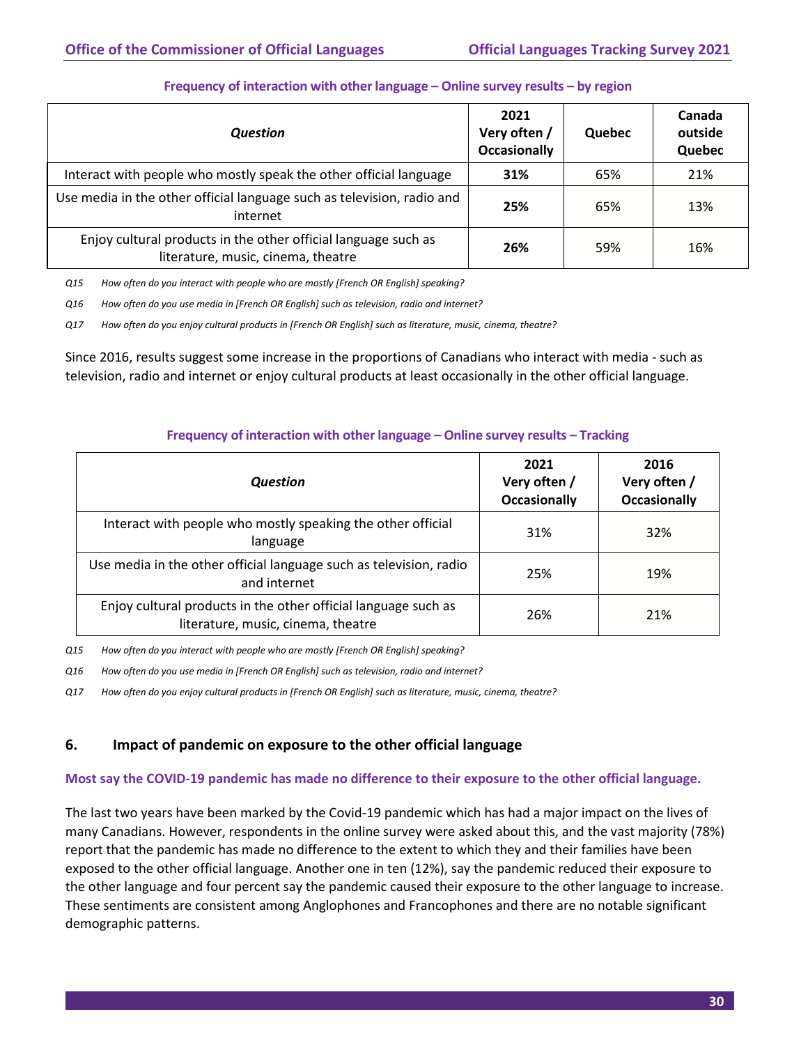**Frequency of interaction with other language – Online survey results – by region**

| *Question* | 2021 Very often / Occasionally | Quebec | Canada outside Quebec |
|---|---|---|---|
| Interact with people who mostly speak the other official language | **31%** | 65% | 21% |
| Use media in the other official language such as television, radio and internet | **25%** | 65% | 13% |
| Enjoy cultural products in the other official language such as literature, music, cinema, theatre | **26%** | 59% | 16% |

*Q15 How often do you interact with people who are mostly [French OR English] speaking?*

*Q16 How often do you use media in [French OR English] such as television, radio and internet?*

*Q17 How often do you enjoy cultural products in [French OR English] such as literature, music, cinema, theatre?*

Since 2016, results suggest some increase in the proportions of Canadians who interact with media - such as television, radio and internet or enjoy cultural products at least occasionally in the other official language.

**Frequency of interaction with other language – Online survey results – Tracking**

| *Question* | 2021 Very often / Occasionally | 2016 Very often / Occasionally |
|---|---|---|
| Interact with people who mostly speaking the other official language | 31% | 32% |
| Use media in the other official language such as television, radio and internet | 25% | 19% |
| Enjoy cultural products in the other official language such as literature, music, cinema, theatre | 26% | 21% |

*Q15 How often do you interact with people who are mostly [French OR English] speaking?*

*Q16 How often do you use media in [French OR English] such as television, radio and internet?*

*Q17 How often do you enjoy cultural products in [French OR English] such as literature, music, cinema, theatre?*

## 6. Impact of pandemic on exposure to the other official language

**Most say the COVID-19 pandemic has made no difference to their exposure to the other official language.**

The last two years have been marked by the Covid-19 pandemic which has had a major impact on the lives of many Canadians. However, respondents in the online survey were asked about this, and the vast majority (78%) report that the pandemic has made no difference to the extent to which they and their families have been exposed to the other official language. Another one in ten (12%), say the pandemic reduced their exposure to the other language and four percent say the pandemic caused their exposure to the other language to increase. These sentiments are consistent among Anglophones and Francophones and there are no notable significant demographic patterns.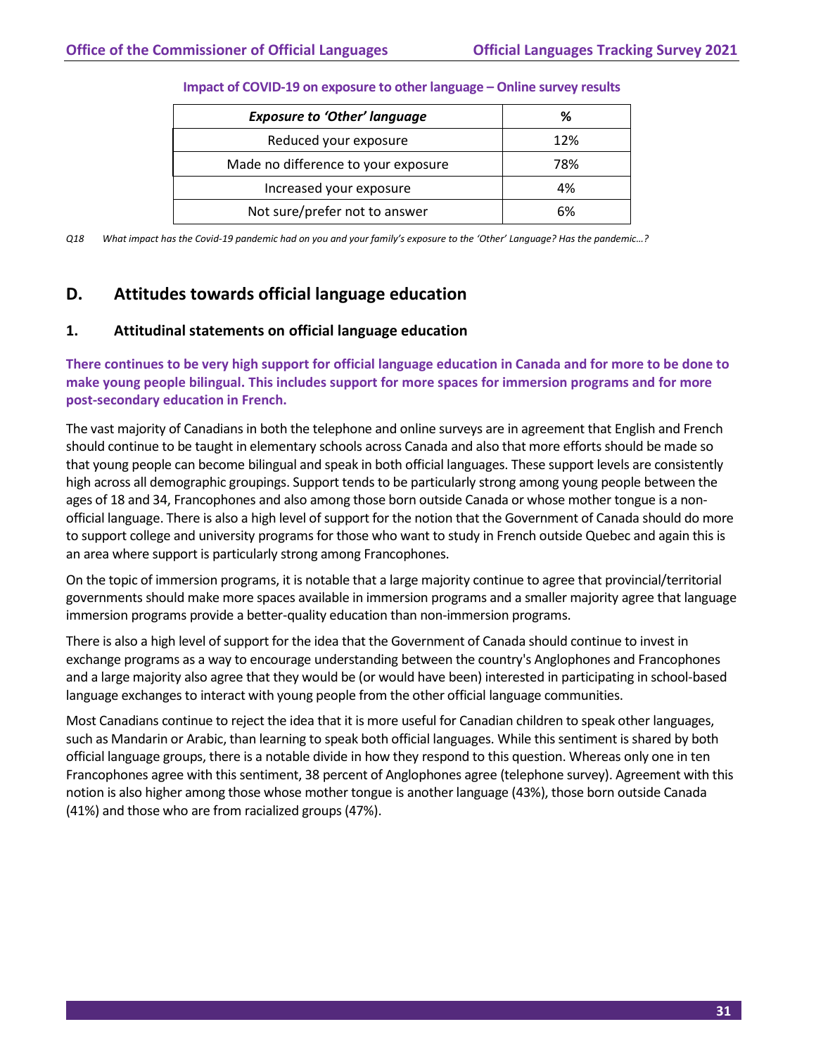**Impact of COVID-19 on exposure to other language – Online survey results**

| *Exposure to 'Other' language* | % |
|---|---|
| Reduced your exposure | 12% |
| Made no difference to your exposure | 78% |
| Increased your exposure | 4% |
| Not sure/prefer not to answer | 6% |

*Q18 What impact has the Covid-19 pandemic had on you and your family's exposure to the 'Other' Language? Has the pandemic…?*

## D. Attitudes towards official language education

### 1. Attitudinal statements on official language education

**There continues to be very high support for official language education in Canada and for more to be done to make young people bilingual. This includes support for more spaces for immersion programs and for more post-secondary education in French.**

The vast majority of Canadians in both the telephone and online surveys are in agreement that English and French should continue to be taught in elementary schools across Canada and also that more efforts should be made so that young people can become bilingual and speak in both official languages. These support levels are consistently high across all demographic groupings. Support tends to be particularly strong among young people between the ages of 18 and 34, Francophones and also among those born outside Canada or whose mother tongue is a non-official language. There is also a high level of support for the notion that the Government of Canada should do more to support college and university programs for those who want to study in French outside Quebec and again this is an area where support is particularly strong among Francophones.

On the topic of immersion programs, it is notable that a large majority continue to agree that provincial/territorial governments should make more spaces available in immersion programs and a smaller majority agree that language immersion programs provide a better-quality education than non-immersion programs.

There is also a high level of support for the idea that the Government of Canada should continue to invest in exchange programs as a way to encourage understanding between the country's Anglophones and Francophones and a large majority also agree that they would be (or would have been) interested in participating in school-based language exchanges to interact with young people from the other official language communities.

Most Canadians continue to reject the idea that it is more useful for Canadian children to speak other languages, such as Mandarin or Arabic, than learning to speak both official languages. While this sentiment is shared by both official language groups, there is a notable divide in how they respond to this question. Whereas only one in ten Francophones agree with this sentiment, 38 percent of Anglophones agree (telephone survey). Agreement with this notion is also higher among those whose mother tongue is another language (43%), those born outside Canada (41%) and those who are from racialized groups (47%).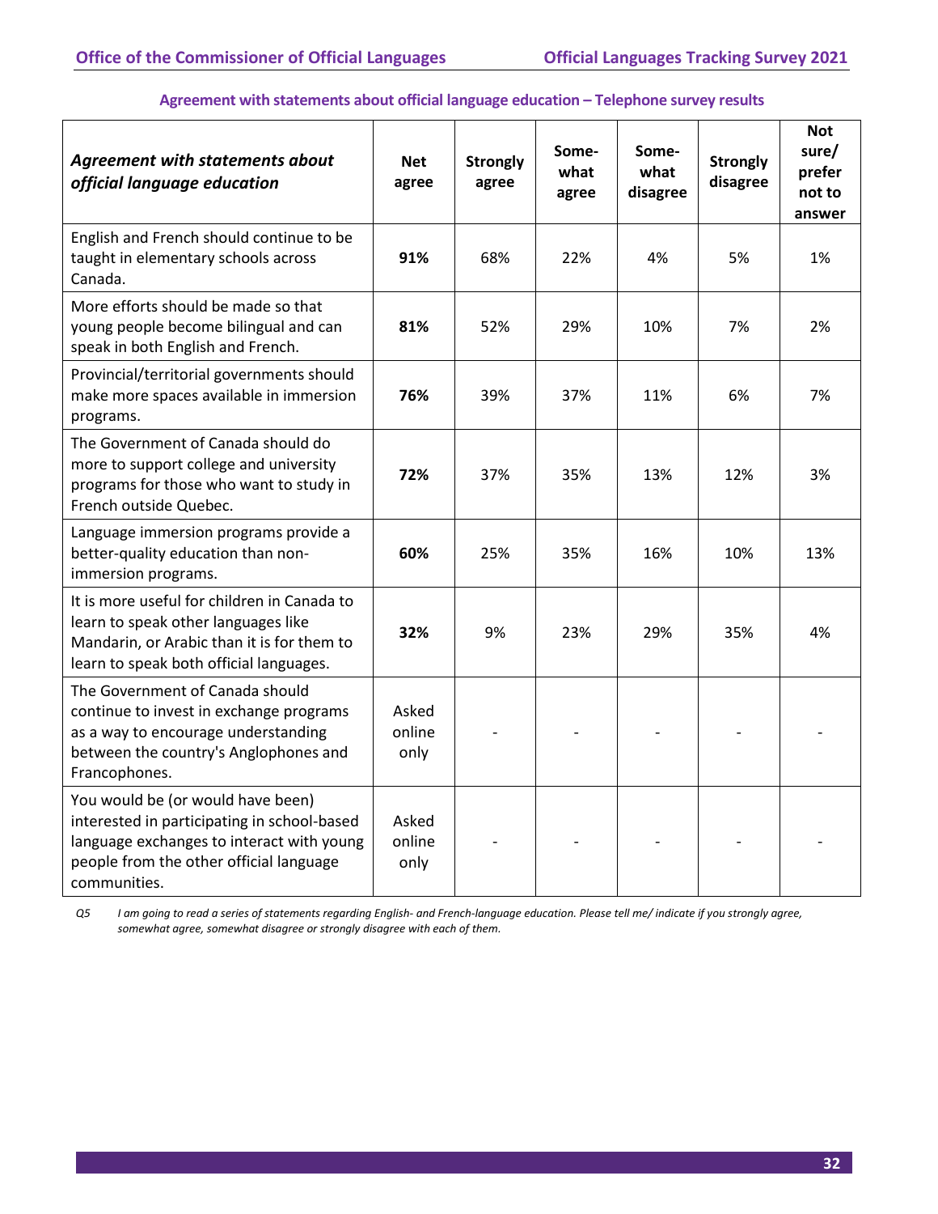**Agreement with statements about official language education – Telephone survey results**

| *Agreement with statements about official language education* | Net agree | Strongly agree | Some-what agree | Some-what disagree | Strongly disagree | Not sure/ prefer not to answer |
|---|---|---|---|---|---|---|
| English and French should continue to be taught in elementary schools across Canada. | **91%** | 68% | 22% | 4% | 5% | 1% |
| More efforts should be made so that young people become bilingual and can speak in both English and French. | **81%** | 52% | 29% | 10% | 7% | 2% |
| Provincial/territorial governments should make more spaces available in immersion programs. | **76%** | 39% | 37% | 11% | 6% | 7% |
| The Government of Canada should do more to support college and university programs for those who want to study in French outside Quebec. | **72%** | 37% | 35% | 13% | 12% | 3% |
| Language immersion programs provide a better-quality education than non-immersion programs. | **60%** | 25% | 35% | 16% | 10% | 13% |
| It is more useful for children in Canada to learn to speak other languages like Mandarin, or Arabic than it is for them to learn to speak both official languages. | **32%** | 9% | 23% | 29% | 35% | 4% |
| The Government of Canada should continue to invest in exchange programs as a way to encourage understanding between the country's Anglophones and Francophones. | Asked online only | - | - | - | - | - |
| You would be (or would have been) interested in participating in school-based language exchanges to interact with young people from the other official language communities. | Asked online only | - | - | - | - | - |

*Q5 I am going to read a series of statements regarding English- and French-language education. Please tell me/ indicate if you strongly agree, somewhat agree, somewhat disagree or strongly disagree with each of them.*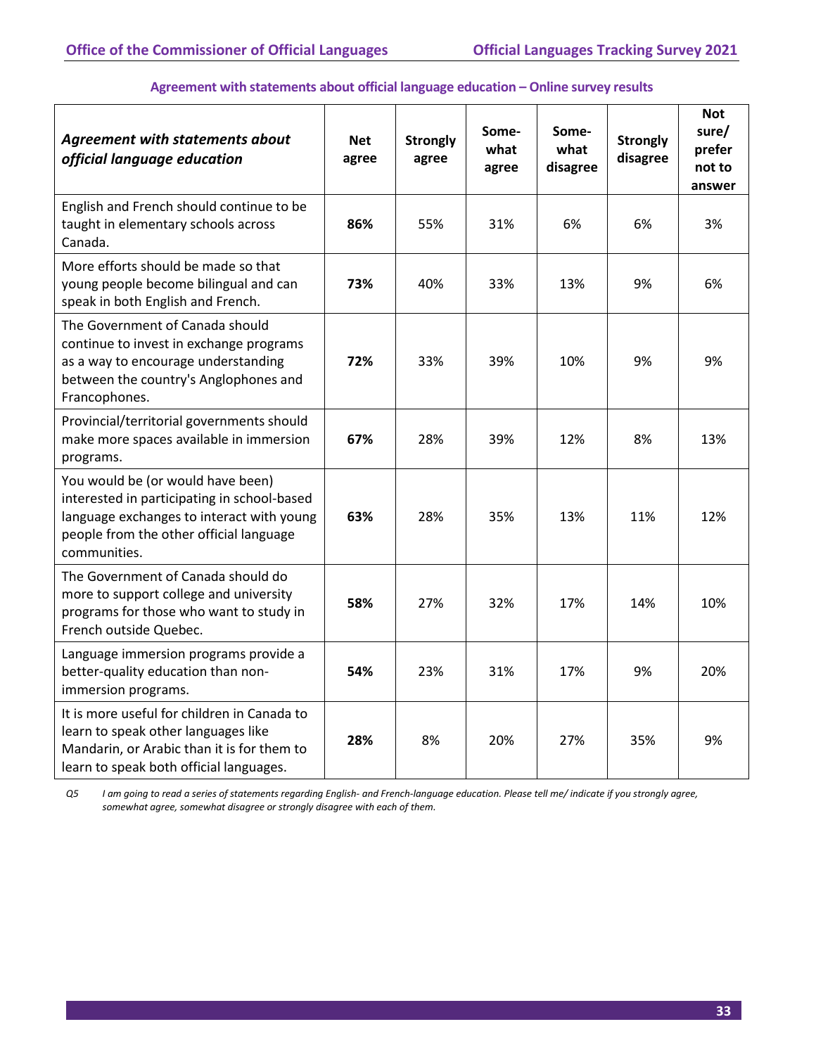**Agreement with statements about official language education – Online survey results**

| *Agreement with statements about official language education* | Net agree | Strongly agree | Some-what agree | Some-what disagree | Strongly disagree | Not sure/ prefer not to answer |
|---|---|---|---|---|---|---|
| English and French should continue to be taught in elementary schools across Canada. | **86%** | 55% | 31% | 6% | 6% | 3% |
| More efforts should be made so that young people become bilingual and can speak in both English and French. | **73%** | 40% | 33% | 13% | 9% | 6% |
| The Government of Canada should continue to invest in exchange programs as a way to encourage understanding between the country's Anglophones and Francophones. | **72%** | 33% | 39% | 10% | 9% | 9% |
| Provincial/territorial governments should make more spaces available in immersion programs. | **67%** | 28% | 39% | 12% | 8% | 13% |
| You would be (or would have been) interested in participating in school-based language exchanges to interact with young people from the other official language communities. | **63%** | 28% | 35% | 13% | 11% | 12% |
| The Government of Canada should do more to support college and university programs for those who want to study in French outside Quebec. | **58%** | 27% | 32% | 17% | 14% | 10% |
| Language immersion programs provide a better-quality education than non-immersion programs. | **54%** | 23% | 31% | 17% | 9% | 20% |
| It is more useful for children in Canada to learn to speak other languages like Mandarin, or Arabic than it is for them to learn to speak both official languages. | **28%** | 8% | 20% | 27% | 35% | 9% |

*Q5 I am going to read a series of statements regarding English- and French-language education. Please tell me/ indicate if you strongly agree, somewhat agree, somewhat disagree or strongly disagree with each of them.*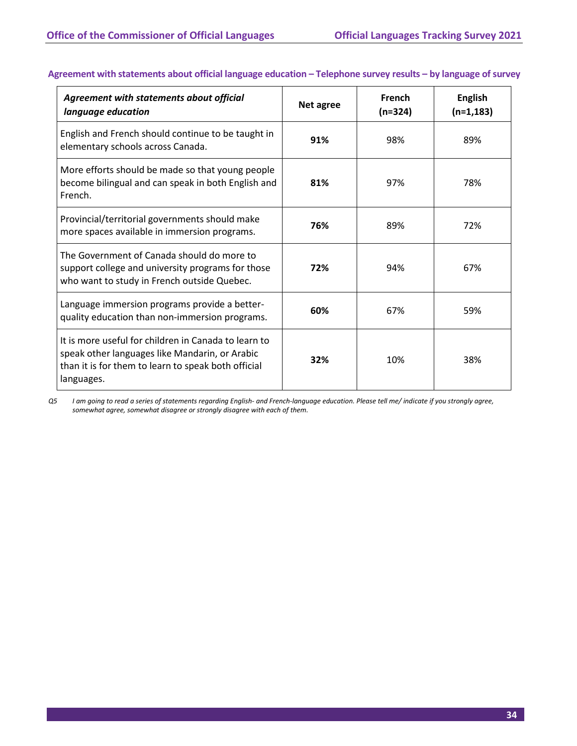### Agreement with statements about official language education – Telephone survey results – by language of survey

| *Agreement with statements about official language education* | **Net agree** | **French (n=324)** | **English (n=1,183)** |
|---|---|---|---|
| English and French should continue to be taught in elementary schools across Canada. | **91%** | 98% | 89% |
| More efforts should be made so that young people become bilingual and can speak in both English and French. | **81%** | 97% | 78% |
| Provincial/territorial governments should make more spaces available in immersion programs. | **76%** | 89% | 72% |
| The Government of Canada should do more to support college and university programs for those who want to study in French outside Quebec. | **72%** | 94% | 67% |
| Language immersion programs provide a better-quality education than non-immersion programs. | **60%** | 67% | 59% |
| It is more useful for children in Canada to learn to speak other languages like Mandarin, or Arabic than it is for them to learn to speak both official languages. | **32%** | 10% | 38% |

*Q5 I am going to read a series of statements regarding English- and French-language education. Please tell me/ indicate if you strongly agree, somewhat agree, somewhat disagree or strongly disagree with each of them.*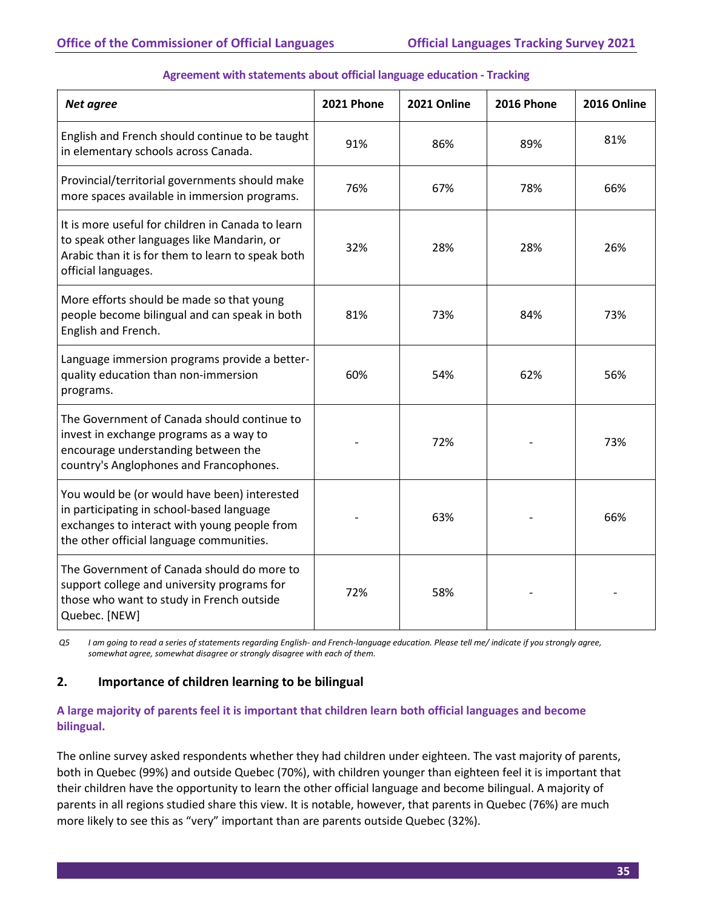**Agreement with statements about official language education - Tracking**

| *Net agree* | 2021 Phone | 2021 Online | 2016 Phone | 2016 Online |
|---|---|---|---|---|
| English and French should continue to be taught in elementary schools across Canada. | 91% | 86% | 89% | 81% |
| Provincial/territorial governments should make more spaces available in immersion programs. | 76% | 67% | 78% | 66% |
| It is more useful for children in Canada to learn to speak other languages like Mandarin, or Arabic than it is for them to learn to speak both official languages. | 32% | 28% | 28% | 26% |
| More efforts should be made so that young people become bilingual and can speak in both English and French. | 81% | 73% | 84% | 73% |
| Language immersion programs provide a better-quality education than non-immersion programs. | 60% | 54% | 62% | 56% |
| The Government of Canada should continue to invest in exchange programs as a way to encourage understanding between the country's Anglophones and Francophones. | - | 72% | - | 73% |
| You would be (or would have been) interested in participating in school-based language exchanges to interact with young people from the other official language communities. | - | 63% | - | 66% |
| The Government of Canada should do more to support college and university programs for those who want to study in French outside Quebec. [NEW] | 72% | 58% | - | - |

*Q5 I am going to read a series of statements regarding English- and French-language education. Please tell me/ indicate if you strongly agree, somewhat agree, somewhat disagree or strongly disagree with each of them.*

## 2. Importance of children learning to be bilingual

### A large majority of parents feel it is important that children learn both official languages and become bilingual.

The online survey asked respondents whether they had children under eighteen. The vast majority of parents, both in Quebec (99%) and outside Quebec (70%), with children younger than eighteen feel it is important that their children have the opportunity to learn the other official language and become bilingual. A majority of parents in all regions studied share this view. It is notable, however, that parents in Quebec (76%) are much more likely to see this as "very" important than are parents outside Quebec (32%).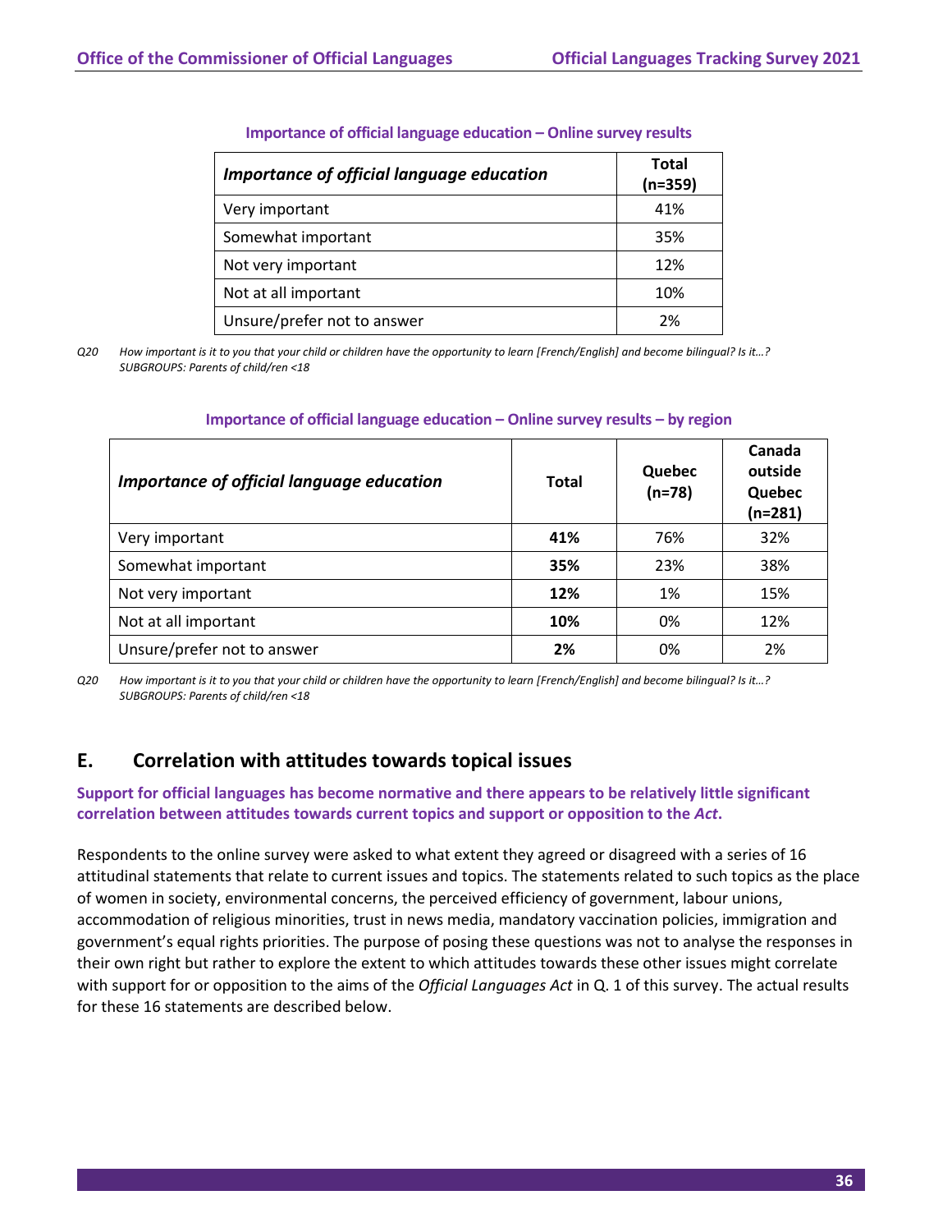**Importance of official language education – Online survey results**

| *Importance of official language education* | Total (n=359) |
|---|---|
| Very important | 41% |
| Somewhat important | 35% |
| Not very important | 12% |
| Not at all important | 10% |
| Unsure/prefer not to answer | 2% |

*Q20 How important is it to you that your child or children have the opportunity to learn [French/English] and become bilingual? Is it…?*
*SUBGROUPS: Parents of child/ren <18*

**Importance of official language education – Online survey results – by region**

| *Importance of official language education* | Total | Quebec (n=78) | Canada outside Quebec (n=281) |
|---|---|---|---|
| Very important | **41%** | 76% | 32% |
| Somewhat important | **35%** | 23% | 38% |
| Not very important | **12%** | 1% | 15% |
| Not at all important | **10%** | 0% | 12% |
| Unsure/prefer not to answer | **2%** | 0% | 2% |

*Q20 How important is it to you that your child or children have the opportunity to learn [French/English] and become bilingual? Is it…?*
*SUBGROUPS: Parents of child/ren <18*

## E. Correlation with attitudes towards topical issues

**Support for official languages has become normative and there appears to be relatively little significant correlation between attitudes towards current topics and support or opposition to the *Act*.**

Respondents to the online survey were asked to what extent they agreed or disagreed with a series of 16 attitudinal statements that relate to current issues and topics. The statements related to such topics as the place of women in society, environmental concerns, the perceived efficiency of government, labour unions, accommodation of religious minorities, trust in news media, mandatory vaccination policies, immigration and government's equal rights priorities. The purpose of posing these questions was not to analyse the responses in their own right but rather to explore the extent to which attitudes towards these other issues might correlate with support for or opposition to the aims of the *Official Languages Act* in Q. 1 of this survey. The actual results for these 16 statements are described below.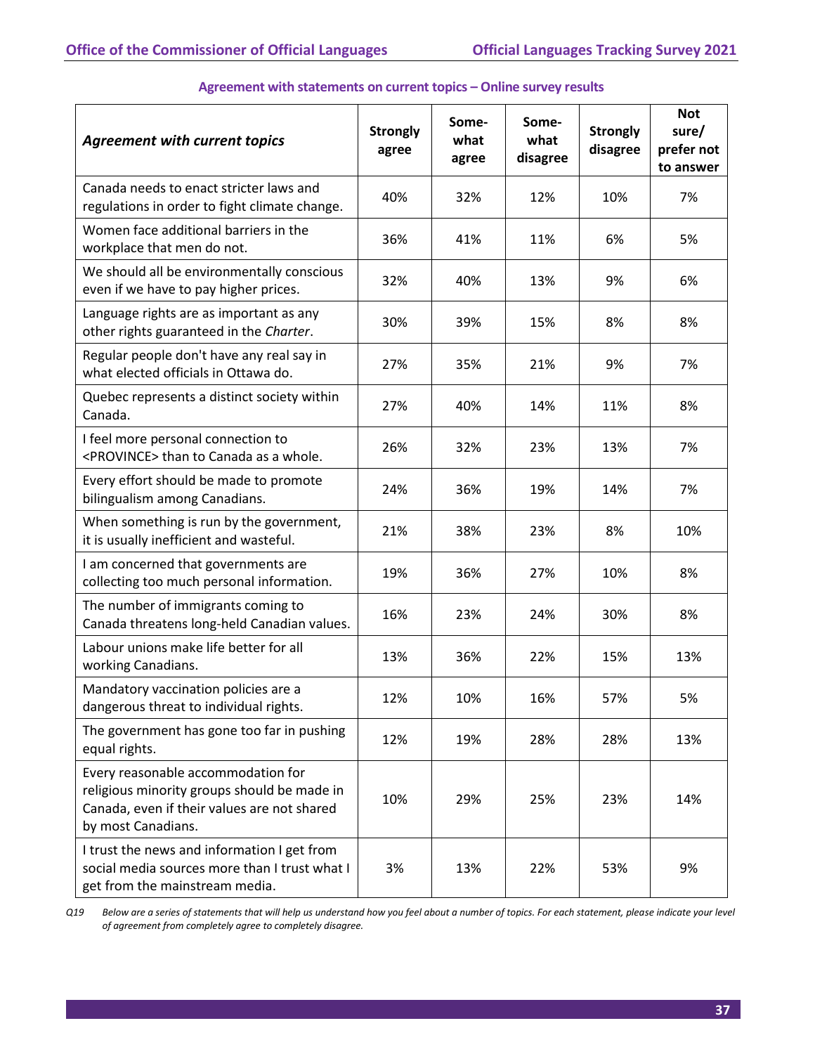**Agreement with statements on current topics – Online survey results**

| *Agreement with current topics* | Strongly agree | Some-what agree | Some-what disagree | Strongly disagree | Not sure/ prefer not to answer |
|---|---|---|---|---|---|
| Canada needs to enact stricter laws and regulations in order to fight climate change. | 40% | 32% | 12% | 10% | 7% |
| Women face additional barriers in the workplace that men do not. | 36% | 41% | 11% | 6% | 5% |
| We should all be environmentally conscious even if we have to pay higher prices. | 32% | 40% | 13% | 9% | 6% |
| Language rights are as important as any other rights guaranteed in the *Charter*. | 30% | 39% | 15% | 8% | 8% |
| Regular people don't have any real say in what elected officials in Ottawa do. | 27% | 35% | 21% | 9% | 7% |
| Quebec represents a distinct society within Canada. | 27% | 40% | 14% | 11% | 8% |
| I feel more personal connection to <PROVINCE> than to Canada as a whole. | 26% | 32% | 23% | 13% | 7% |
| Every effort should be made to promote bilingualism among Canadians. | 24% | 36% | 19% | 14% | 7% |
| When something is run by the government, it is usually inefficient and wasteful. | 21% | 38% | 23% | 8% | 10% |
| I am concerned that governments are collecting too much personal information. | 19% | 36% | 27% | 10% | 8% |
| The number of immigrants coming to Canada threatens long-held Canadian values. | 16% | 23% | 24% | 30% | 8% |
| Labour unions make life better for all working Canadians. | 13% | 36% | 22% | 15% | 13% |
| Mandatory vaccination policies are a dangerous threat to individual rights. | 12% | 10% | 16% | 57% | 5% |
| The government has gone too far in pushing equal rights. | 12% | 19% | 28% | 28% | 13% |
| Every reasonable accommodation for religious minority groups should be made in Canada, even if their values are not shared by most Canadians. | 10% | 29% | 25% | 23% | 14% |
| I trust the news and information I get from social media sources more than I trust what I get from the mainstream media. | 3% | 13% | 22% | 53% | 9% |

*Q19 Below are a series of statements that will help us understand how you feel about a number of topics. For each statement, please indicate your level of agreement from completely agree to completely disagree.*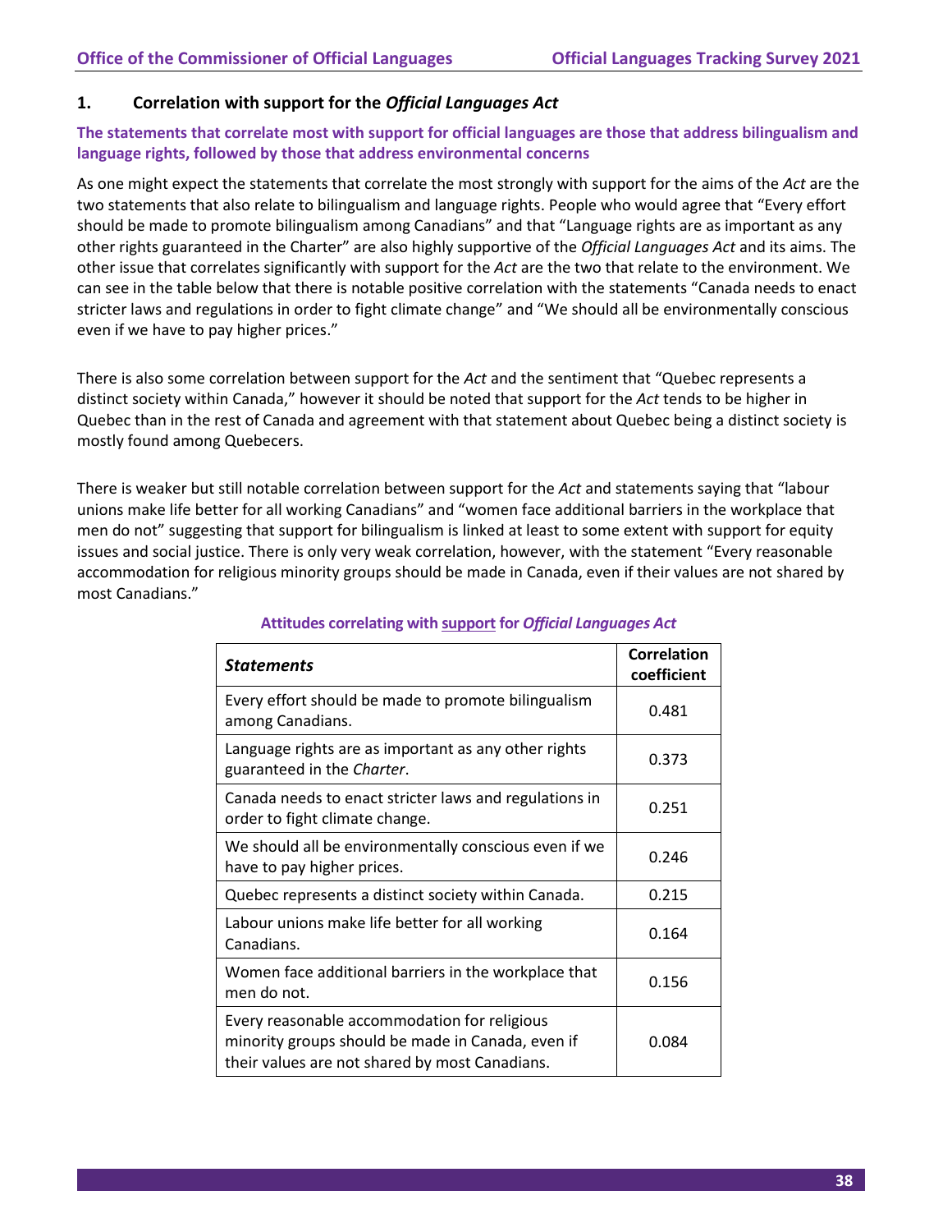## 1. Correlation with support for the *Official Languages Act*

**The statements that correlate most with support for official languages are those that address bilingualism and language rights, followed by those that address environmental concerns**

As one might expect the statements that correlate the most strongly with support for the aims of the *Act* are the two statements that also relate to bilingualism and language rights. People who would agree that "Every effort should be made to promote bilingualism among Canadians" and that "Language rights are as important as any other rights guaranteed in the Charter" are also highly supportive of the *Official Languages Act* and its aims. The other issue that correlates significantly with support for the *Act* are the two that relate to the environment. We can see in the table below that there is notable positive correlation with the statements "Canada needs to enact stricter laws and regulations in order to fight climate change" and "We should all be environmentally conscious even if we have to pay higher prices."

There is also some correlation between support for the *Act* and the sentiment that "Quebec represents a distinct society within Canada," however it should be noted that support for the *Act* tends to be higher in Quebec than in the rest of Canada and agreement with that statement about Quebec being a distinct society is mostly found among Quebecers.

There is weaker but still notable correlation between support for the *Act* and statements saying that "labour unions make life better for all working Canadians" and "women face additional barriers in the workplace that men do not" suggesting that support for bilingualism is linked at least to some extent with support for equity issues and social justice. There is only very weak correlation, however, with the statement "Every reasonable accommodation for religious minority groups should be made in Canada, even if their values are not shared by most Canadians."

**Attitudes correlating with support for *Official Languages Act***

| *Statements* | Correlation coefficient |
|---|---|
| Every effort should be made to promote bilingualism among Canadians. | 0.481 |
| Language rights are as important as any other rights guaranteed in the *Charter*. | 0.373 |
| Canada needs to enact stricter laws and regulations in order to fight climate change. | 0.251 |
| We should all be environmentally conscious even if we have to pay higher prices. | 0.246 |
| Quebec represents a distinct society within Canada. | 0.215 |
| Labour unions make life better for all working Canadians. | 0.164 |
| Women face additional barriers in the workplace that men do not. | 0.156 |
| Every reasonable accommodation for religious minority groups should be made in Canada, even if their values are not shared by most Canadians. | 0.084 |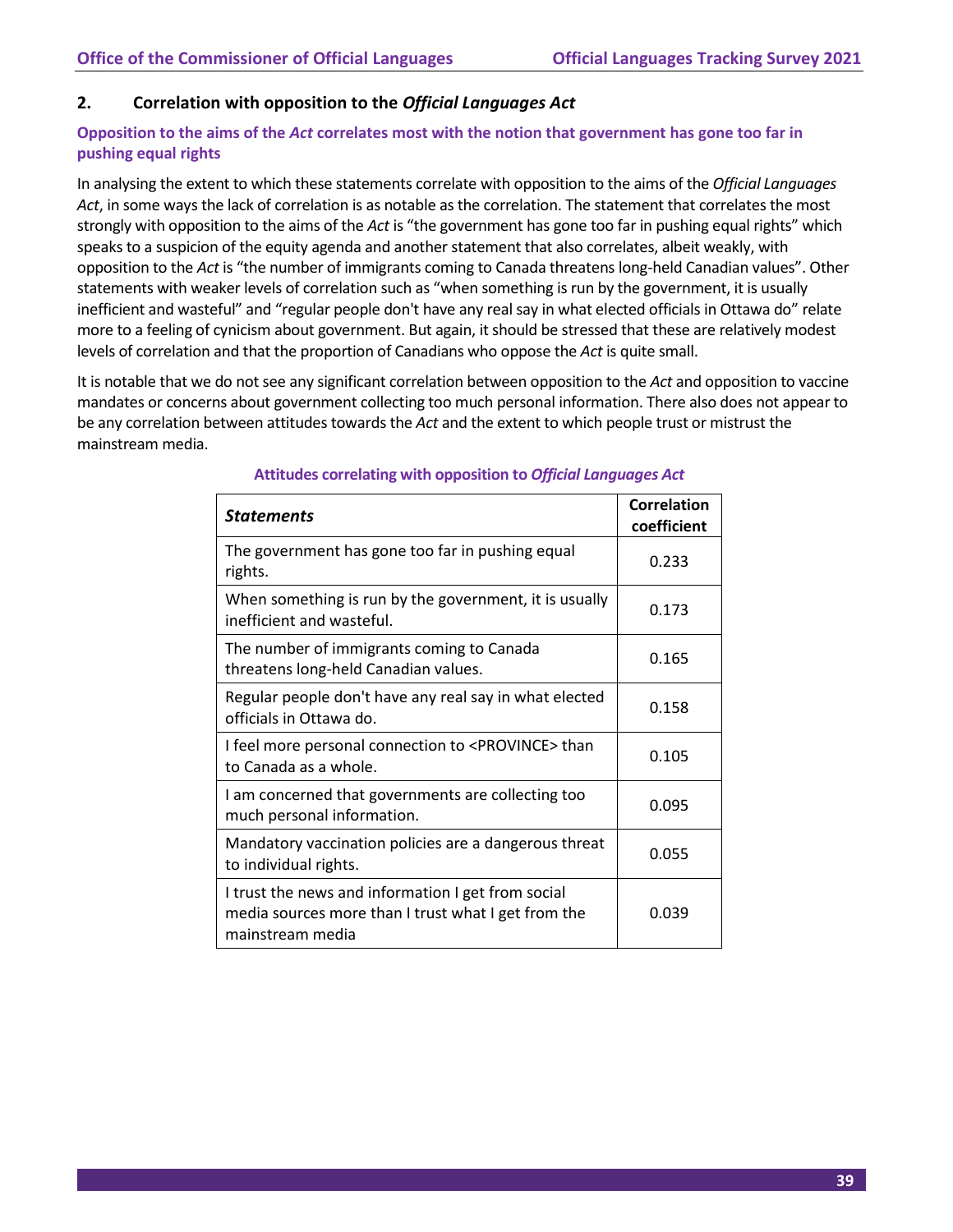## 2. Correlation with opposition to the *Official Languages Act*

### Opposition to the aims of the *Act* correlates most with the notion that government has gone too far in pushing equal rights

In analysing the extent to which these statements correlate with opposition to the aims of the *Official Languages Act*, in some ways the lack of correlation is as notable as the correlation. The statement that correlates the most strongly with opposition to the aims of the *Act* is "the government has gone too far in pushing equal rights" which speaks to a suspicion of the equity agenda and another statement that also correlates, albeit weakly, with opposition to the *Act* is "the number of immigrants coming to Canada threatens long-held Canadian values". Other statements with weaker levels of correlation such as "when something is run by the government, it is usually inefficient and wasteful" and "regular people don't have any real say in what elected officials in Ottawa do" relate more to a feeling of cynicism about government. But again, it should be stressed that these are relatively modest levels of correlation and that the proportion of Canadians who oppose the *Act* is quite small.

It is notable that we do not see any significant correlation between opposition to the *Act* and opposition to vaccine mandates or concerns about government collecting too much personal information. There also does not appear to be any correlation between attitudes towards the *Act* and the extent to which people trust or mistrust the mainstream media.

**Attitudes correlating with opposition to *Official Languages Act***

| *Statements* | Correlation coefficient |
|---|---|
| The government has gone too far in pushing equal rights. | 0.233 |
| When something is run by the government, it is usually inefficient and wasteful. | 0.173 |
| The number of immigrants coming to Canada threatens long-held Canadian values. | 0.165 |
| Regular people don't have any real say in what elected officials in Ottawa do. | 0.158 |
| I feel more personal connection to <PROVINCE> than to Canada as a whole. | 0.105 |
| I am concerned that governments are collecting too much personal information. | 0.095 |
| Mandatory vaccination policies are a dangerous threat to individual rights. | 0.055 |
| I trust the news and information I get from social media sources more than I trust what I get from the mainstream media | 0.039 |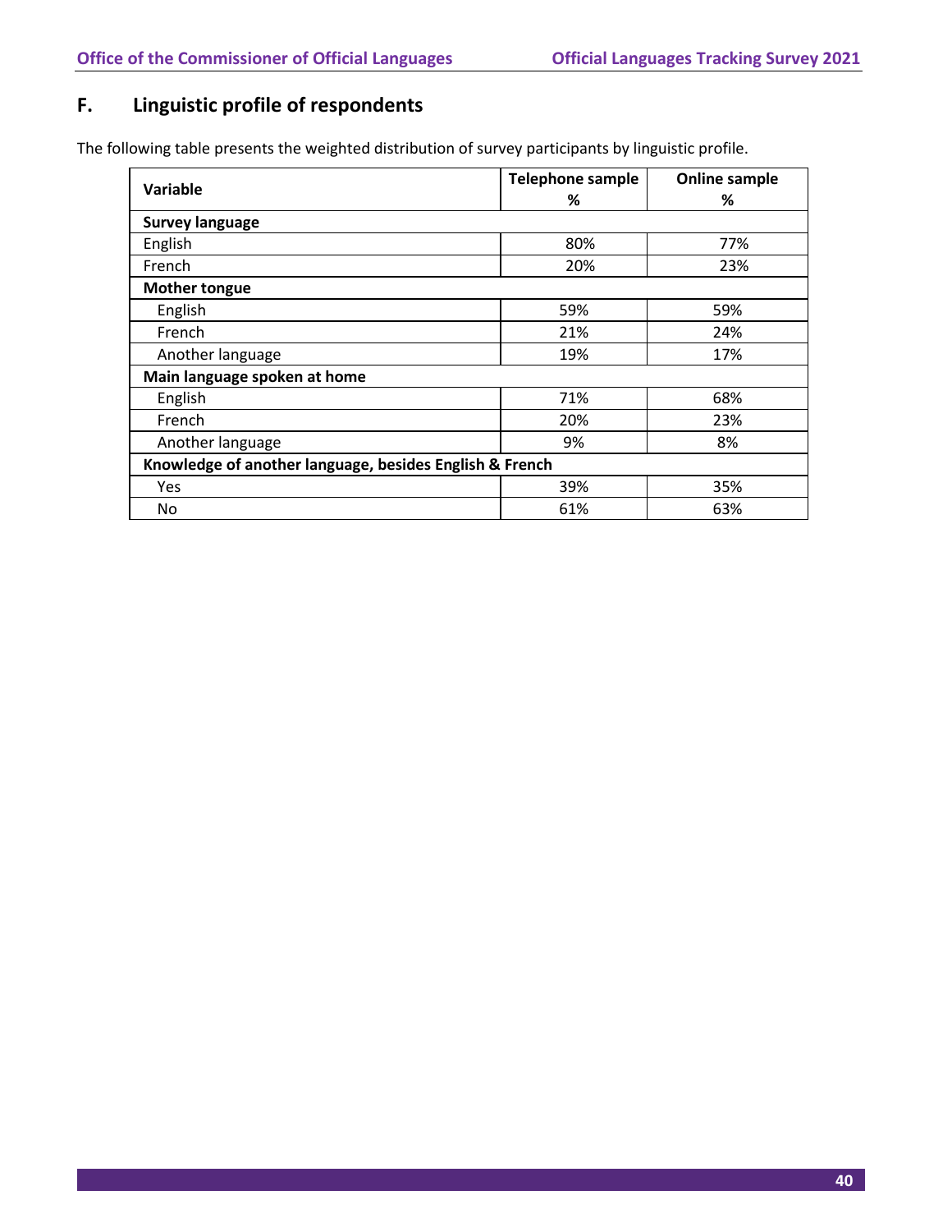## F. Linguistic profile of respondents

The following table presents the weighted distribution of survey participants by linguistic profile.

| Variable | Telephone sample % | Online sample % |
|---|---|---|
| **Survey language** | | |
| English | 80% | 77% |
| French | 20% | 23% |
| **Mother tongue** | | |
| English | 59% | 59% |
| French | 21% | 24% |
| Another language | 19% | 17% |
| **Main language spoken at home** | | |
| English | 71% | 68% |
| French | 20% | 23% |
| Another language | 9% | 8% |
| **Knowledge of another language, besides English & French** | | |
| Yes | 39% | 35% |
| No | 61% | 63% |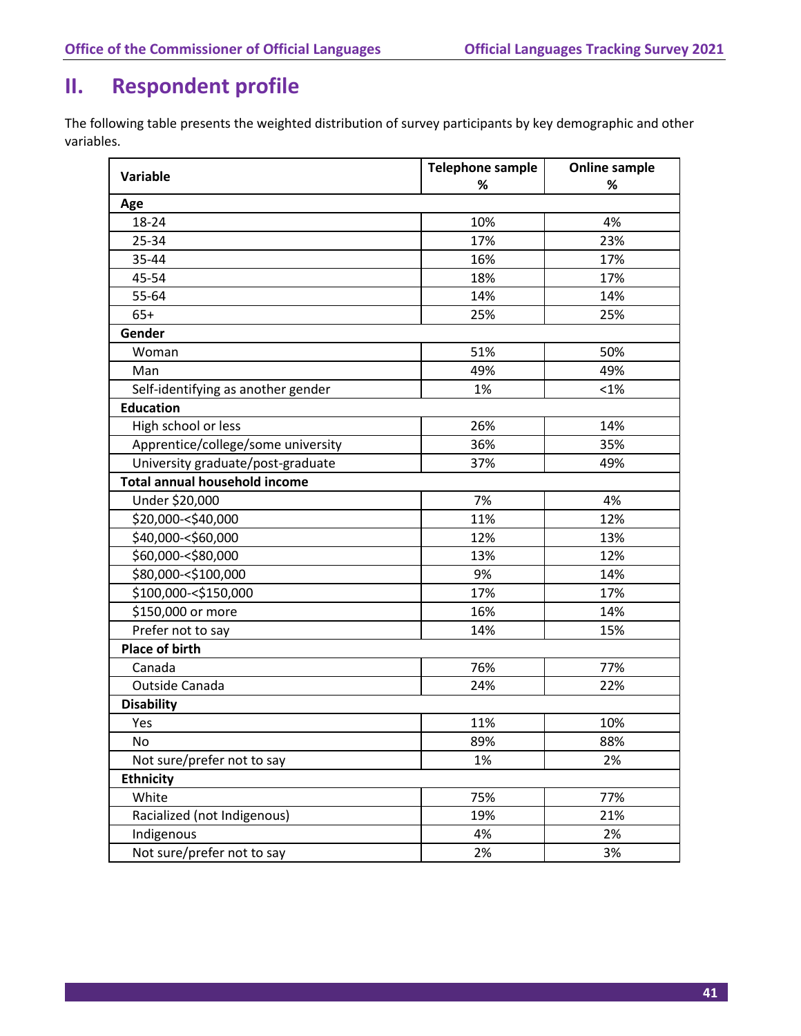# II. Respondent profile

The following table presents the weighted distribution of survey participants by key demographic and other variables.

| Variable | Telephone sample % | Online sample % |
|---|---|---|
| **Age** | | |
| 18-24 | 10% | 4% |
| 25-34 | 17% | 23% |
| 35-44 | 16% | 17% |
| 45-54 | 18% | 17% |
| 55-64 | 14% | 14% |
| 65+ | 25% | 25% |
| **Gender** | | |
| Woman | 51% | 50% |
| Man | 49% | 49% |
| Self-identifying as another gender | 1% | <1% |
| **Education** | | |
| High school or less | 26% | 14% |
| Apprentice/college/some university | 36% | 35% |
| University graduate/post-graduate | 37% | 49% |
| **Total annual household income** | | |
| Under $20,000 | 7% | 4% |
| $20,000-<$40,000 | 11% | 12% |
| $40,000-<$60,000 | 12% | 13% |
| $60,000-<$80,000 | 13% | 12% |
| $80,000-<$100,000 | 9% | 14% |
| $100,000-<$150,000 | 17% | 17% |
| $150,000 or more | 16% | 14% |
| Prefer not to say | 14% | 15% |
| **Place of birth** | | |
| Canada | 76% | 77% |
| Outside Canada | 24% | 22% |
| **Disability** | | |
| Yes | 11% | 10% |
| No | 89% | 88% |
| Not sure/prefer not to say | 1% | 2% |
| **Ethnicity** | | |
| White | 75% | 77% |
| Racialized (not Indigenous) | 19% | 21% |
| Indigenous | 4% | 2% |
| Not sure/prefer not to say | 2% | 3% |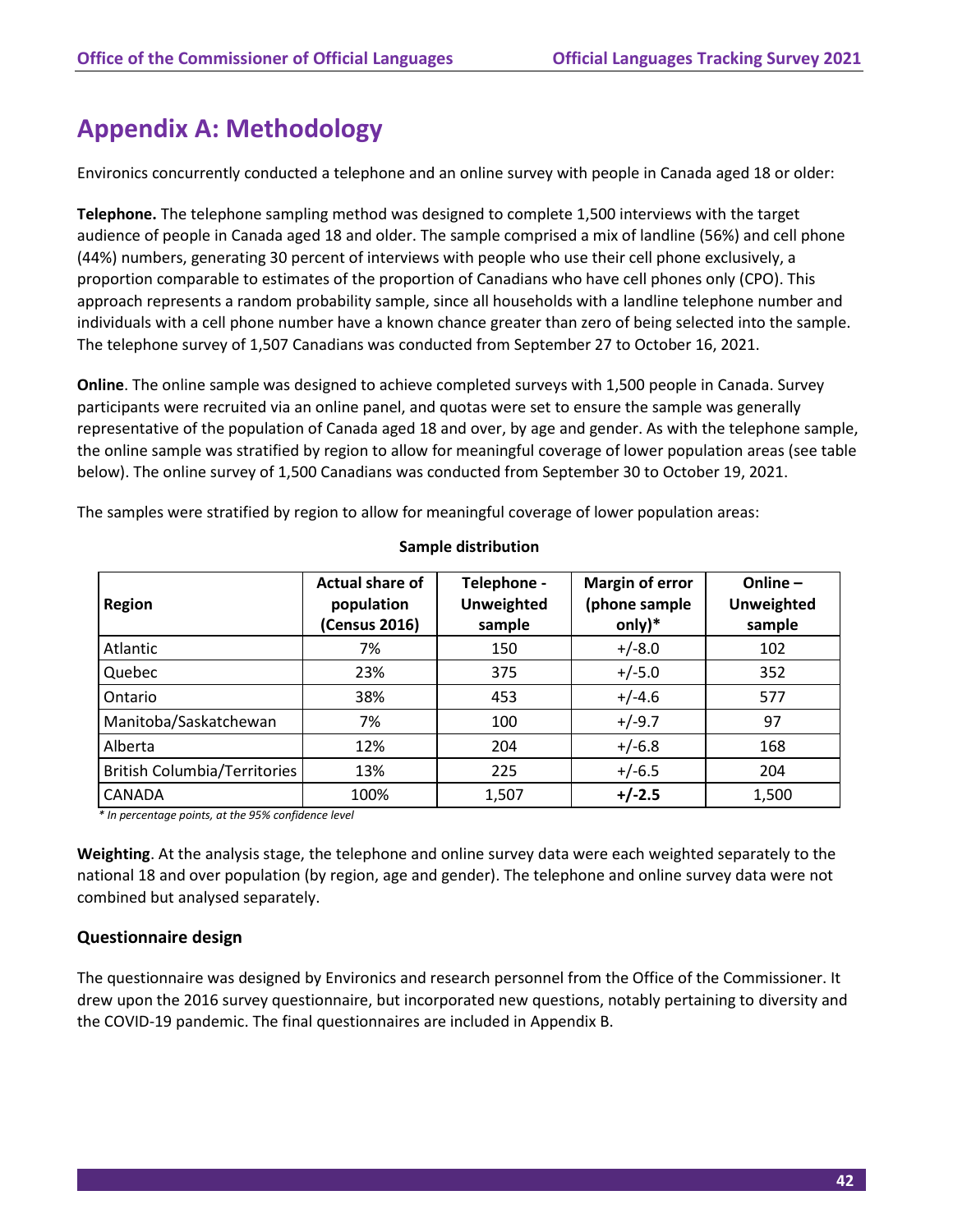# Appendix A: Methodology

Environics concurrently conducted a telephone and an online survey with people in Canada aged 18 or older:

**Telephone.** The telephone sampling method was designed to complete 1,500 interviews with the target audience of people in Canada aged 18 and older. The sample comprised a mix of landline (56%) and cell phone (44%) numbers, generating 30 percent of interviews with people who use their cell phone exclusively, a proportion comparable to estimates of the proportion of Canadians who have cell phones only (CPO). This approach represents a random probability sample, since all households with a landline telephone number and individuals with a cell phone number have a known chance greater than zero of being selected into the sample. The telephone survey of 1,507 Canadians was conducted from September 27 to October 16, 2021.

**Online**. The online sample was designed to achieve completed surveys with 1,500 people in Canada. Survey participants were recruited via an online panel, and quotas were set to ensure the sample was generally representative of the population of Canada aged 18 and over, by age and gender. As with the telephone sample, the online sample was stratified by region to allow for meaningful coverage of lower population areas (see table below). The online survey of 1,500 Canadians was conducted from September 30 to October 19, 2021.

The samples were stratified by region to allow for meaningful coverage of lower population areas:

**Sample distribution**

| Region | Actual share of population (Census 2016) | Telephone - Unweighted sample | Margin of error (phone sample only)* | Online – Unweighted sample |
|---|---|---|---|---|
| Atlantic | 7% | 150 | +/-8.0 | 102 |
| Quebec | 23% | 375 | +/-5.0 | 352 |
| Ontario | 38% | 453 | +/-4.6 | 577 |
| Manitoba/Saskatchewan | 7% | 100 | +/-9.7 | 97 |
| Alberta | 12% | 204 | +/-6.8 | 168 |
| British Columbia/Territories | 13% | 225 | +/-6.5 | 204 |
| CANADA | 100% | 1,507 | **+/-2.5** | 1,500 |

*\* In percentage points, at the 95% confidence level*

**Weighting**. At the analysis stage, the telephone and online survey data were each weighted separately to the national 18 and over population (by region, age and gender). The telephone and online survey data were not combined but analysed separately.

### Questionnaire design

The questionnaire was designed by Environics and research personnel from the Office of the Commissioner. It drew upon the 2016 survey questionnaire, but incorporated new questions, notably pertaining to diversity and the COVID-19 pandemic. The final questionnaires are included in Appendix B.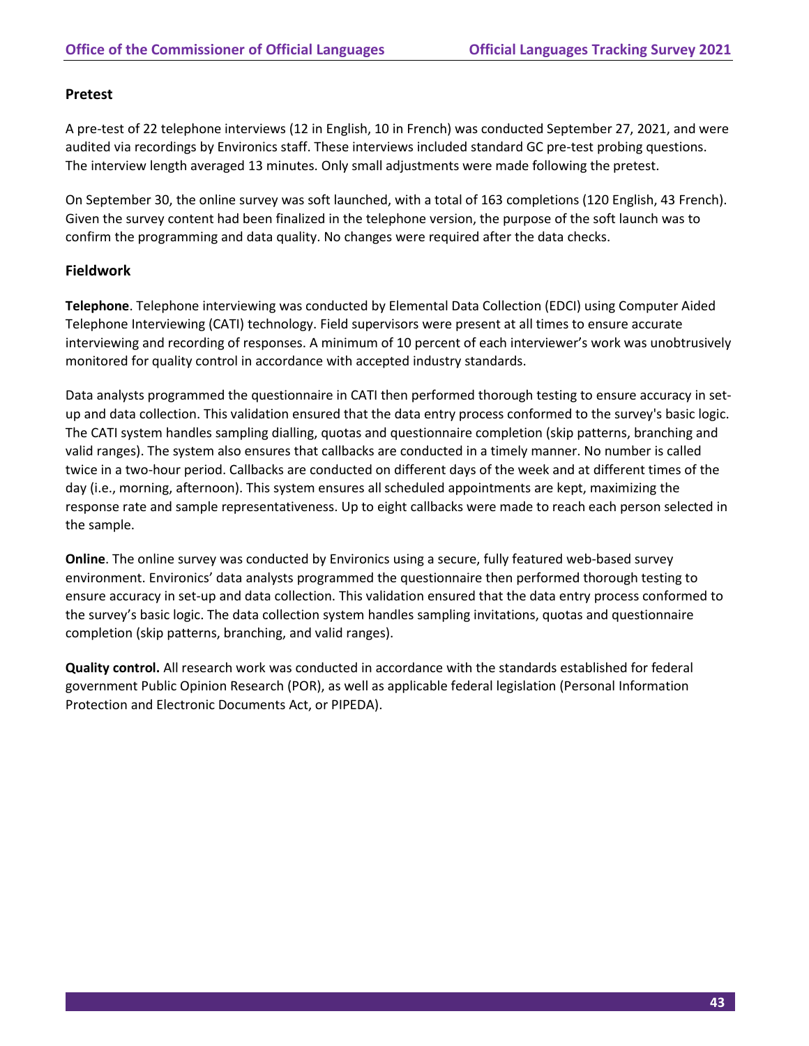### Pretest

A pre-test of 22 telephone interviews (12 in English, 10 in French) was conducted September 27, 2021, and were audited via recordings by Environics staff. These interviews included standard GC pre-test probing questions. The interview length averaged 13 minutes. Only small adjustments were made following the pretest.

On September 30, the online survey was soft launched, with a total of 163 completions (120 English, 43 French). Given the survey content had been finalized in the telephone version, the purpose of the soft launch was to confirm the programming and data quality. No changes were required after the data checks.

### Fieldwork

**Telephone**. Telephone interviewing was conducted by Elemental Data Collection (EDCI) using Computer Aided Telephone Interviewing (CATI) technology. Field supervisors were present at all times to ensure accurate interviewing and recording of responses. A minimum of 10 percent of each interviewer's work was unobtrusively monitored for quality control in accordance with accepted industry standards.

Data analysts programmed the questionnaire in CATI then performed thorough testing to ensure accuracy in set-up and data collection. This validation ensured that the data entry process conformed to the survey's basic logic. The CATI system handles sampling dialling, quotas and questionnaire completion (skip patterns, branching and valid ranges). The system also ensures that callbacks are conducted in a timely manner. No number is called twice in a two-hour period. Callbacks are conducted on different days of the week and at different times of the day (i.e., morning, afternoon). This system ensures all scheduled appointments are kept, maximizing the response rate and sample representativeness. Up to eight callbacks were made to reach each person selected in the sample.

**Online**. The online survey was conducted by Environics using a secure, fully featured web-based survey environment. Environics' data analysts programmed the questionnaire then performed thorough testing to ensure accuracy in set-up and data collection. This validation ensured that the data entry process conformed to the survey's basic logic. The data collection system handles sampling invitations, quotas and questionnaire completion (skip patterns, branching, and valid ranges).

**Quality control.** All research work was conducted in accordance with the standards established for federal government Public Opinion Research (POR), as well as applicable federal legislation (Personal Information Protection and Electronic Documents Act, or PIPEDA).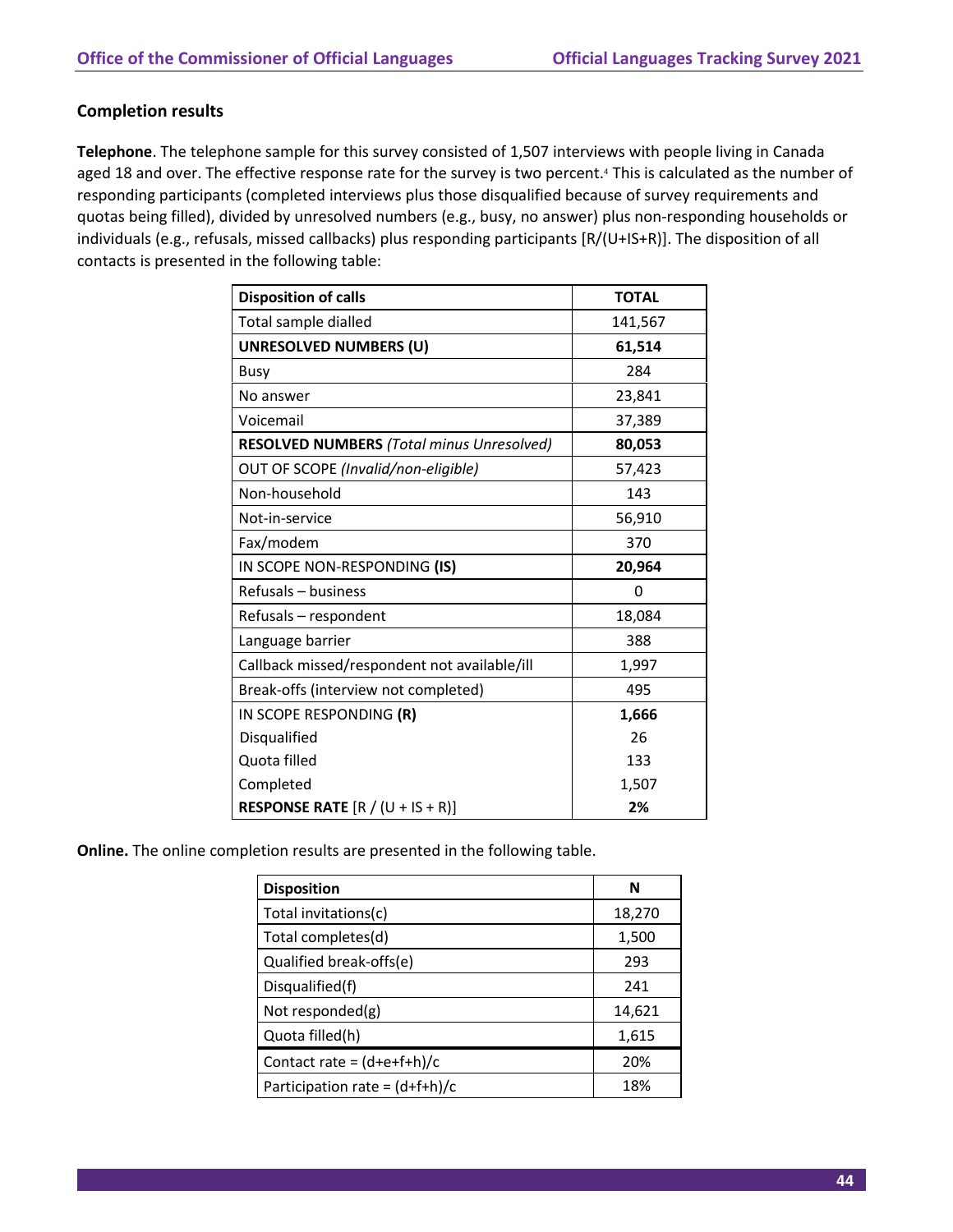### Completion results

**Telephone**. The telephone sample for this survey consisted of 1,507 interviews with people living in Canada aged 18 and over. The effective response rate for the survey is two percent.[4] This is calculated as the number of responding participants (completed interviews plus those disqualified because of survey requirements and quotas being filled), divided by unresolved numbers (e.g., busy, no answer) plus non-responding households or individuals (e.g., refusals, missed callbacks) plus responding participants [R/(U+IS+R)]. The disposition of all contacts is presented in the following table:

| Disposition of calls | TOTAL |
|---|---|
| Total sample dialled | 141,567 |
| **UNRESOLVED NUMBERS (U)** | **61,514** |
| Busy | 284 |
| No answer | 23,841 |
| Voicemail | 37,389 |
| **RESOLVED NUMBERS** *(Total minus Unresolved)* | **80,053** |
| OUT OF SCOPE *(Invalid/non-eligible)* | 57,423 |
| Non-household | 143 |
| Not-in-service | 56,910 |
| Fax/modem | 370 |
| IN SCOPE NON-RESPONDING **(IS)** | **20,964** |
| Refusals – business | 0 |
| Refusals – respondent | 18,084 |
| Language barrier | 388 |
| Callback missed/respondent not available/ill | 1,997 |
| Break-offs (interview not completed) | 495 |
| IN SCOPE RESPONDING **(R)** | **1,666** |
| Disqualified | 26 |
| Quota filled | 133 |
| Completed | 1,507 |
| **RESPONSE RATE** [R / (U + IS + R)] | **2%** |

**Online.** The online completion results are presented in the following table.

| Disposition | N |
|---|---|
| Total invitations(c) | 18,270 |
| Total completes(d) | 1,500 |
| Qualified break-offs(e) | 293 |
| Disqualified(f) | 241 |
| Not responded(g) | 14,621 |
| Quota filled(h) | 1,615 |
| Contact rate = (d+e+f+h)/c | 20% |
| Participation rate = (d+f+h)/c | 18% |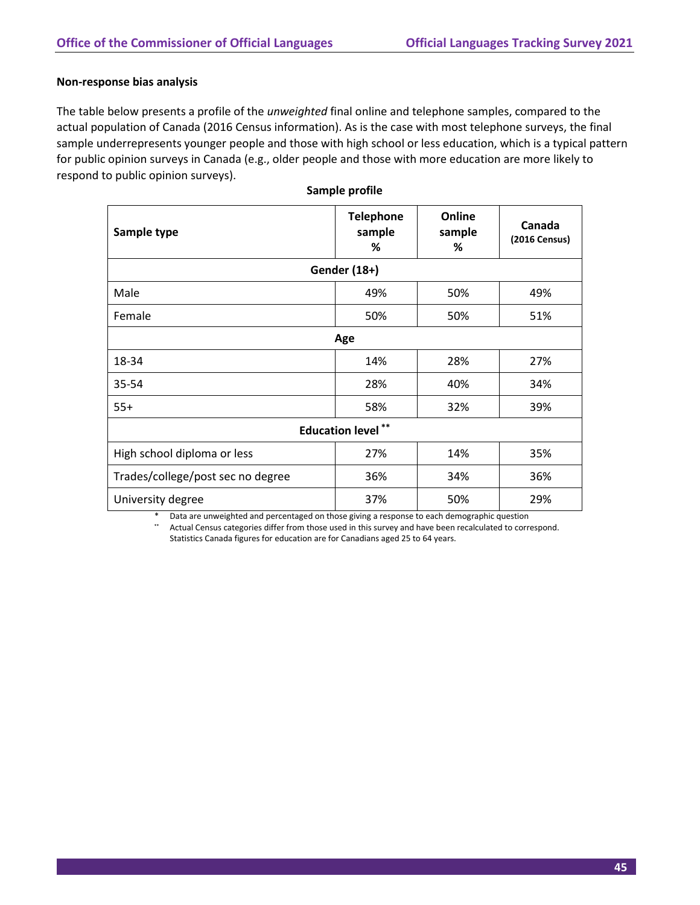**Non-response bias analysis**

The table below presents a profile of the *unweighted* final online and telephone samples, compared to the actual population of Canada (2016 Census information). As is the case with most telephone surveys, the final sample underrepresents younger people and those with high school or less education, which is a typical pattern for public opinion surveys in Canada (e.g., older people and those with more education are more likely to respond to public opinion surveys).

**Sample profile**

| Sample type | Telephone sample % | Online sample % | Canada (2016 Census) |
|---|---|---|---|
| **Gender (18+)** | | | |
| Male | 49% | 50% | 49% |
| Female | 50% | 50% | 51% |
| **Age** | | | |
| 18-34 | 14% | 28% | 27% |
| 35-54 | 28% | 40% | 34% |
| 55+ | 58% | 32% | 39% |
| **Education level \*\*** | | | |
| High school diploma or less | 27% | 14% | 35% |
| Trades/college/post sec no degree | 36% | 34% | 36% |
| University degree | 37% | 50% | 29% |

\* Data are unweighted and percentaged on those giving a response to each demographic question

\*\* Actual Census categories differ from those used in this survey and have been recalculated to correspond. Statistics Canada figures for education are for Canadians aged 25 to 64 years.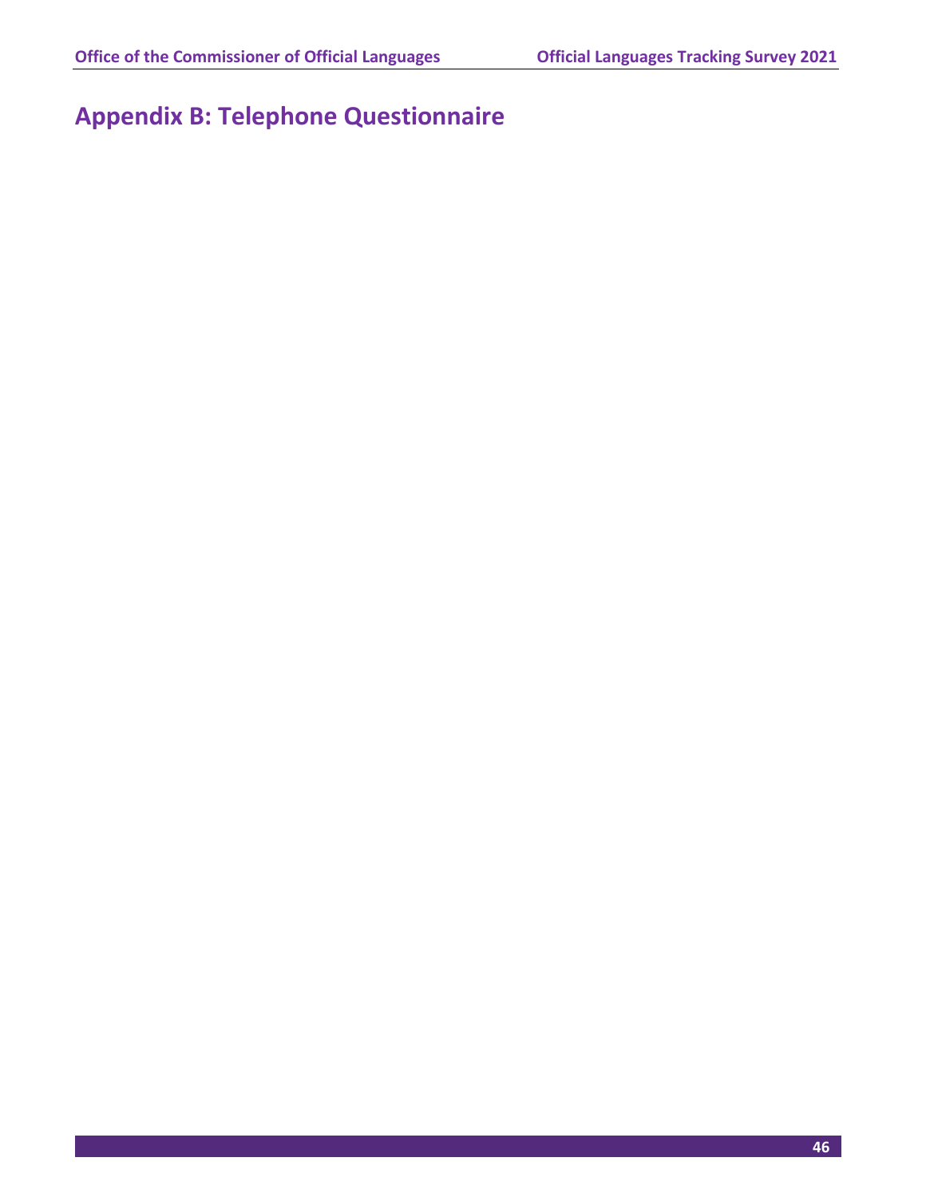# Appendix B: Telephone Questionnaire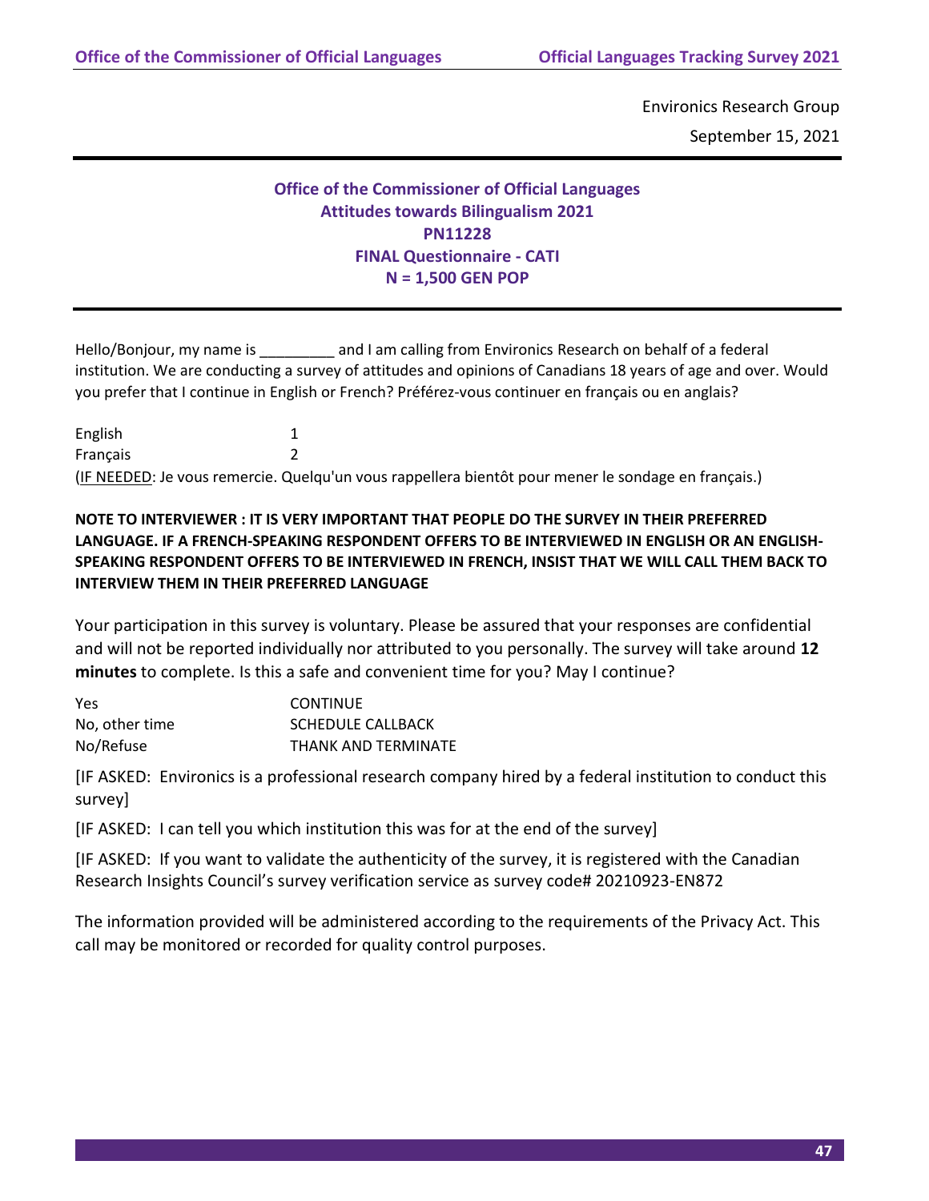Environics Research Group

September 15, 2021

**Office of the Commissioner of Official Languages**
**Attitudes towards Bilingualism 2021**
**PN11228**
**FINAL Questionnaire - CATI**
**N = 1,500 GEN POP**

Hello/Bonjour, my name is _________ and I am calling from Environics Research on behalf of a federal institution. We are conducting a survey of attitudes and opinions of Canadians 18 years of age and over. Would you prefer that I continue in English or French? Préférez-vous continuer en français ou en anglais?

| | |
|---|---|
| English | 1 |
| Français | 2 |

(IF NEEDED: Je vous remercie. Quelqu'un vous rappellera bientôt pour mener le sondage en français.)

**NOTE TO INTERVIEWER : IT IS VERY IMPORTANT THAT PEOPLE DO THE SURVEY IN THEIR PREFERRED LANGUAGE. IF A FRENCH-SPEAKING RESPONDENT OFFERS TO BE INTERVIEWED IN ENGLISH OR AN ENGLISH-SPEAKING RESPONDENT OFFERS TO BE INTERVIEWED IN FRENCH, INSIST THAT WE WILL CALL THEM BACK TO INTERVIEW THEM IN THEIR PREFERRED LANGUAGE**

Your participation in this survey is voluntary. Please be assured that your responses are confidential and will not be reported individually nor attributed to you personally. The survey will take around **12 minutes** to complete. Is this a safe and convenient time for you? May I continue?

| | |
|---|---|
| Yes | CONTINUE |
| No, other time | SCHEDULE CALLBACK |
| No/Refuse | THANK AND TERMINATE |

[IF ASKED: Environics is a professional research company hired by a federal institution to conduct this survey]

[IF ASKED: I can tell you which institution this was for at the end of the survey]

[IF ASKED: If you want to validate the authenticity of the survey, it is registered with the Canadian Research Insights Council's survey verification service as survey code# 20210923-EN872

The information provided will be administered according to the requirements of the Privacy Act. This call may be monitored or recorded for quality control purposes.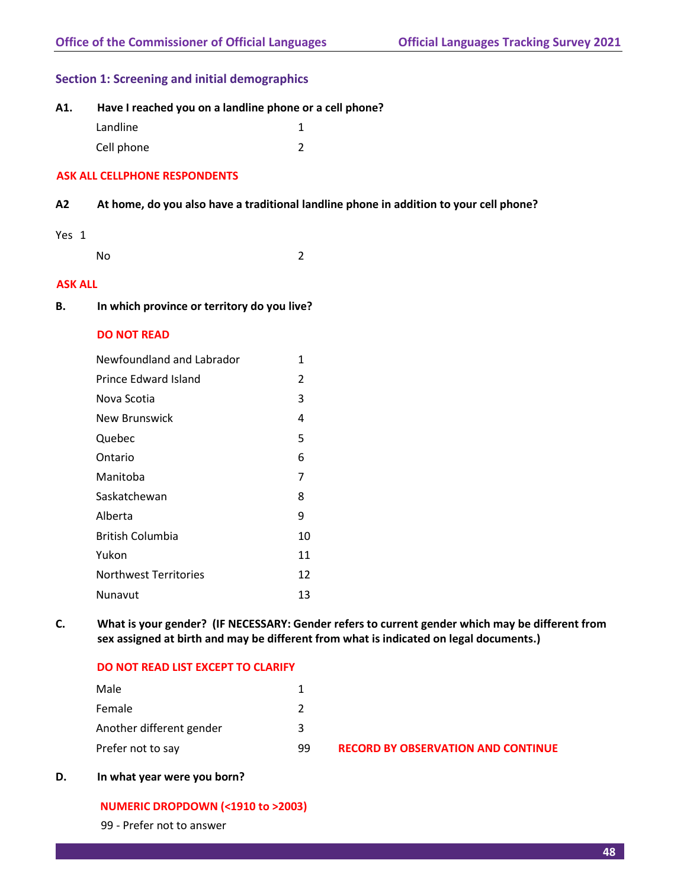## Section 1: Screening and initial demographics

**A1. Have I reached you on a landline phone or a cell phone?**

| | |
|---|---|
| Landline | 1 |
| Cell phone | 2 |

**ASK ALL CELLPHONE RESPONDENTS**

**A2 At home, do you also have a traditional landline phone in addition to your cell phone?**

| | |
|---|---|
| Yes | 1 |
| No | 2 |

**ASK ALL**

**B. In which province or territory do you live?**

**DO NOT READ**

| | |
|---|---|
| Newfoundland and Labrador | 1 |
| Prince Edward Island | 2 |
| Nova Scotia | 3 |
| New Brunswick | 4 |
| Quebec | 5 |
| Ontario | 6 |
| Manitoba | 7 |
| Saskatchewan | 8 |
| Alberta | 9 |
| British Columbia | 10 |
| Yukon | 11 |
| Northwest Territories | 12 |
| Nunavut | 13 |

**C. What is your gender? (IF NECESSARY: Gender refers to current gender which may be different from sex assigned at birth and may be different from what is indicated on legal documents.)**

**DO NOT READ LIST EXCEPT TO CLARIFY**

| | | |
|---|---|---|
| Male | 1 | |
| Female | 2 | |
| Another different gender | 3 | |
| Prefer not to say | 99 | **RECORD BY OBSERVATION AND CONTINUE** |

**D. In what year were you born?**

**NUMERIC DROPDOWN (<1910 to >2003)**

99 - Prefer not to answer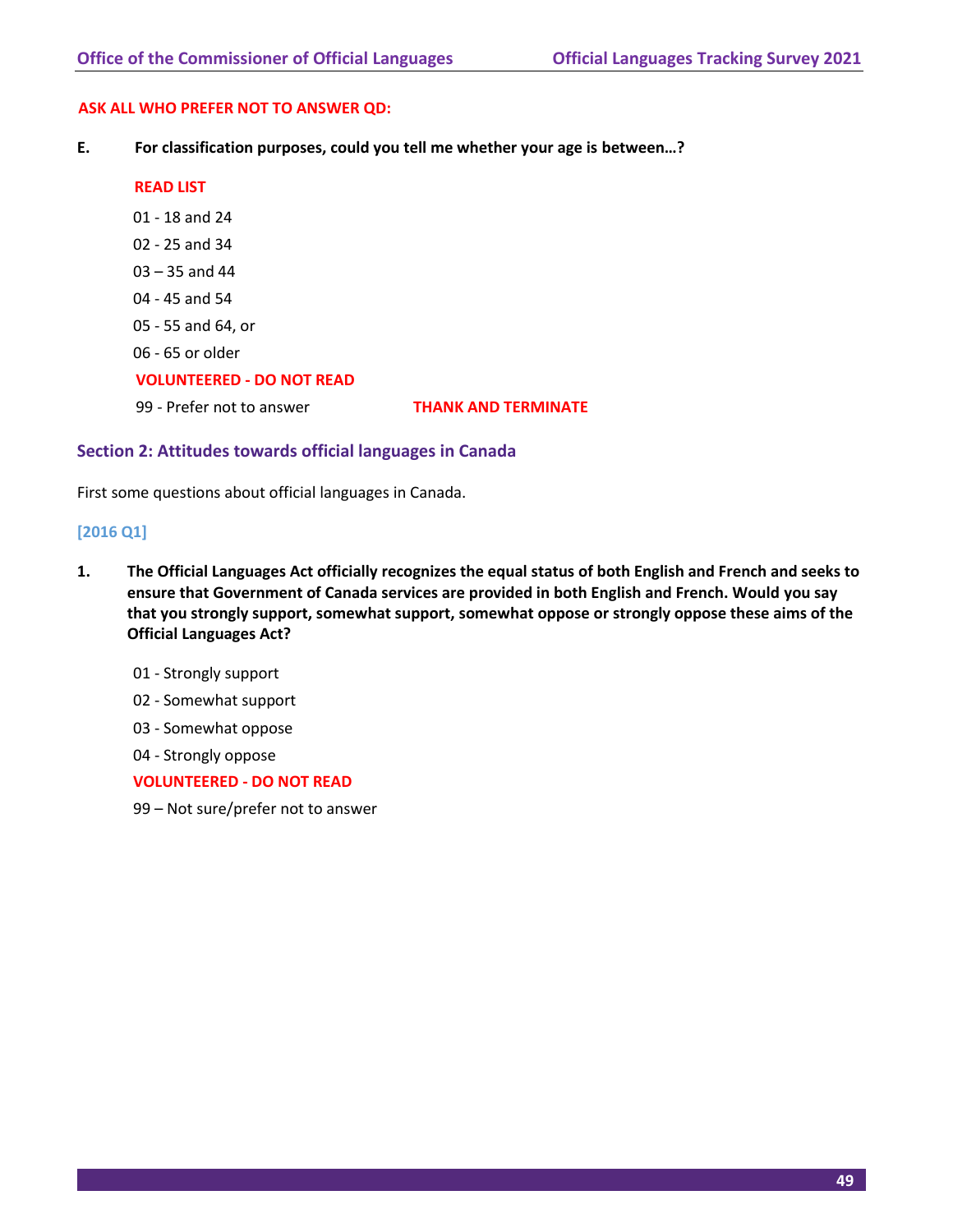**ASK ALL WHO PREFER NOT TO ANSWER QD:**

**E. For classification purposes, could you tell me whether your age is between…?**

**READ LIST**

01 - 18 and 24

02 - 25 and 34

03 – 35 and 44

04 - 45 and 54

05 - 55 and 64, or

06 - 65 or older

**VOLUNTEERED - DO NOT READ**

99 - Prefer not to answer **THANK AND TERMINATE**

## Section 2: Attitudes towards official languages in Canada

First some questions about official languages in Canada.

**[2016 Q1]**

**1. The Official Languages Act officially recognizes the equal status of both English and French and seeks to ensure that Government of Canada services are provided in both English and French. Would you say that you strongly support, somewhat support, somewhat oppose or strongly oppose these aims of the Official Languages Act?**

01 - Strongly support

02 - Somewhat support

03 - Somewhat oppose

04 - Strongly oppose

**VOLUNTEERED - DO NOT READ**

99 – Not sure/prefer not to answer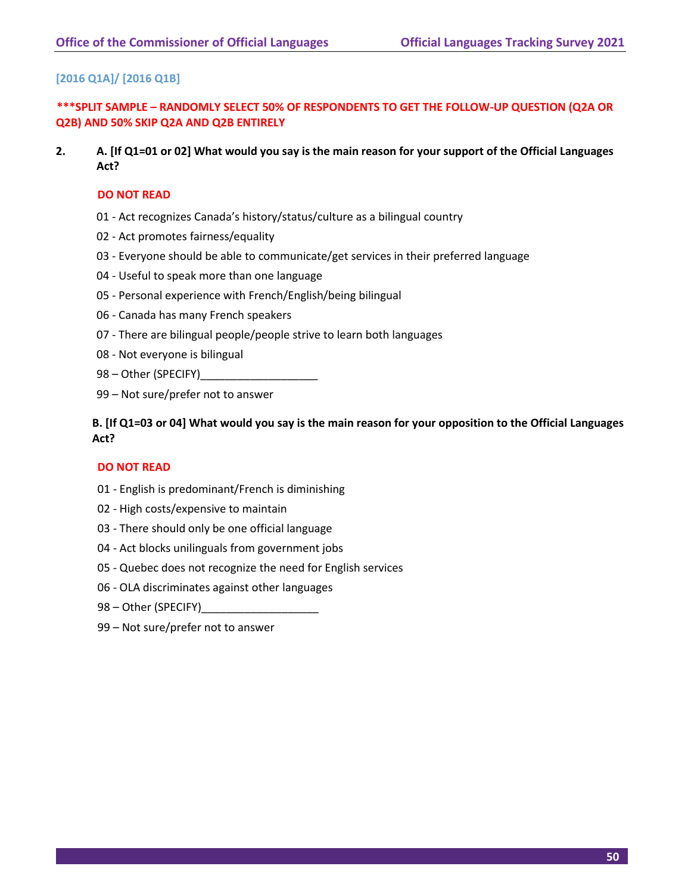[2016 Q1A]/ [2016 Q1B]

**\*\*\*SPLIT SAMPLE – RANDOMLY SELECT 50% OF RESPONDENTS TO GET THE FOLLOW-UP QUESTION (Q2A OR Q2B) AND 50% SKIP Q2A AND Q2B ENTIRELY**

**2. A. [If Q1=01 or 02] What would you say is the main reason for your support of the Official Languages Act?**

**DO NOT READ**

01 - Act recognizes Canada's history/status/culture as a bilingual country

02 - Act promotes fairness/equality

03 - Everyone should be able to communicate/get services in their preferred language

04 - Useful to speak more than one language

05 - Personal experience with French/English/being bilingual

06 - Canada has many French speakers

07 - There are bilingual people/people strive to learn both languages

08 - Not everyone is bilingual

98 – Other (SPECIFY)___________________

99 – Not sure/prefer not to answer

**B. [If Q1=03 or 04] What would you say is the main reason for your opposition to the Official Languages Act?**

**DO NOT READ**

01 - English is predominant/French is diminishing

02 - High costs/expensive to maintain

03 - There should only be one official language

04 - Act blocks unilinguals from government jobs

05 - Quebec does not recognize the need for English services

06 - OLA discriminates against other languages

98 – Other (SPECIFY)___________________

99 – Not sure/prefer not to answer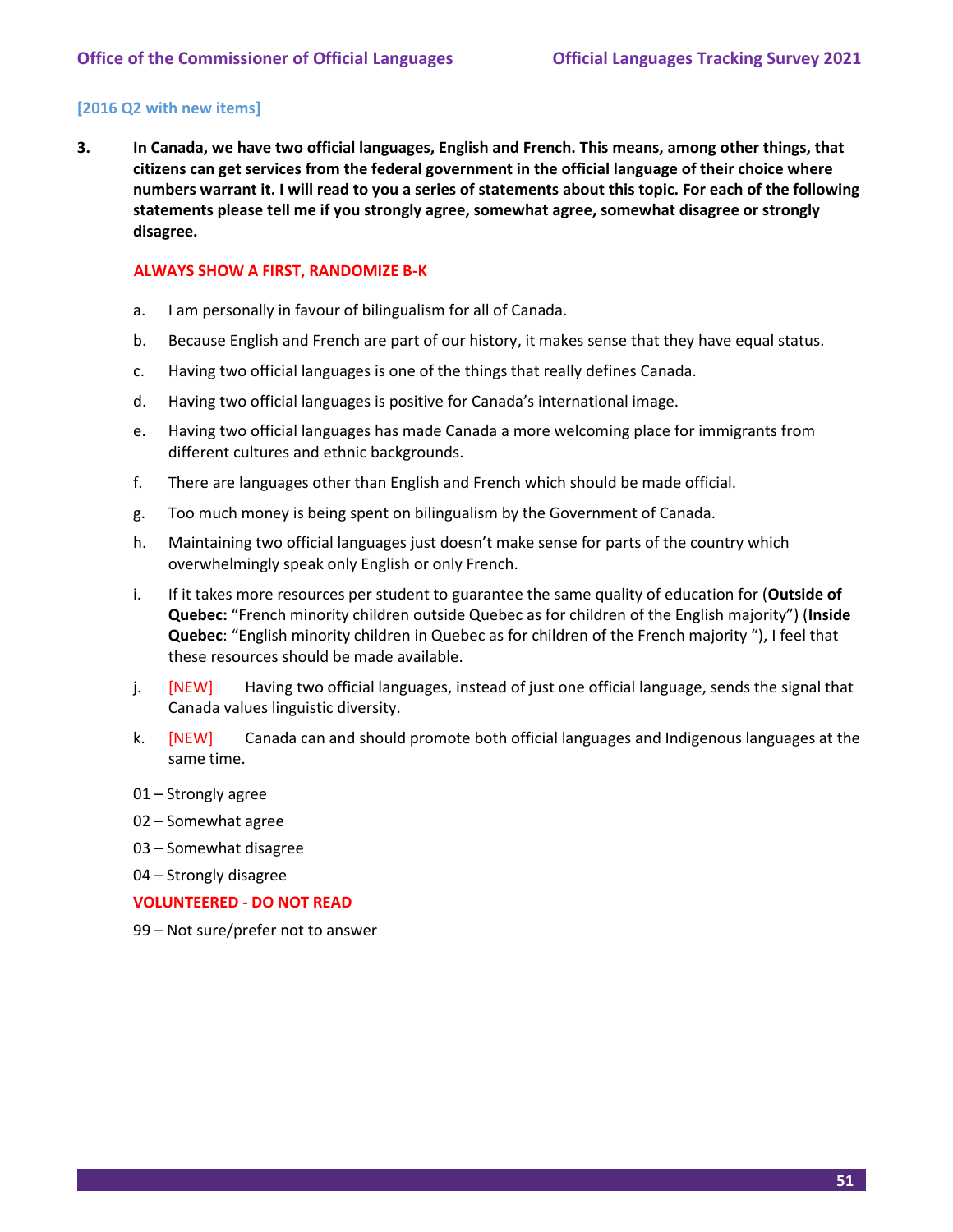[2016 Q2 with new items]

**3. In Canada, we have two official languages, English and French. This means, among other things, that citizens can get services from the federal government in the official language of their choice where numbers warrant it. I will read to you a series of statements about this topic. For each of the following statements please tell me if you strongly agree, somewhat agree, somewhat disagree or strongly disagree.**

ALWAYS SHOW A FIRST, RANDOMIZE B-K

a. I am personally in favour of bilingualism for all of Canada.

b. Because English and French are part of our history, it makes sense that they have equal status.

c. Having two official languages is one of the things that really defines Canada.

d. Having two official languages is positive for Canada's international image.

e. Having two official languages has made Canada a more welcoming place for immigrants from different cultures and ethnic backgrounds.

f. There are languages other than English and French which should be made official.

g. Too much money is being spent on bilingualism by the Government of Canada.

h. Maintaining two official languages just doesn't make sense for parts of the country which overwhelmingly speak only English or only French.

i. If it takes more resources per student to guarantee the same quality of education for (**Outside of Quebec:** "French minority children outside Quebec as for children of the English majority") (**Inside Quebec**: "English minority children in Quebec as for children of the French majority "), I feel that these resources should be made available.

j. [NEW] Having two official languages, instead of just one official language, sends the signal that Canada values linguistic diversity.

k. [NEW] Canada can and should promote both official languages and Indigenous languages at the same time.

01 – Strongly agree

02 – Somewhat agree

03 – Somewhat disagree

04 – Strongly disagree

**VOLUNTEERED - DO NOT READ**

99 – Not sure/prefer not to answer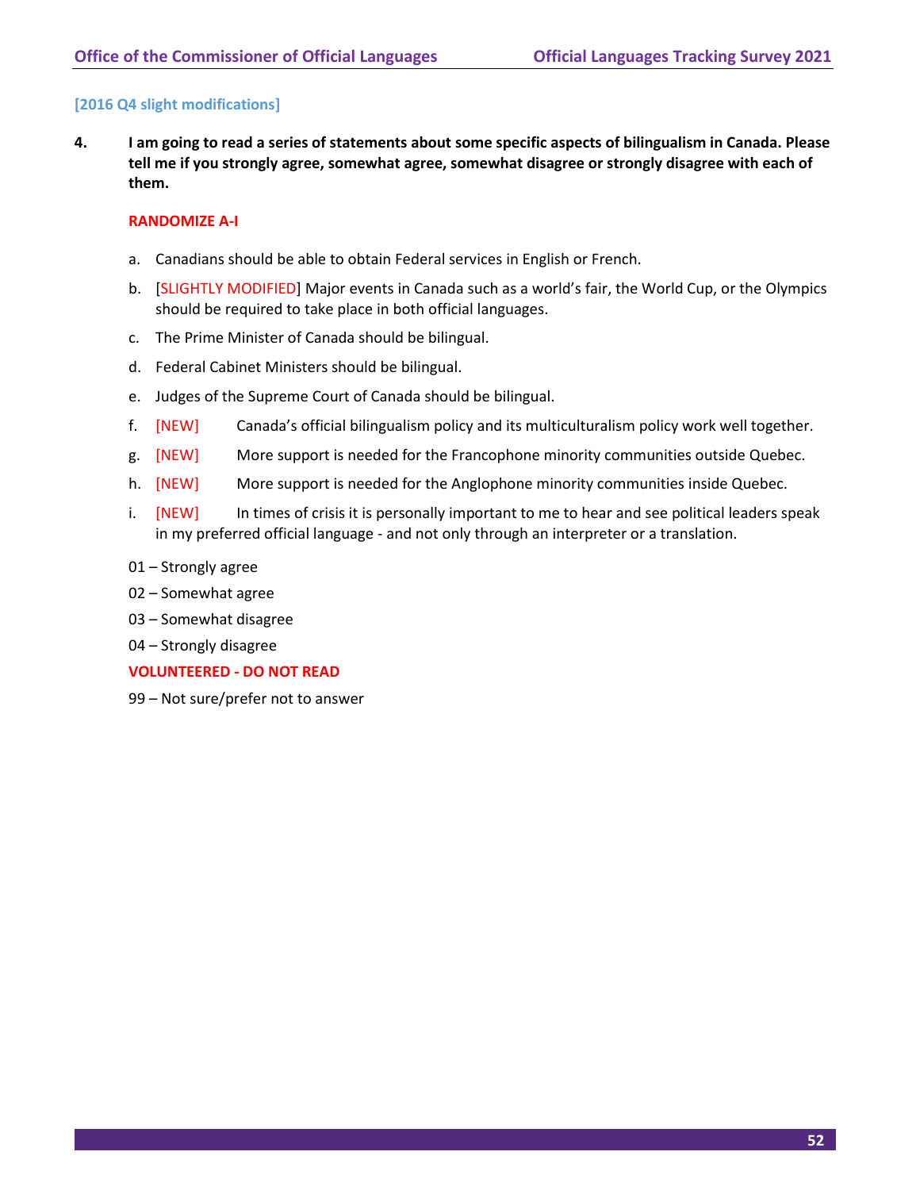[2016 Q4 slight modifications]

**4. I am going to read a series of statements about some specific aspects of bilingualism in Canada. Please tell me if you strongly agree, somewhat agree, somewhat disagree or strongly disagree with each of them.**

**RANDOMIZE A-I**

a. Canadians should be able to obtain Federal services in English or French.

b. [SLIGHTLY MODIFIED] Major events in Canada such as a world's fair, the World Cup, or the Olympics should be required to take place in both official languages.

c. The Prime Minister of Canada should be bilingual.

d. Federal Cabinet Ministers should be bilingual.

e. Judges of the Supreme Court of Canada should be bilingual.

f. [NEW] Canada's official bilingualism policy and its multiculturalism policy work well together.

g. [NEW] More support is needed for the Francophone minority communities outside Quebec.

h. [NEW] More support is needed for the Anglophone minority communities inside Quebec.

i. [NEW] In times of crisis it is personally important to me to hear and see political leaders speak in my preferred official language - and not only through an interpreter or a translation.

01 – Strongly agree

02 – Somewhat agree

03 – Somewhat disagree

04 – Strongly disagree

**VOLUNTEERED - DO NOT READ**

99 – Not sure/prefer not to answer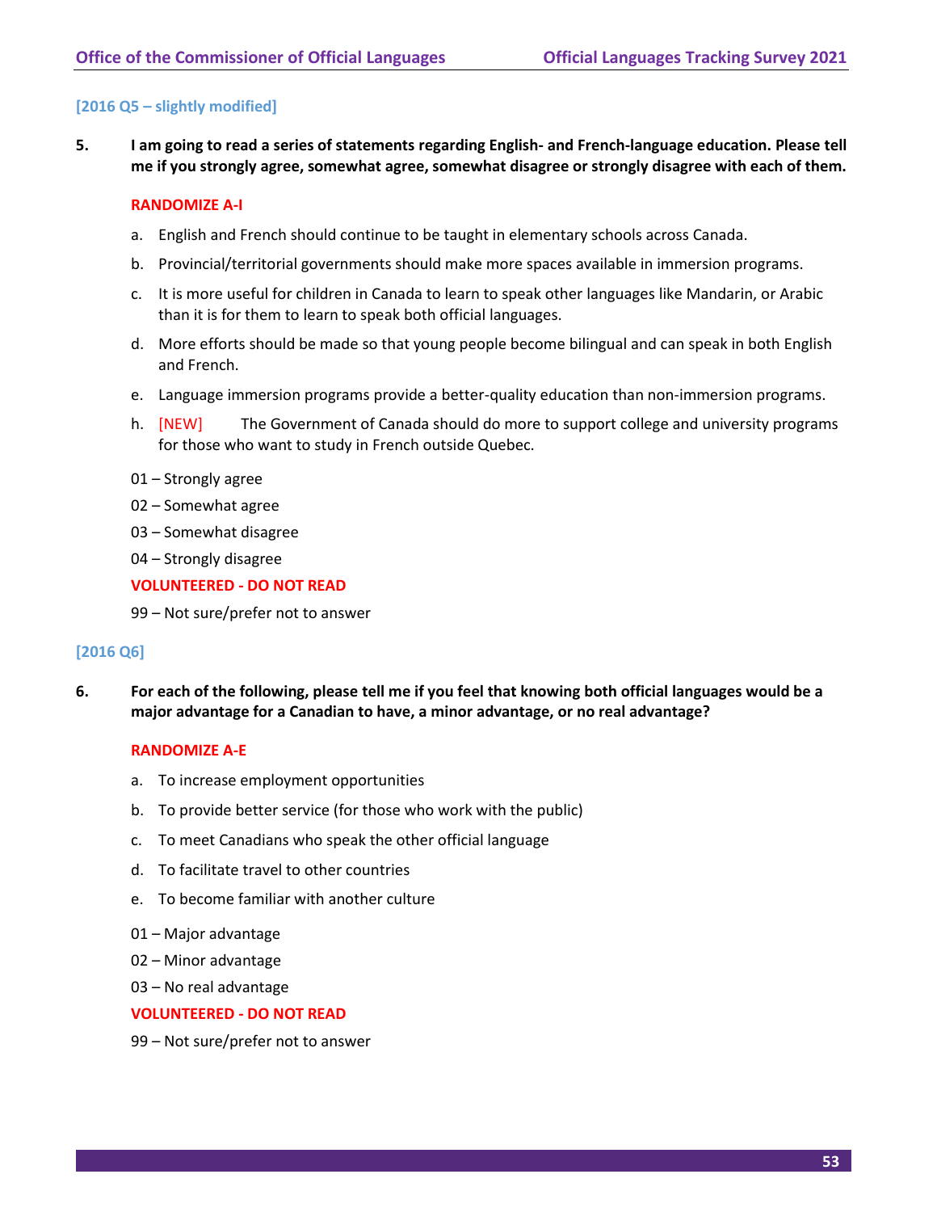[2016 Q5 – slightly modified]

**5. I am going to read a series of statements regarding English- and French-language education. Please tell me if you strongly agree, somewhat agree, somewhat disagree or strongly disagree with each of them.**

RANDOMIZE A-I

a. English and French should continue to be taught in elementary schools across Canada.

b. Provincial/territorial governments should make more spaces available in immersion programs.

c. It is more useful for children in Canada to learn to speak other languages like Mandarin, or Arabic than it is for them to learn to speak both official languages.

d. More efforts should be made so that young people become bilingual and can speak in both English and French.

e. Language immersion programs provide a better-quality education than non-immersion programs.

h. [NEW] The Government of Canada should do more to support college and university programs for those who want to study in French outside Quebec.

01 – Strongly agree

02 – Somewhat agree

03 – Somewhat disagree

04 – Strongly disagree

VOLUNTEERED - DO NOT READ

99 – Not sure/prefer not to answer

[2016 Q6]

**6. For each of the following, please tell me if you feel that knowing both official languages would be a major advantage for a Canadian to have, a minor advantage, or no real advantage?**

RANDOMIZE A-E

a. To increase employment opportunities

b. To provide better service (for those who work with the public)

c. To meet Canadians who speak the other official language

d. To facilitate travel to other countries

e. To become familiar with another culture

01 – Major advantage

02 – Minor advantage

03 – No real advantage

VOLUNTEERED - DO NOT READ

99 – Not sure/prefer not to answer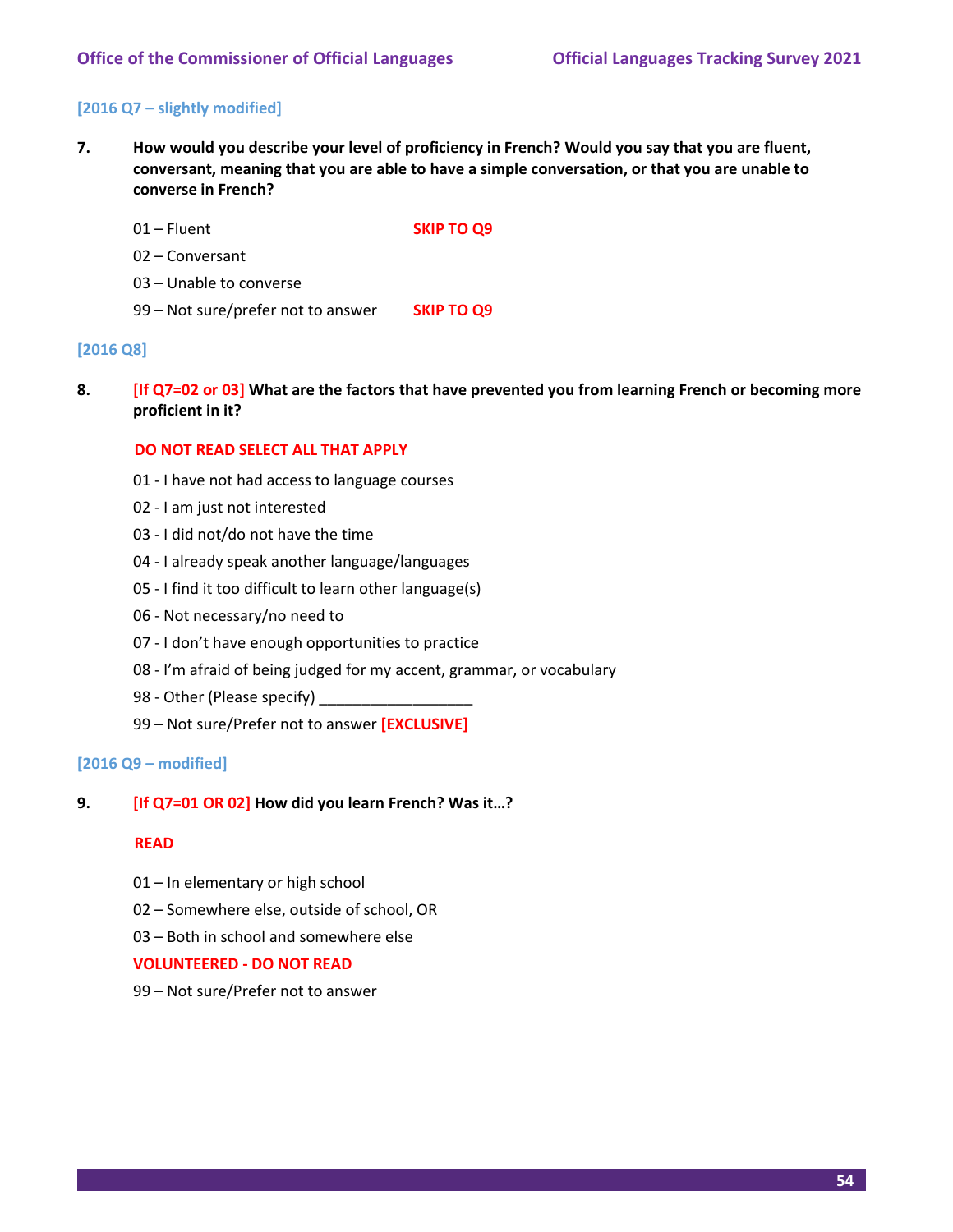[2016 Q7 – slightly modified]

**7. How would you describe your level of proficiency in French? Would you say that you are fluent, conversant, meaning that you are able to have a simple conversation, or that you are unable to converse in French?**

01 – Fluent **SKIP TO Q9**

02 – Conversant

03 – Unable to converse

99 – Not sure/prefer not to answer **SKIP TO Q9**

[2016 Q8]

**8. [If Q7=02 or 03] What are the factors that have prevented you from learning French or becoming more proficient in it?**

**DO NOT READ SELECT ALL THAT APPLY**

01 - I have not had access to language courses

02 - I am just not interested

03 - I did not/do not have the time

04 - I already speak another language/languages

05 - I find it too difficult to learn other language(s)

06 - Not necessary/no need to

07 - I don't have enough opportunities to practice

08 - I'm afraid of being judged for my accent, grammar, or vocabulary

98 - Other (Please specify) __________________

99 – Not sure/Prefer not to answer **[EXCLUSIVE]**

[2016 Q9 – modified]

**9. [If Q7=01 OR 02] How did you learn French? Was it…?**

**READ**

01 – In elementary or high school

02 – Somewhere else, outside of school, OR

03 – Both in school and somewhere else

**VOLUNTEERED - DO NOT READ**

99 – Not sure/Prefer not to answer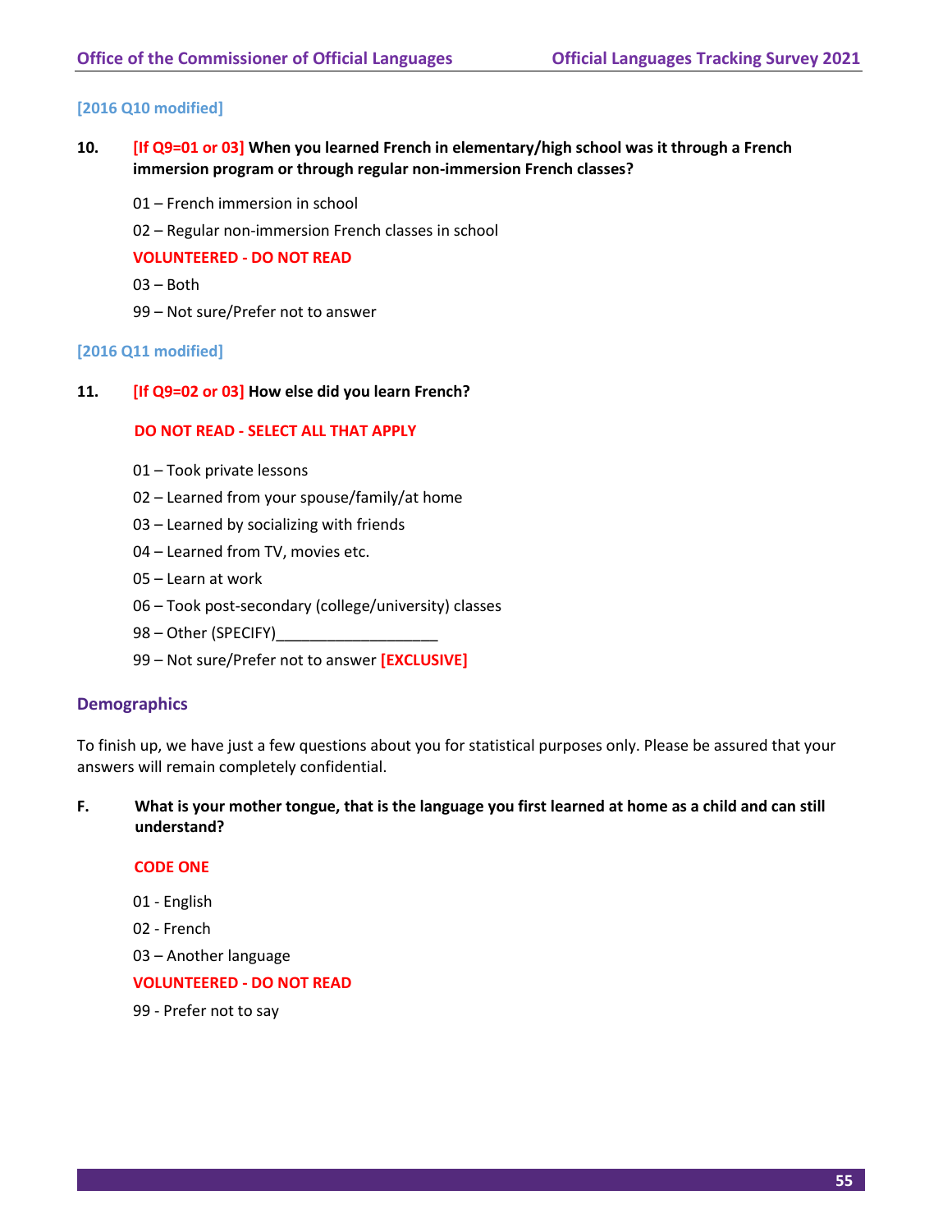[2016 Q10 modified]

**10. [If Q9=01 or 03] When you learned French in elementary/high school was it through a French immersion program or through regular non-immersion French classes?**

01 – French immersion in school

02 – Regular non-immersion French classes in school

**VOLUNTEERED - DO NOT READ**

03 – Both

99 – Not sure/Prefer not to answer

[2016 Q11 modified]

**11. [If Q9=02 or 03] How else did you learn French?**

**DO NOT READ - SELECT ALL THAT APPLY**

01 – Took private lessons

02 – Learned from your spouse/family/at home

03 – Learned by socializing with friends

04 – Learned from TV, movies etc.

05 – Learn at work

06 – Took post-secondary (college/university) classes

98 – Other (SPECIFY)___________________

99 – Not sure/Prefer not to answer **[EXCLUSIVE]**

## Demographics

To finish up, we have just a few questions about you for statistical purposes only. Please be assured that your answers will remain completely confidential.

**F. What is your mother tongue, that is the language you first learned at home as a child and can still understand?**

**CODE ONE**

01 - English

02 - French

03 – Another language

**VOLUNTEERED - DO NOT READ**

99 - Prefer not to say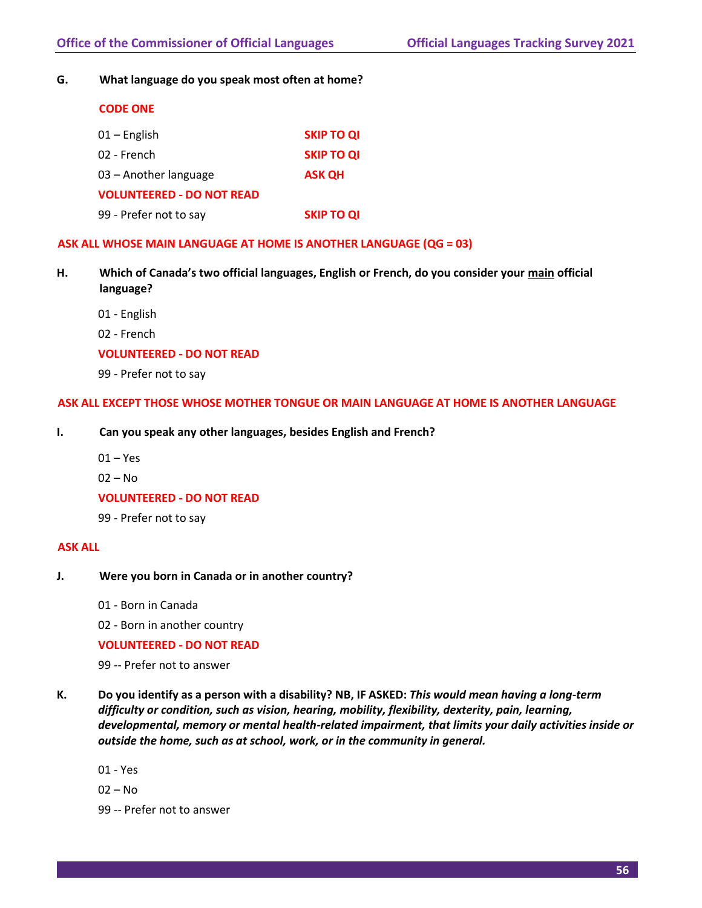**G. What language do you speak most often at home?**

**CODE ONE**

| | |
|---|---|
| 01 – English | **SKIP TO QI** |
| 02 - French | **SKIP TO QI** |
| 03 – Another language | **ASK QH** |
| **VOLUNTEERED - DO NOT READ** | |
| 99 - Prefer not to say | **SKIP TO QI** |

**ASK ALL WHOSE MAIN LANGUAGE AT HOME IS ANOTHER LANGUAGE (QG = 03)**

**H. Which of Canada's two official languages, English or French, do you consider your main official language?**

01 - English

02 - French

**VOLUNTEERED - DO NOT READ**

99 - Prefer not to say

**ASK ALL EXCEPT THOSE WHOSE MOTHER TONGUE OR MAIN LANGUAGE AT HOME IS ANOTHER LANGUAGE**

**I. Can you speak any other languages, besides English and French?**

01 – Yes

02 – No

**VOLUNTEERED - DO NOT READ**

99 - Prefer not to say

**ASK ALL**

**J. Were you born in Canada or in another country?**

01 - Born in Canada

02 - Born in another country

**VOLUNTEERED - DO NOT READ**

99 -- Prefer not to answer

**K. Do you identify as a person with a disability? NB, IF ASKED:** ***This would mean having a long-term difficulty or condition, such as vision, hearing, mobility, flexibility, dexterity, pain, learning, developmental, memory or mental health-related impairment, that limits your daily activities inside or outside the home, such as at school, work, or in the community in general.***

01 - Yes

02 – No

99 -- Prefer not to answer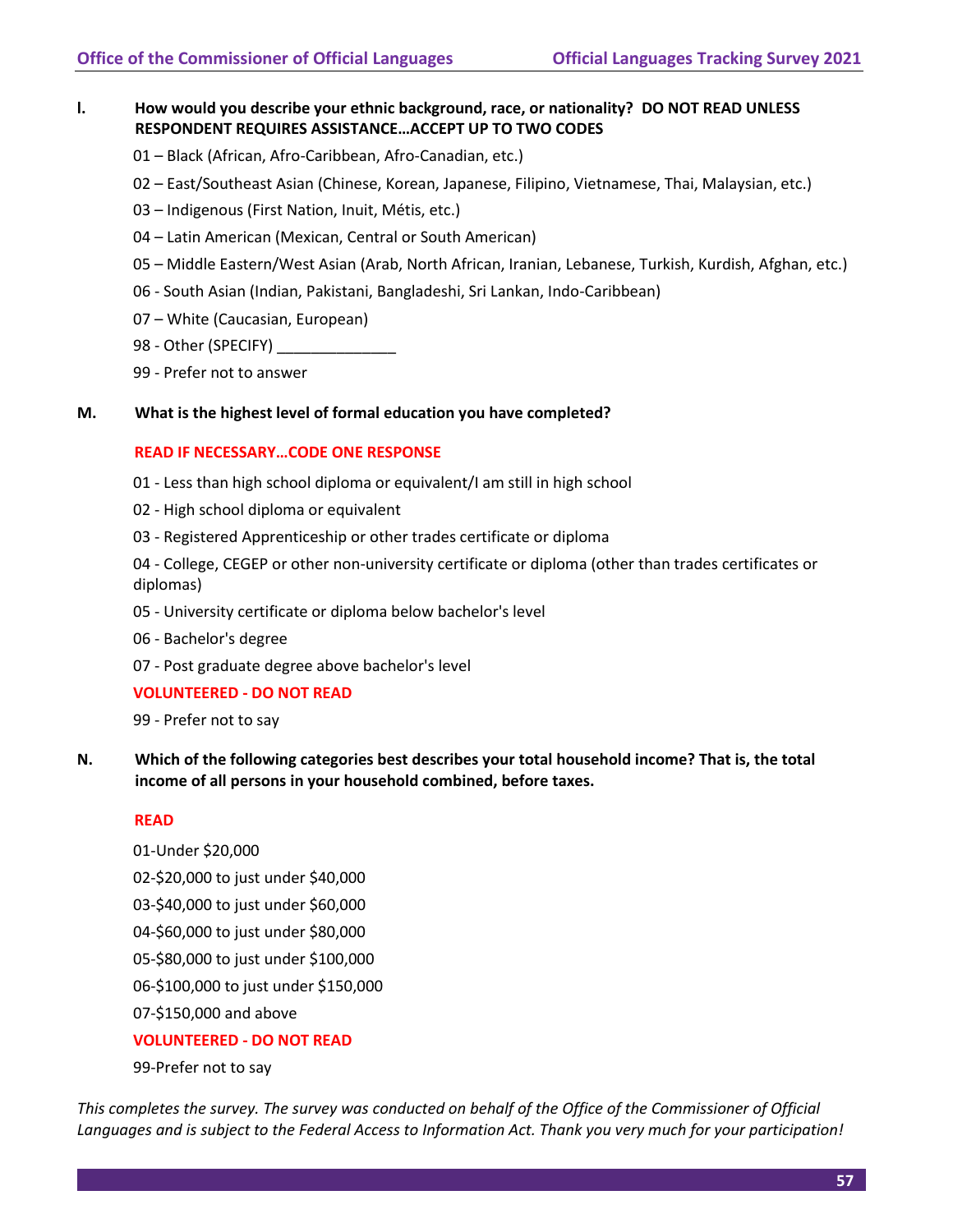**l. How would you describe your ethnic background, race, or nationality? DO NOT READ UNLESS RESPONDENT REQUIRES ASSISTANCE…ACCEPT UP TO TWO CODES**

01 – Black (African, Afro-Caribbean, Afro-Canadian, etc.)

02 – East/Southeast Asian (Chinese, Korean, Japanese, Filipino, Vietnamese, Thai, Malaysian, etc.)

03 – Indigenous (First Nation, Inuit, Métis, etc.)

04 – Latin American (Mexican, Central or South American)

05 – Middle Eastern/West Asian (Arab, North African, Iranian, Lebanese, Turkish, Kurdish, Afghan, etc.)

06 - South Asian (Indian, Pakistani, Bangladeshi, Sri Lankan, Indo-Caribbean)

07 – White (Caucasian, European)

98 - Other (SPECIFY) ______________

99 - Prefer not to answer

**M. What is the highest level of formal education you have completed?**

**READ IF NECESSARY…CODE ONE RESPONSE**

01 - Less than high school diploma or equivalent/I am still in high school

02 - High school diploma or equivalent

03 - Registered Apprenticeship or other trades certificate or diploma

04 - College, CEGEP or other non-university certificate or diploma (other than trades certificates or diplomas)

05 - University certificate or diploma below bachelor's level

06 - Bachelor's degree

07 - Post graduate degree above bachelor's level

**VOLUNTEERED - DO NOT READ**

99 - Prefer not to say

**N. Which of the following categories best describes your total household income? That is, the total income of all persons in your household combined, before taxes.**

**READ**

01-Under $20,000

02-$20,000 to just under $40,000

03-$40,000 to just under $60,000

04-$60,000 to just under $80,000

05-$80,000 to just under $100,000

06-$100,000 to just under $150,000

07-$150,000 and above

**VOLUNTEERED - DO NOT READ**

99-Prefer not to say

*This completes the survey. The survey was conducted on behalf of the Office of the Commissioner of Official Languages and is subject to the Federal Access to Information Act. Thank you very much for your participation!*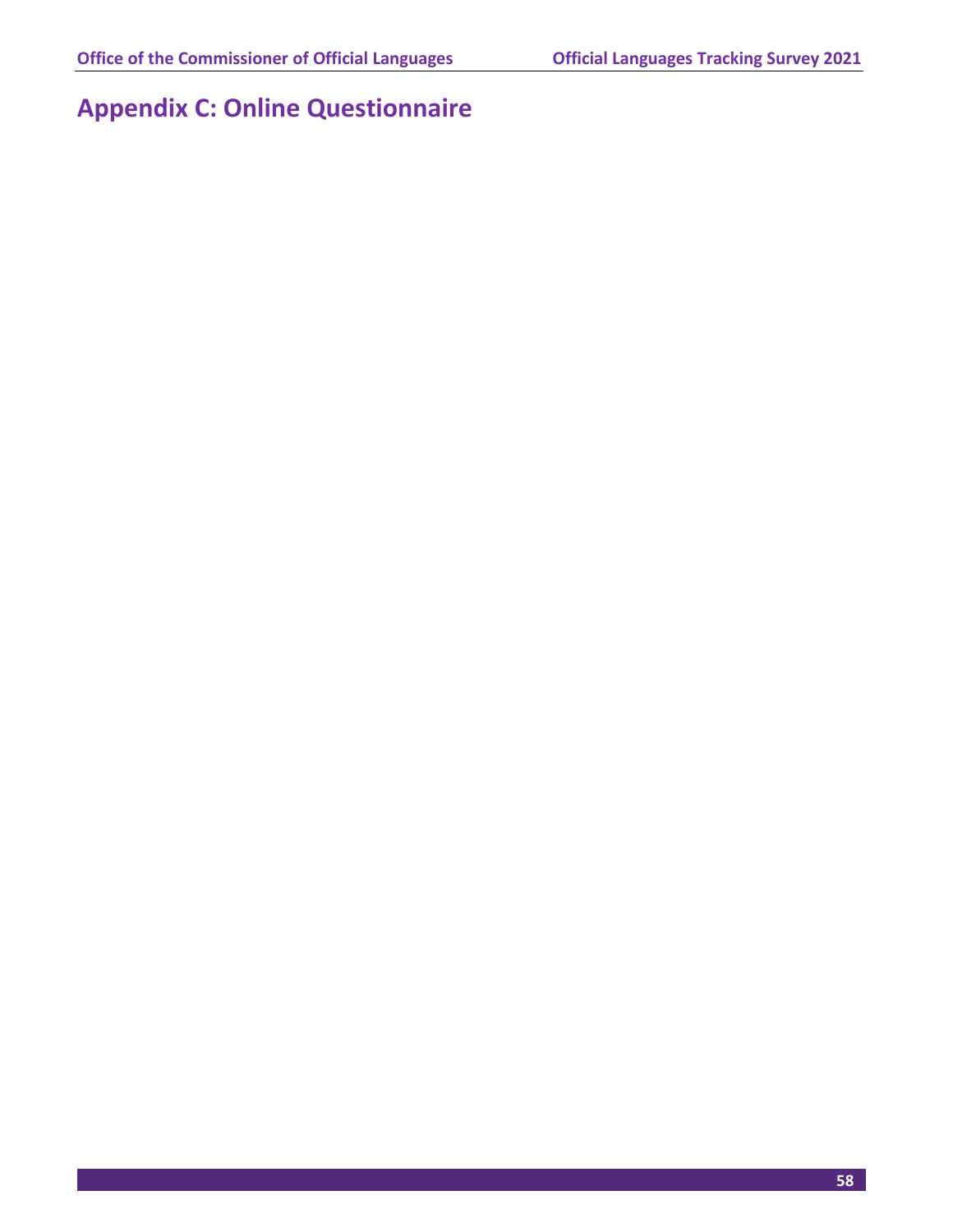# Appendix C: Online Questionnaire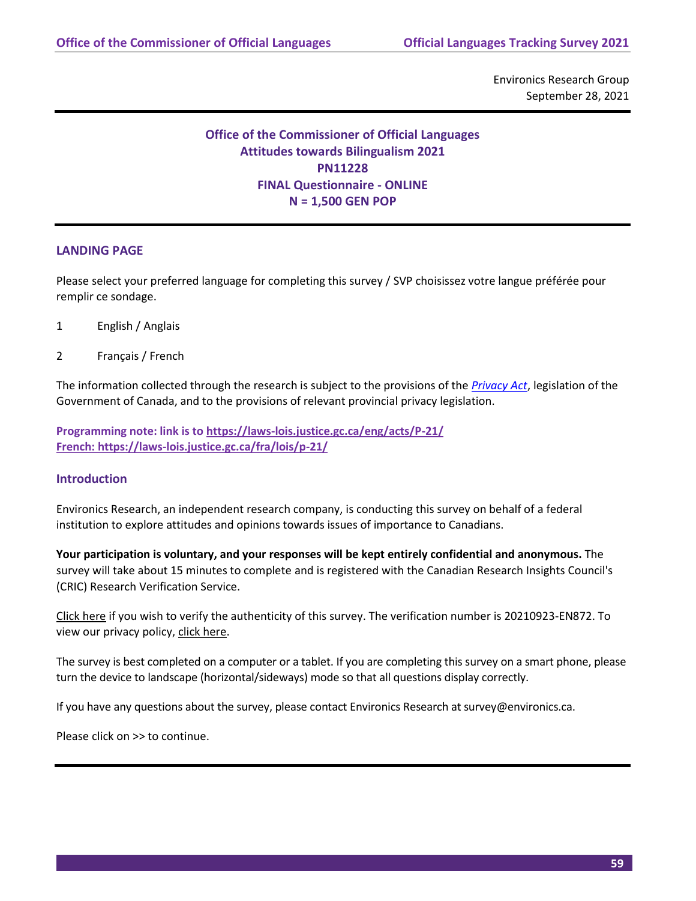Environics Research Group
September 28, 2021

---

**Office of the Commissioner of Official Languages**
**Attitudes towards Bilingualism 2021**
**PN11228**
**FINAL Questionnaire - ONLINE**
**N = 1,500 GEN POP**

---

## LANDING PAGE

Please select your preferred language for completing this survey / SVP choisissez votre langue préférée pour remplir ce sondage.

1 English / Anglais

2 Français / French

The information collected through the research is subject to the provisions of the *Privacy Act*, legislation of the Government of Canada, and to the provisions of relevant provincial privacy legislation.

**Programming note: link is to https://laws-lois.justice.gc.ca/eng/acts/P-21/**
**French: https://laws-lois.justice.gc.ca/fra/lois/p-21/**

## Introduction

Environics Research, an independent research company, is conducting this survey on behalf of a federal institution to explore attitudes and opinions towards issues of importance to Canadians.

**Your participation is voluntary, and your responses will be kept entirely confidential and anonymous.** The survey will take about 15 minutes to complete and is registered with the Canadian Research Insights Council's (CRIC) Research Verification Service.

Click here if you wish to verify the authenticity of this survey. The verification number is 20210923-EN872. To view our privacy policy, click here.

The survey is best completed on a computer or a tablet. If you are completing this survey on a smart phone, please turn the device to landscape (horizontal/sideways) mode so that all questions display correctly.

If you have any questions about the survey, please contact Environics Research at survey@environics.ca.

Please click on >> to continue.

---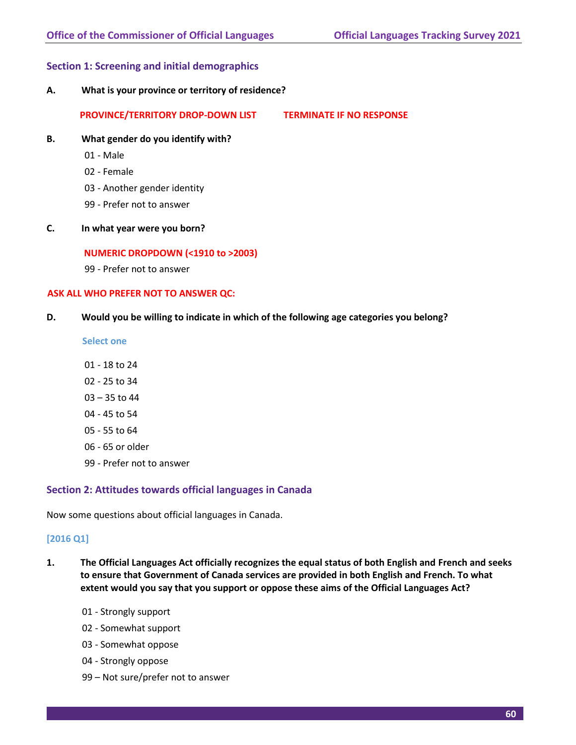## Section 1: Screening and initial demographics

**A. What is your province or territory of residence?**

**PROVINCE/TERRITORY DROP-DOWN LIST** **TERMINATE IF NO RESPONSE**

**B. What gender do you identify with?**

01 - Male

02 - Female

03 - Another gender identity

99 - Prefer not to answer

**C. In what year were you born?**

**NUMERIC DROPDOWN (<1910 to >2003)**

99 - Prefer not to answer

**ASK ALL WHO PREFER NOT TO ANSWER QC:**

**D. Would you be willing to indicate in which of the following age categories you belong?**

**Select one**

01 - 18 to 24

02 - 25 to 34

03 – 35 to 44

04 - 45 to 54

05 - 55 to 64

06 - 65 or older

99 - Prefer not to answer

## Section 2: Attitudes towards official languages in Canada

Now some questions about official languages in Canada.

**[2016 Q1]**

**1. The Official Languages Act officially recognizes the equal status of both English and French and seeks to ensure that Government of Canada services are provided in both English and French. To what extent would you say that you support or oppose these aims of the Official Languages Act?**

01 - Strongly support

02 - Somewhat support

03 - Somewhat oppose

04 - Strongly oppose

99 – Not sure/prefer not to answer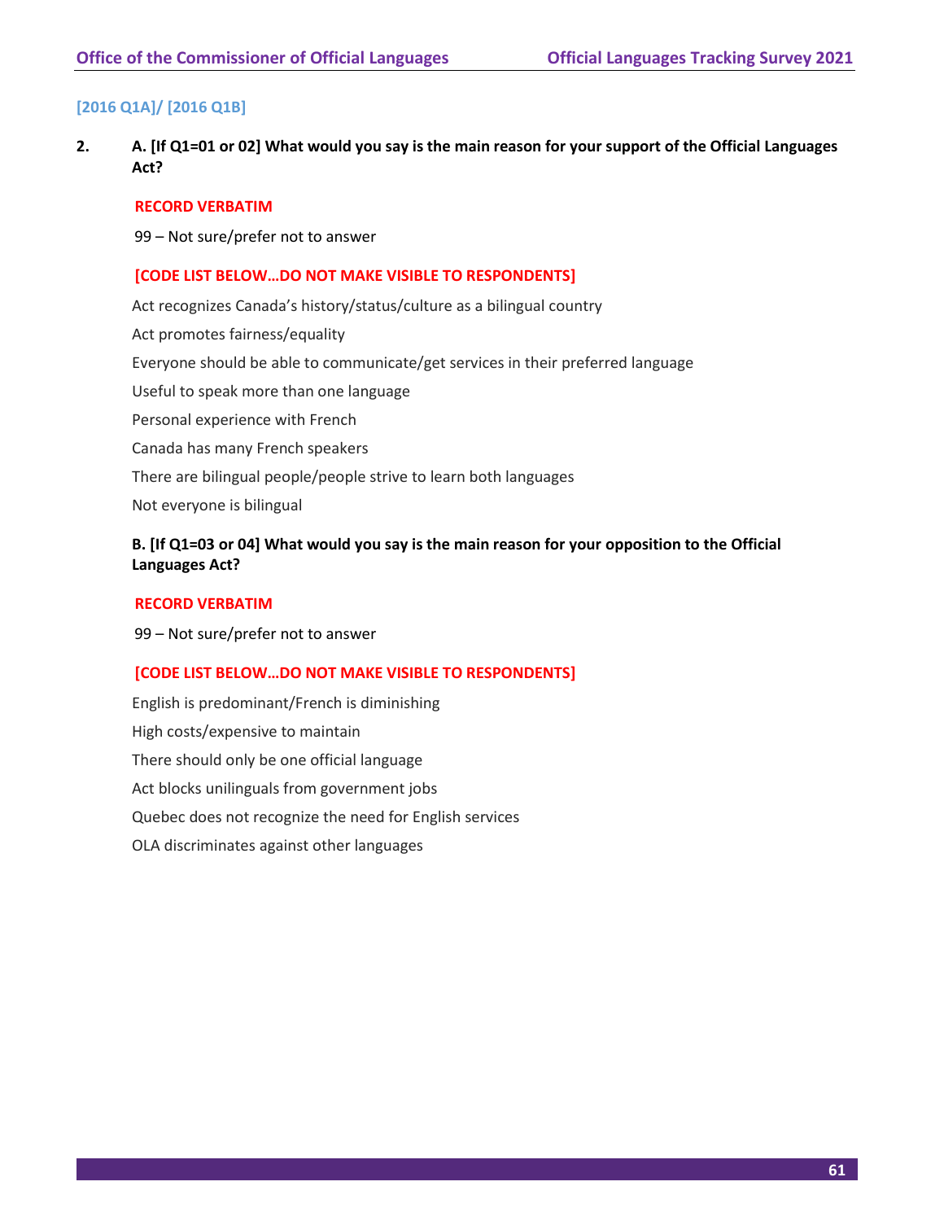[2016 Q1A]/ [2016 Q1B]

**2. A. [If Q1=01 or 02] What would you say is the main reason for your support of the Official Languages Act?**

**RECORD VERBATIM**

99 – Not sure/prefer not to answer

**[CODE LIST BELOW…DO NOT MAKE VISIBLE TO RESPONDENTS]**

Act recognizes Canada's history/status/culture as a bilingual country

Act promotes fairness/equality

Everyone should be able to communicate/get services in their preferred language

Useful to speak more than one language

Personal experience with French

Canada has many French speakers

There are bilingual people/people strive to learn both languages

Not everyone is bilingual

**B. [If Q1=03 or 04] What would you say is the main reason for your opposition to the Official Languages Act?**

**RECORD VERBATIM**

99 – Not sure/prefer not to answer

**[CODE LIST BELOW…DO NOT MAKE VISIBLE TO RESPONDENTS]**

English is predominant/French is diminishing

High costs/expensive to maintain

There should only be one official language

Act blocks unilinguals from government jobs

Quebec does not recognize the need for English services

OLA discriminates against other languages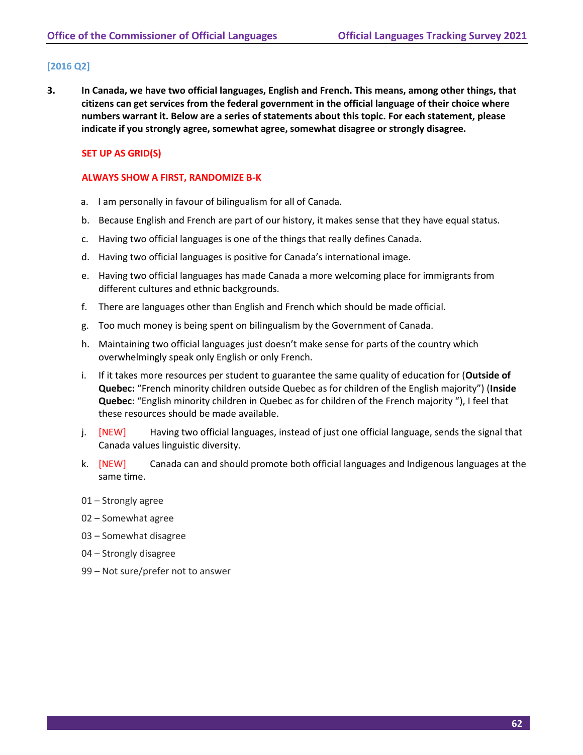[2016 Q2]

**3. In Canada, we have two official languages, English and French. This means, among other things, that citizens can get services from the federal government in the official language of their choice where numbers warrant it. Below are a series of statements about this topic. For each statement, please indicate if you strongly agree, somewhat agree, somewhat disagree or strongly disagree.**

SET UP AS GRID(S)

ALWAYS SHOW A FIRST, RANDOMIZE B-K

a. I am personally in favour of bilingualism for all of Canada.

b. Because English and French are part of our history, it makes sense that they have equal status.

c. Having two official languages is one of the things that really defines Canada.

d. Having two official languages is positive for Canada's international image.

e. Having two official languages has made Canada a more welcoming place for immigrants from different cultures and ethnic backgrounds.

f. There are languages other than English and French which should be made official.

g. Too much money is being spent on bilingualism by the Government of Canada.

h. Maintaining two official languages just doesn't make sense for parts of the country which overwhelmingly speak only English or only French.

i. If it takes more resources per student to guarantee the same quality of education for (**Outside of Quebec:** "French minority children outside Quebec as for children of the English majority") (**Inside Quebec**: "English minority children in Quebec as for children of the French majority "), I feel that these resources should be made available.

j. [NEW] Having two official languages, instead of just one official language, sends the signal that Canada values linguistic diversity.

k. [NEW] Canada can and should promote both official languages and Indigenous languages at the same time.

01 – Strongly agree

02 – Somewhat agree

03 – Somewhat disagree

04 – Strongly disagree

99 – Not sure/prefer not to answer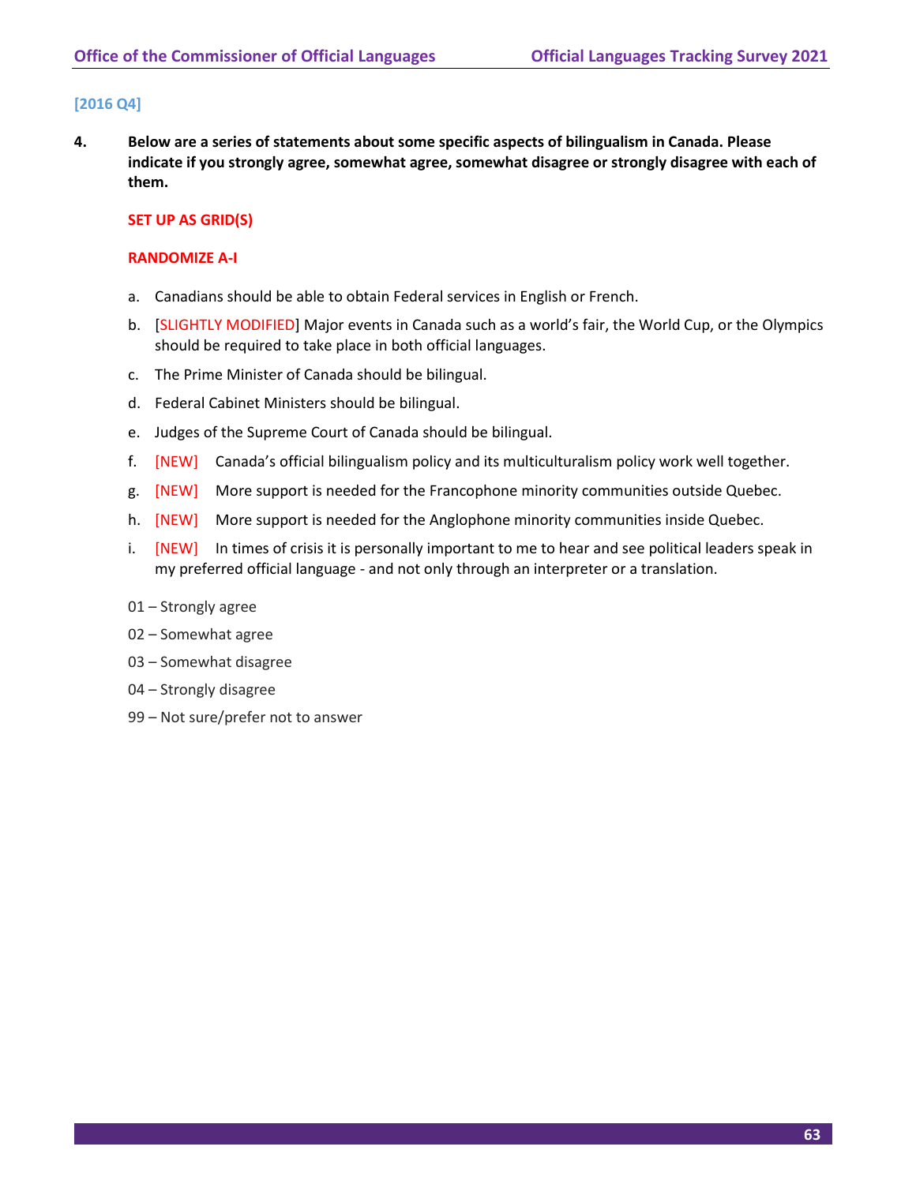[2016 Q4]

**4. Below are a series of statements about some specific aspects of bilingualism in Canada. Please indicate if you strongly agree, somewhat agree, somewhat disagree or strongly disagree with each of them.**

SET UP AS GRID(S)

RANDOMIZE A-I

a. Canadians should be able to obtain Federal services in English or French.

b. [SLIGHTLY MODIFIED] Major events in Canada such as a world's fair, the World Cup, or the Olympics should be required to take place in both official languages.

c. The Prime Minister of Canada should be bilingual.

d. Federal Cabinet Ministers should be bilingual.

e. Judges of the Supreme Court of Canada should be bilingual.

f. [NEW] Canada's official bilingualism policy and its multiculturalism policy work well together.

g. [NEW] More support is needed for the Francophone minority communities outside Quebec.

h. [NEW] More support is needed for the Anglophone minority communities inside Quebec.

i. [NEW] In times of crisis it is personally important to me to hear and see political leaders speak in my preferred official language - and not only through an interpreter or a translation.

01 – Strongly agree

02 – Somewhat agree

03 – Somewhat disagree

04 – Strongly disagree

99 – Not sure/prefer not to answer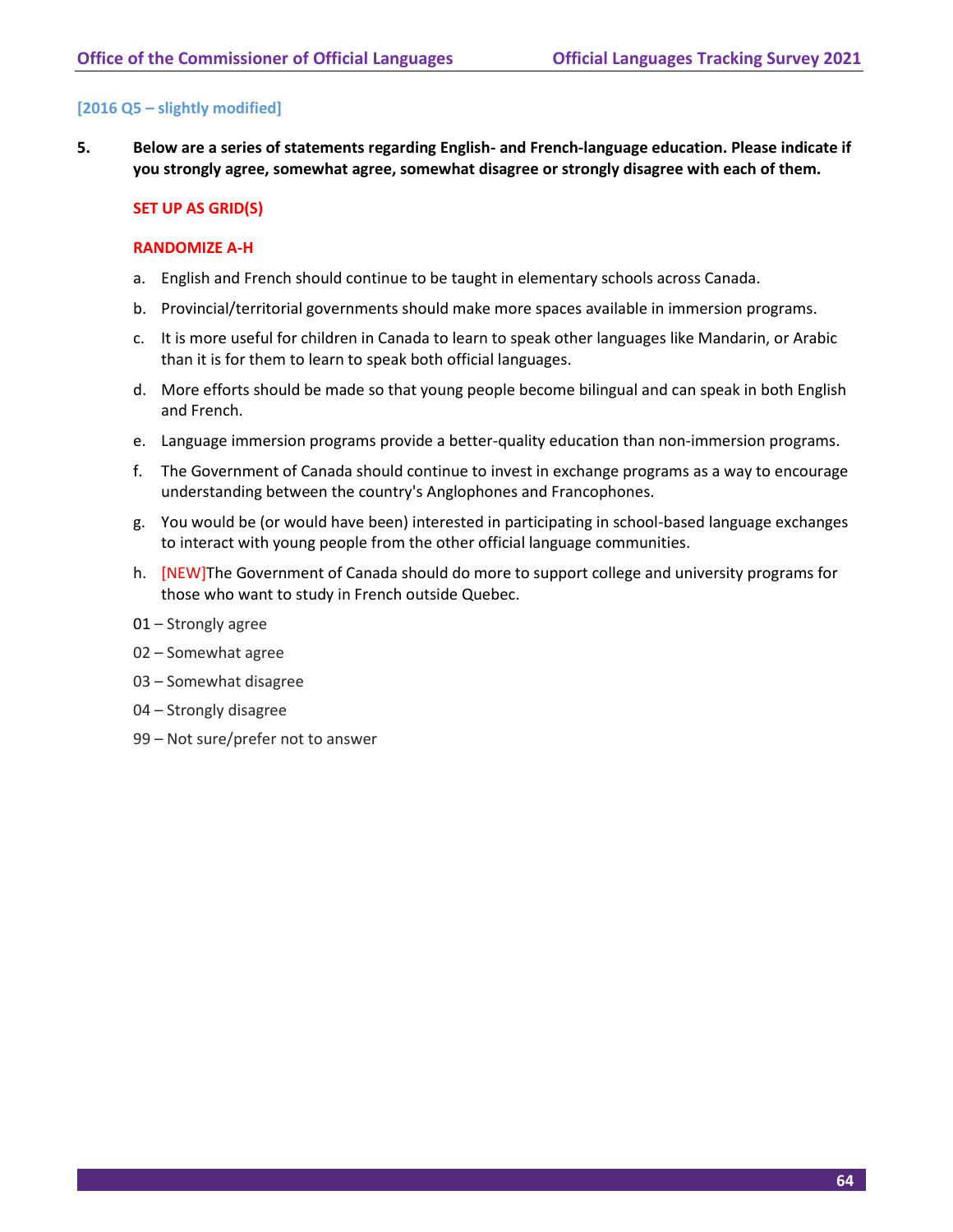[2016 Q5 – slightly modified]

**5. Below are a series of statements regarding English- and French-language education. Please indicate if you strongly agree, somewhat agree, somewhat disagree or strongly disagree with each of them.**

**SET UP AS GRID(S)**

**RANDOMIZE A-H**

a. English and French should continue to be taught in elementary schools across Canada.

b. Provincial/territorial governments should make more spaces available in immersion programs.

c. It is more useful for children in Canada to learn to speak other languages like Mandarin, or Arabic than it is for them to learn to speak both official languages.

d. More efforts should be made so that young people become bilingual and can speak in both English and French.

e. Language immersion programs provide a better-quality education than non-immersion programs.

f. The Government of Canada should continue to invest in exchange programs as a way to encourage understanding between the country's Anglophones and Francophones.

g. You would be (or would have been) interested in participating in school-based language exchanges to interact with young people from the other official language communities.

h. [NEW]The Government of Canada should do more to support college and university programs for those who want to study in French outside Quebec.

01 – Strongly agree

02 – Somewhat agree

03 – Somewhat disagree

04 – Strongly disagree

99 – Not sure/prefer not to answer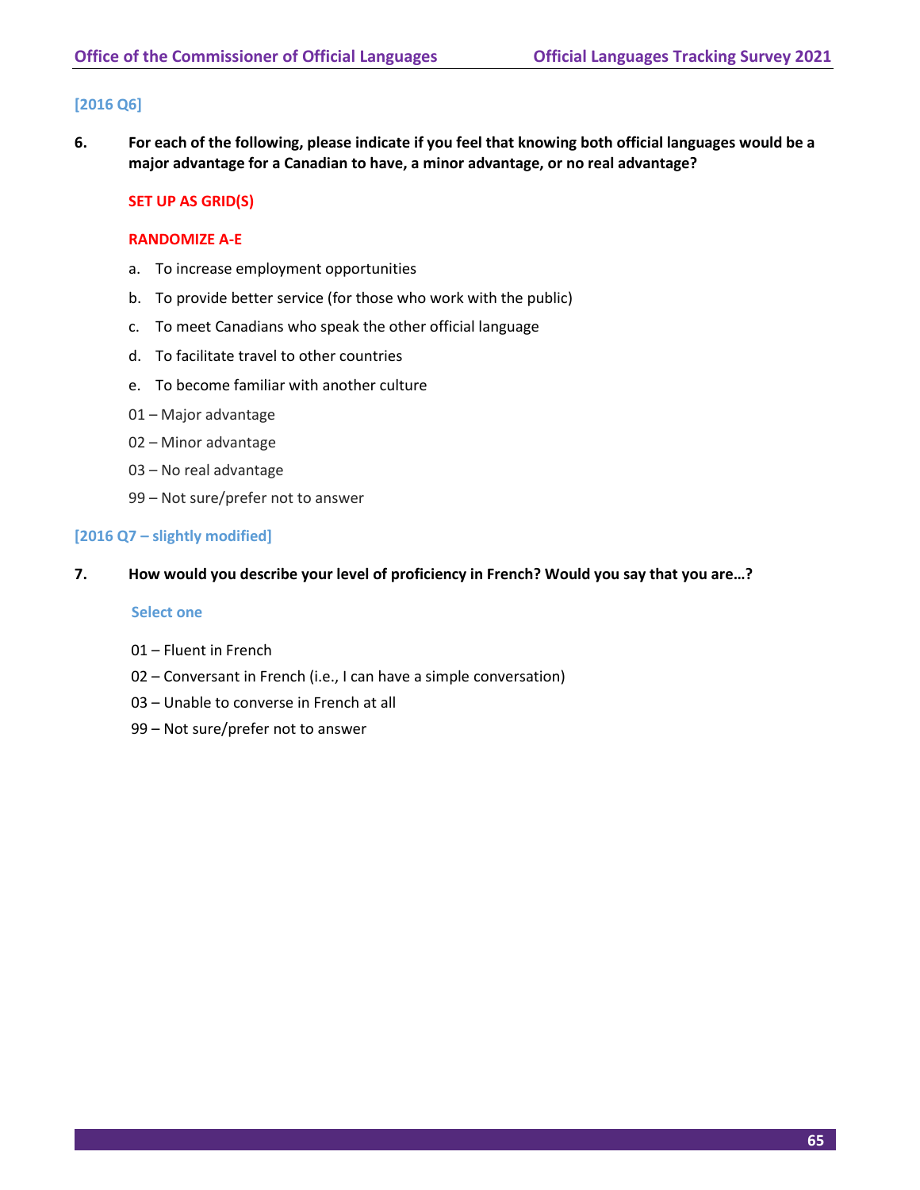[2016 Q6]

**6. For each of the following, please indicate if you feel that knowing both official languages would be a major advantage for a Canadian to have, a minor advantage, or no real advantage?**

**SET UP AS GRID(S)**

**RANDOMIZE A-E**

a. To increase employment opportunities

b. To provide better service (for those who work with the public)

c. To meet Canadians who speak the other official language

d. To facilitate travel to other countries

e. To become familiar with another culture

01 – Major advantage

02 – Minor advantage

03 – No real advantage

99 – Not sure/prefer not to answer

[2016 Q7 – slightly modified]

**7. How would you describe your level of proficiency in French? Would you say that you are…?**

Select one

01 – Fluent in French

02 – Conversant in French (i.e., I can have a simple conversation)

03 – Unable to converse in French at all

99 – Not sure/prefer not to answer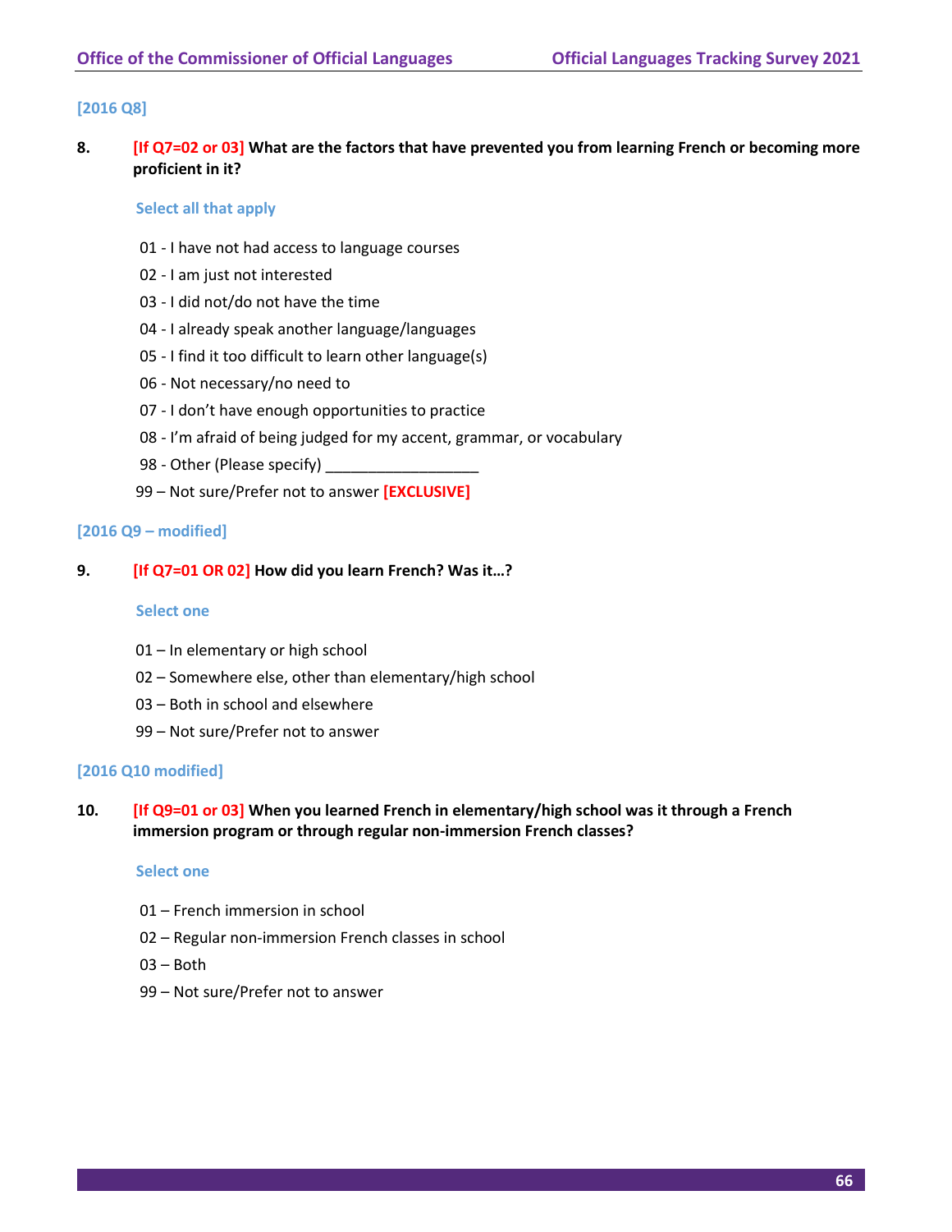[2016 Q8]

**8. [If Q7=02 or 03] What are the factors that have prevented you from learning French or becoming more proficient in it?**

Select all that apply

01 - I have not had access to language courses
02 - I am just not interested
03 - I did not/do not have the time
04 - I already speak another language/languages
05 - I find it too difficult to learn other language(s)
06 - Not necessary/no need to
07 - I don’t have enough opportunities to practice
08 - I’m afraid of being judged for my accent, grammar, or vocabulary
98 - Other (Please specify) __________________
99 – Not sure/Prefer not to answer **[EXCLUSIVE]**

[2016 Q9 – modified]

**9. [If Q7=01 OR 02] How did you learn French? Was it…?**

Select one

01 – In elementary or high school
02 – Somewhere else, other than elementary/high school
03 – Both in school and elsewhere
99 – Not sure/Prefer not to answer

[2016 Q10 modified]

**10. [If Q9=01 or 03] When you learned French in elementary/high school was it through a French immersion program or through regular non-immersion French classes?**

Select one

01 – French immersion in school
02 – Regular non-immersion French classes in school
03 – Both
99 – Not sure/Prefer not to answer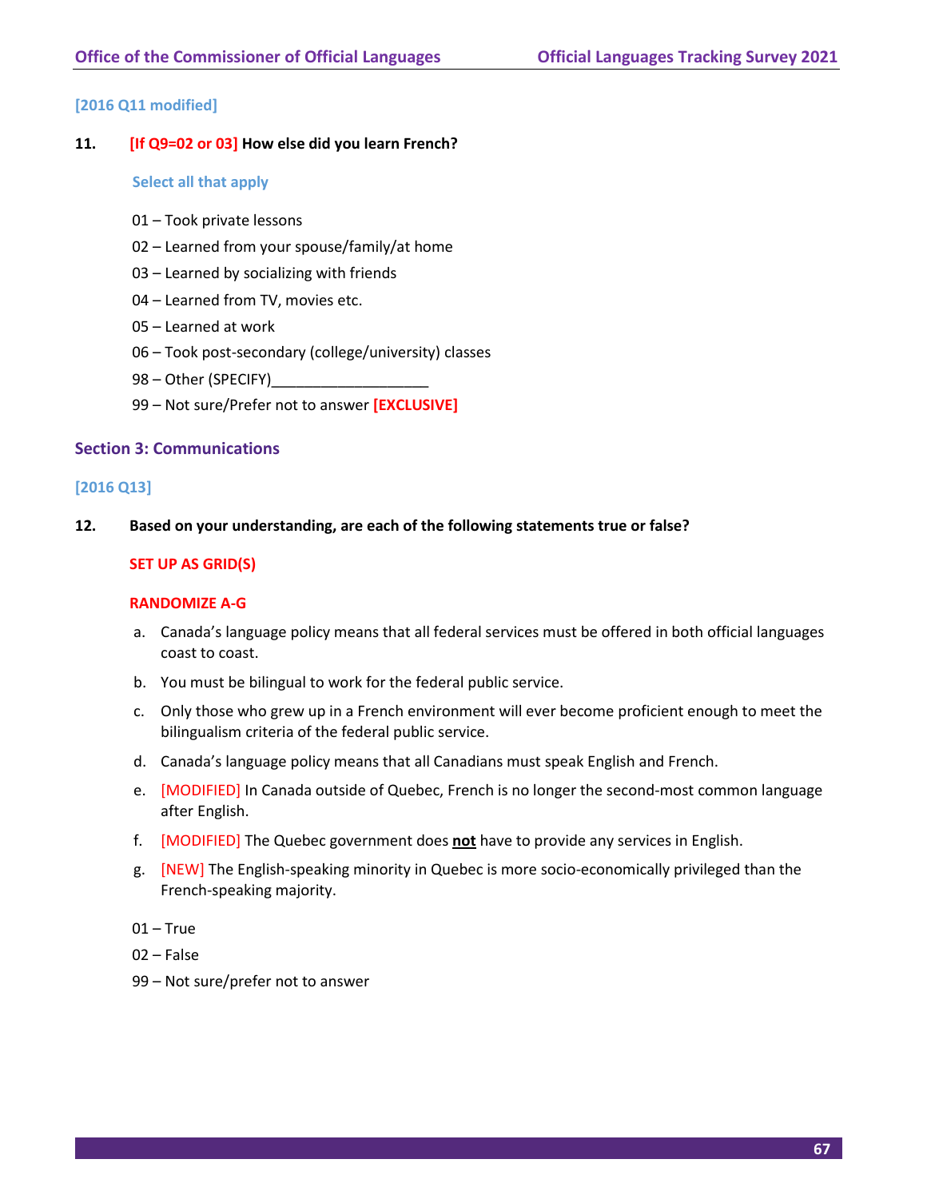[2016 Q11 modified]

**11. [If Q9=02 or 03] How else did you learn French?**

Select all that apply

01 – Took private lessons

02 – Learned from your spouse/family/at home

03 – Learned by socializing with friends

04 – Learned from TV, movies etc.

05 – Learned at work

06 – Took post-secondary (college/university) classes

98 – Other (SPECIFY)___________________

99 – Not sure/Prefer not to answer **[EXCLUSIVE]**

## Section 3: Communications

[2016 Q13]

**12. Based on your understanding, are each of the following statements true or false?**

**SET UP AS GRID(S)**

**RANDOMIZE A-G**

a. Canada's language policy means that all federal services must be offered in both official languages coast to coast.

b. You must be bilingual to work for the federal public service.

c. Only those who grew up in a French environment will ever become proficient enough to meet the bilingualism criteria of the federal public service.

d. Canada's language policy means that all Canadians must speak English and French.

e. [MODIFIED] In Canada outside of Quebec, French is no longer the second-most common language after English.

f. [MODIFIED] The Quebec government does **not** have to provide any services in English.

g. [NEW] The English-speaking minority in Quebec is more socio-economically privileged than the French-speaking majority.

01 – True

02 – False

99 – Not sure/prefer not to answer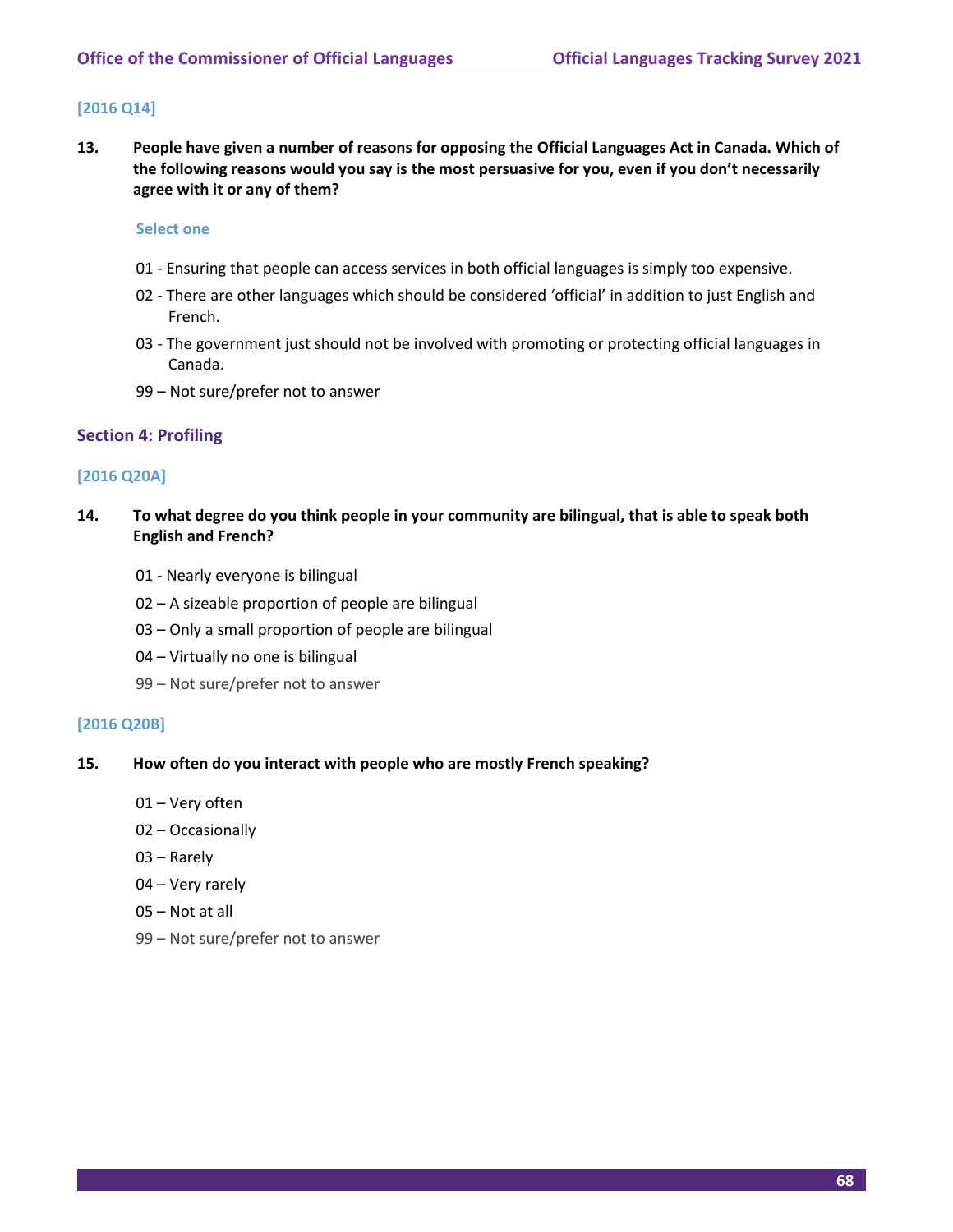[2016 Q14]

**13. People have given a number of reasons for opposing the Official Languages Act in Canada. Which of the following reasons would you say is the most persuasive for you, even if you don't necessarily agree with it or any of them?**

Select one

01 - Ensuring that people can access services in both official languages is simply too expensive.

02 - There are other languages which should be considered 'official' in addition to just English and French.

03 - The government just should not be involved with promoting or protecting official languages in Canada.

99 – Not sure/prefer not to answer

## Section 4: Profiling

[2016 Q20A]

**14. To what degree do you think people in your community are bilingual, that is able to speak both English and French?**

01 - Nearly everyone is bilingual

02 – A sizeable proportion of people are bilingual

03 – Only a small proportion of people are bilingual

04 – Virtually no one is bilingual

99 – Not sure/prefer not to answer

[2016 Q20B]

**15. How often do you interact with people who are mostly French speaking?**

01 – Very often

02 – Occasionally

03 – Rarely

04 – Very rarely

05 – Not at all

99 – Not sure/prefer not to answer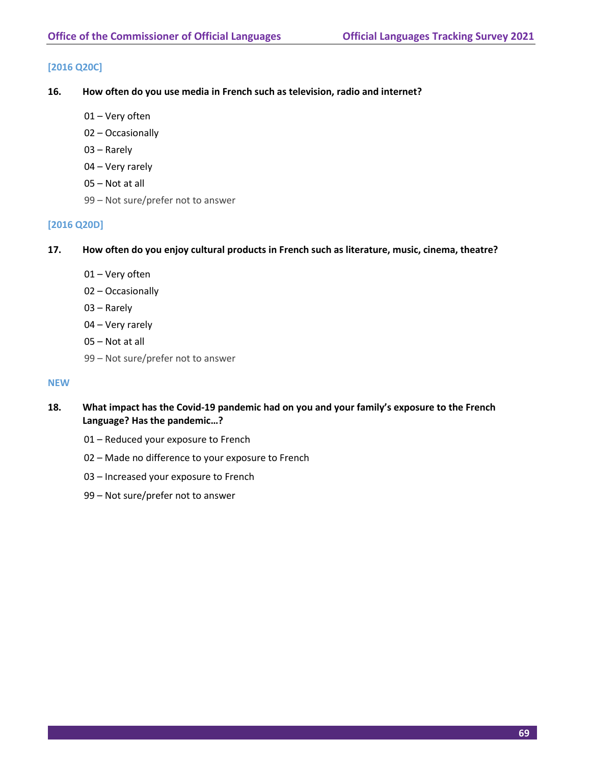[2016 Q20C]

**16. How often do you use media in French such as television, radio and internet?**

01 – Very often

02 – Occasionally

03 – Rarely

04 – Very rarely

05 – Not at all

99 – Not sure/prefer not to answer

[2016 Q20D]

**17. How often do you enjoy cultural products in French such as literature, music, cinema, theatre?**

01 – Very often

02 – Occasionally

03 – Rarely

04 – Very rarely

05 – Not at all

99 – Not sure/prefer not to answer

NEW

**18. What impact has the Covid-19 pandemic had on you and your family's exposure to the French Language? Has the pandemic…?**

01 – Reduced your exposure to French

02 – Made no difference to your exposure to French

03 – Increased your exposure to French

99 – Not sure/prefer not to answer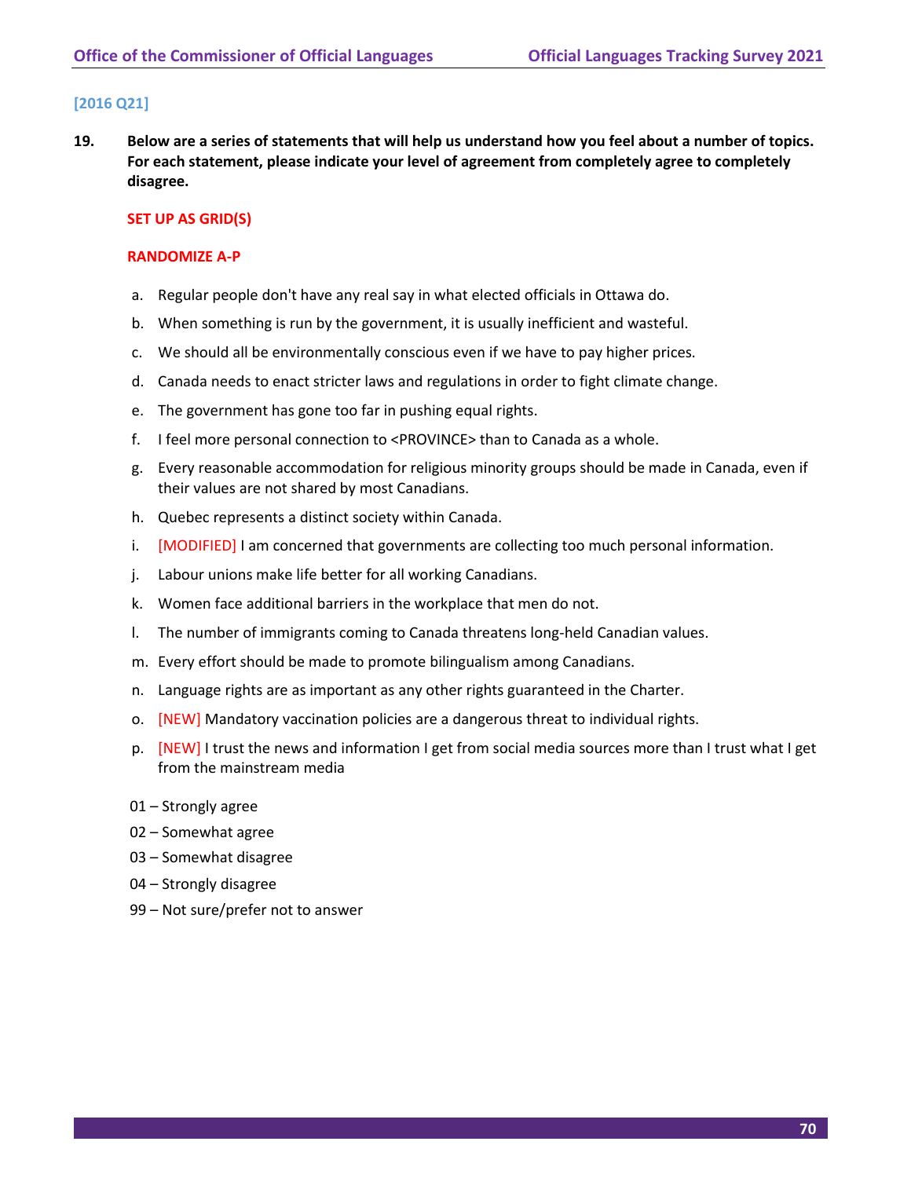[2016 Q21]

**19. Below are a series of statements that will help us understand how you feel about a number of topics. For each statement, please indicate your level of agreement from completely agree to completely disagree.**

**SET UP AS GRID(S)**

**RANDOMIZE A-P**

a. Regular people don't have any real say in what elected officials in Ottawa do.

b. When something is run by the government, it is usually inefficient and wasteful.

c. We should all be environmentally conscious even if we have to pay higher prices.

d. Canada needs to enact stricter laws and regulations in order to fight climate change.

e. The government has gone too far in pushing equal rights.

f. I feel more personal connection to <PROVINCE> than to Canada as a whole.

g. Every reasonable accommodation for religious minority groups should be made in Canada, even if their values are not shared by most Canadians.

h. Quebec represents a distinct society within Canada.

i. [MODIFIED] I am concerned that governments are collecting too much personal information.

j. Labour unions make life better for all working Canadians.

k. Women face additional barriers in the workplace that men do not.

l. The number of immigrants coming to Canada threatens long-held Canadian values.

m. Every effort should be made to promote bilingualism among Canadians.

n. Language rights are as important as any other rights guaranteed in the Charter.

o. [NEW] Mandatory vaccination policies are a dangerous threat to individual rights.

p. [NEW] I trust the news and information I get from social media sources more than I trust what I get from the mainstream media

01 – Strongly agree

02 – Somewhat agree

03 – Somewhat disagree

04 – Strongly disagree

99 – Not sure/prefer not to answer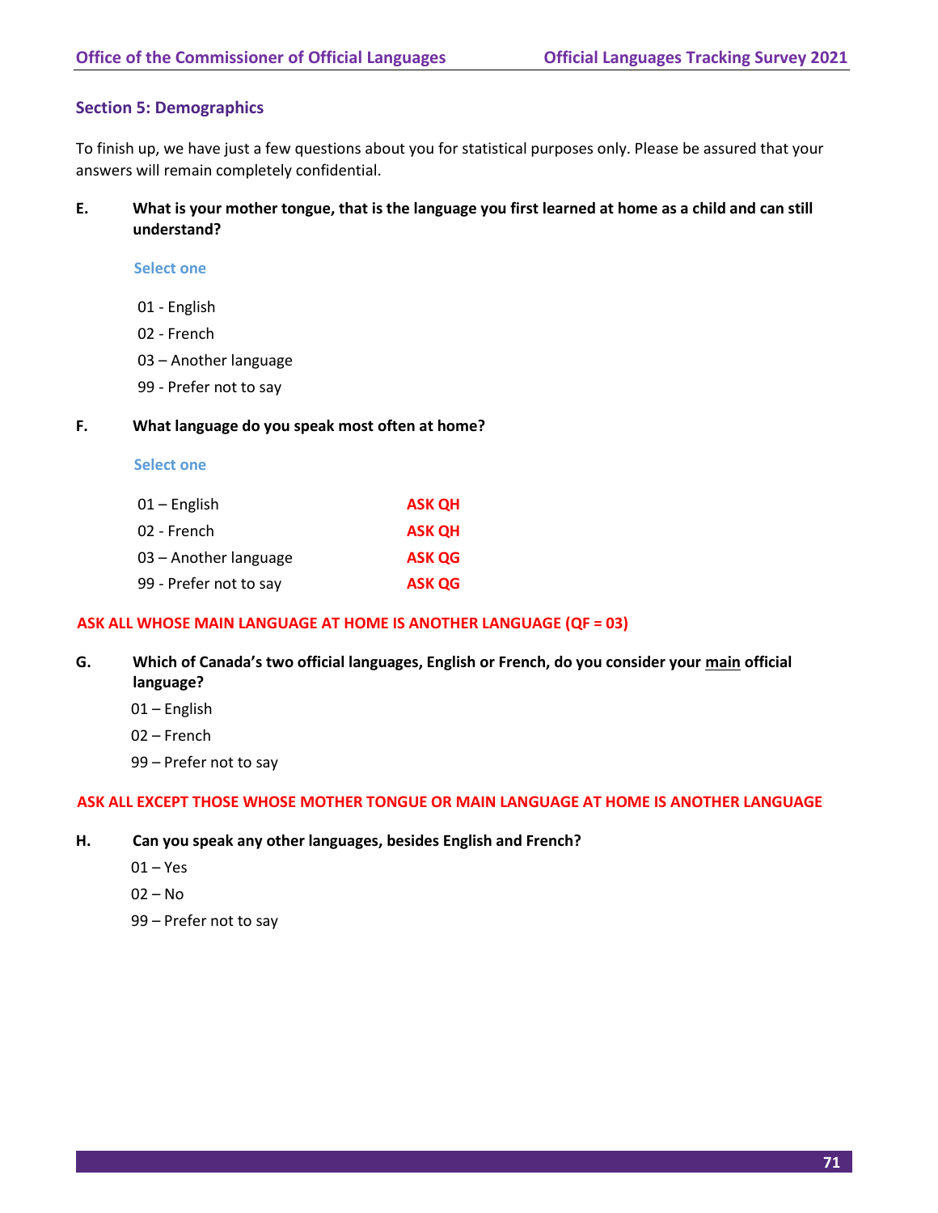## Section 5: Demographics

To finish up, we have just a few questions about you for statistical purposes only. Please be assured that your answers will remain completely confidential.

**E. What is your mother tongue, that is the language you first learned at home as a child and can still understand?**

Select one

01 - English
02 - French
03 – Another language
99 - Prefer not to say

**F. What language do you speak most often at home?**

Select one

| | |
|---|---|
| 01 – English | **ASK QH** |
| 02 - French | **ASK QH** |
| 03 – Another language | **ASK QG** |
| 99 - Prefer not to say | **ASK QG** |

**ASK ALL WHOSE MAIN LANGUAGE AT HOME IS ANOTHER LANGUAGE (QF = 03)**

**G. Which of Canada's two official languages, English or French, do you consider your main official language?**

01 – English
02 – French
99 – Prefer not to say

**ASK ALL EXCEPT THOSE WHOSE MOTHER TONGUE OR MAIN LANGUAGE AT HOME IS ANOTHER LANGUAGE**

**H. Can you speak any other languages, besides English and French?**

01 – Yes
02 – No
99 – Prefer not to say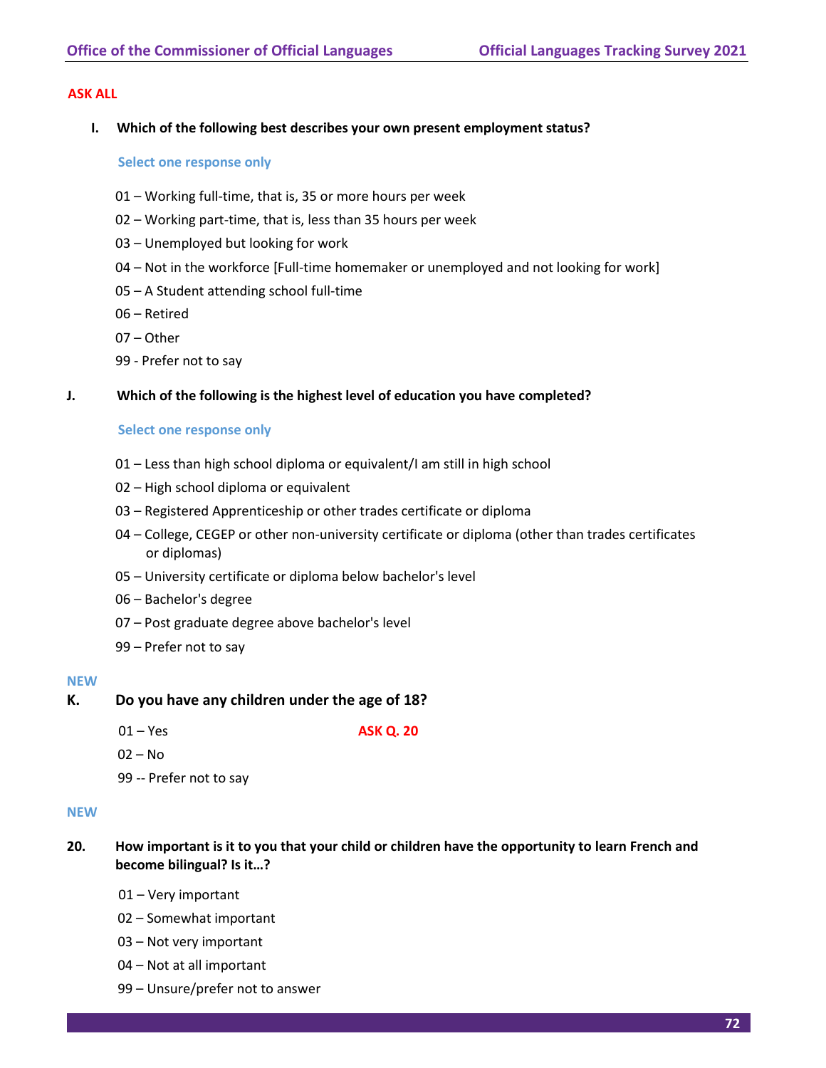**ASK ALL**

**I. Which of the following best describes your own present employment status?**

Select one response only

01 – Working full-time, that is, 35 or more hours per week

02 – Working part-time, that is, less than 35 hours per week

03 – Unemployed but looking for work

04 – Not in the workforce [Full-time homemaker or unemployed and not looking for work]

05 – A Student attending school full-time

06 – Retired

07 – Other

99 - Prefer not to say

**J. Which of the following is the highest level of education you have completed?**

Select one response only

01 – Less than high school diploma or equivalent/I am still in high school

02 – High school diploma or equivalent

03 – Registered Apprenticeship or other trades certificate or diploma

04 – College, CEGEP or other non-university certificate or diploma (other than trades certificates or diplomas)

05 – University certificate or diploma below bachelor's level

06 – Bachelor's degree

07 – Post graduate degree above bachelor's level

99 – Prefer not to say

NEW

**K. Do you have any children under the age of 18?**

01 – Yes **ASK Q. 20**

02 – No

99 -- Prefer not to say

NEW

**20. How important is it to you that your child or children have the opportunity to learn French and become bilingual? Is it…?**

01 – Very important

02 – Somewhat important

03 – Not very important

04 – Not at all important

99 – Unsure/prefer not to answer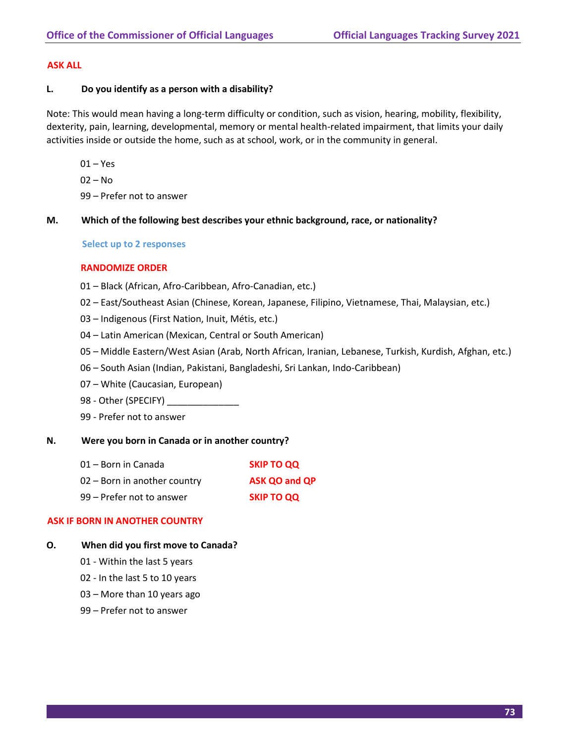**ASK ALL**

**L. Do you identify as a person with a disability?**

Note: This would mean having a long-term difficulty or condition, such as vision, hearing, mobility, flexibility, dexterity, pain, learning, developmental, memory or mental health-related impairment, that limits your daily activities inside or outside the home, such as at school, work, or in the community in general.

01 – Yes
02 – No
99 – Prefer not to answer

**M. Which of the following best describes your ethnic background, race, or nationality?**

**Select up to 2 responses**

**RANDOMIZE ORDER**

01 – Black (African, Afro-Caribbean, Afro-Canadian, etc.)
02 – East/Southeast Asian (Chinese, Korean, Japanese, Filipino, Vietnamese, Thai, Malaysian, etc.)
03 – Indigenous (First Nation, Inuit, Métis, etc.)
04 – Latin American (Mexican, Central or South American)
05 – Middle Eastern/West Asian (Arab, North African, Iranian, Lebanese, Turkish, Kurdish, Afghan, etc.)
06 – South Asian (Indian, Pakistani, Bangladeshi, Sri Lankan, Indo-Caribbean)
07 – White (Caucasian, European)
98 - Other (SPECIFY) ______________
99 - Prefer not to answer

**N. Were you born in Canada or in another country?**

| | |
|---|---|
| 01 – Born in Canada | **SKIP TO QQ** |
| 02 – Born in another country | **ASK QO and QP** |
| 99 – Prefer not to answer | **SKIP TO QQ** |

**ASK IF BORN IN ANOTHER COUNTRY**

**O. When did you first move to Canada?**

01 - Within the last 5 years
02 - In the last 5 to 10 years
03 – More than 10 years ago
99 – Prefer not to answer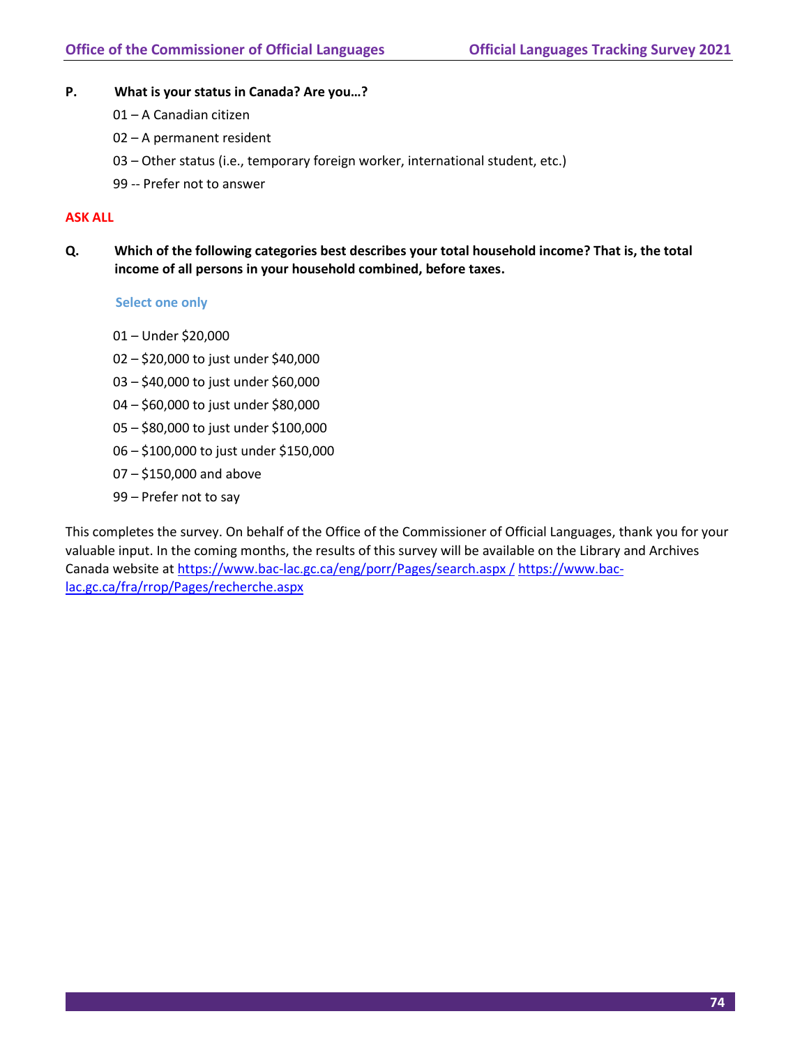**P. What is your status in Canada? Are you…?**

01 – A Canadian citizen

02 – A permanent resident

03 – Other status (i.e., temporary foreign worker, international student, etc.)

99 -- Prefer not to answer

**ASK ALL**

**Q. Which of the following categories best describes your total household income? That is, the total income of all persons in your household combined, before taxes.**

**Select one only**

01 – Under $20,000

02 – $20,000 to just under $40,000

03 – $40,000 to just under $60,000

04 – $60,000 to just under $80,000

05 – $80,000 to just under $100,000

06 – $100,000 to just under $150,000

07 – $150,000 and above

99 – Prefer not to say

This completes the survey. On behalf of the Office of the Commissioner of Official Languages, thank you for your valuable input. In the coming months, the results of this survey will be available on the Library and Archives Canada website at https://www.bac-lac.gc.ca/eng/porr/Pages/search.aspx / https://www.bac-lac.gc.ca/fra/rrop/Pages/recherche.aspx